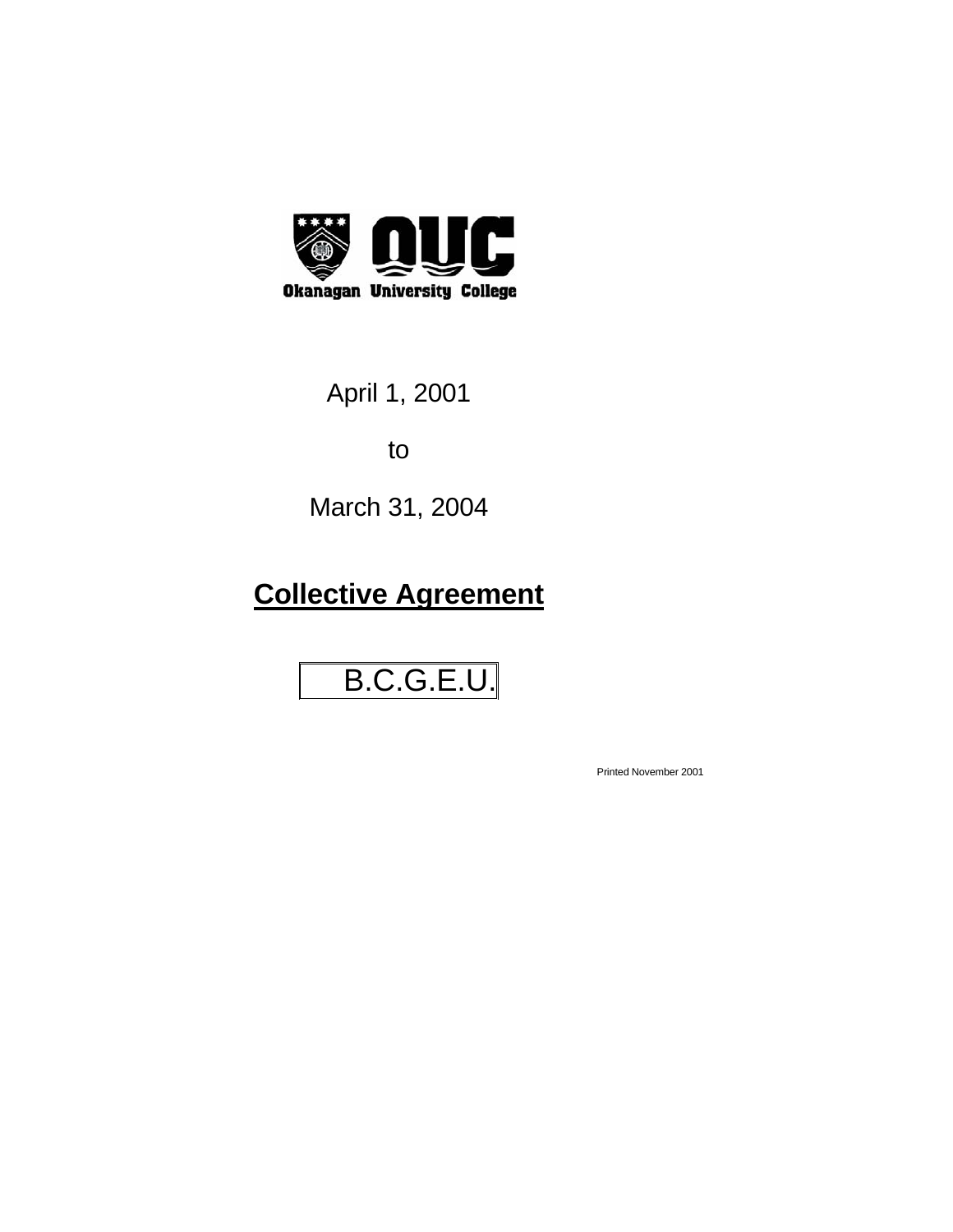Okanagan University College

April 1, 2001

to

March 31, 2004

# **Collective Agreement**

B.C.G.E.U.

Printed November 2001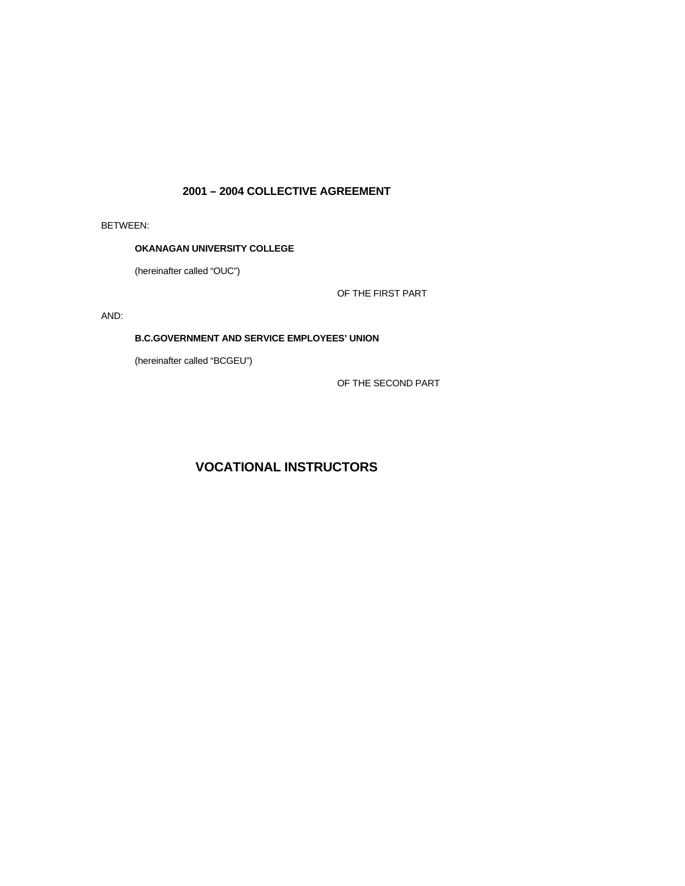# 2001 – 2004 COLLECTIVE AGREEMENT

BETWEEN:

**OKANAGAN UNIVERSITY COLLEGE**

(hereinafter called "OUC")

OF THE FIRST PART

AND:

**B.C.GOVERNMENT AND SERVICE EMPLOYEES' UNION**

(hereinafter called "BCGEU")

OF THE SECOND PART

# VOCATIONAL INSTRUCTORS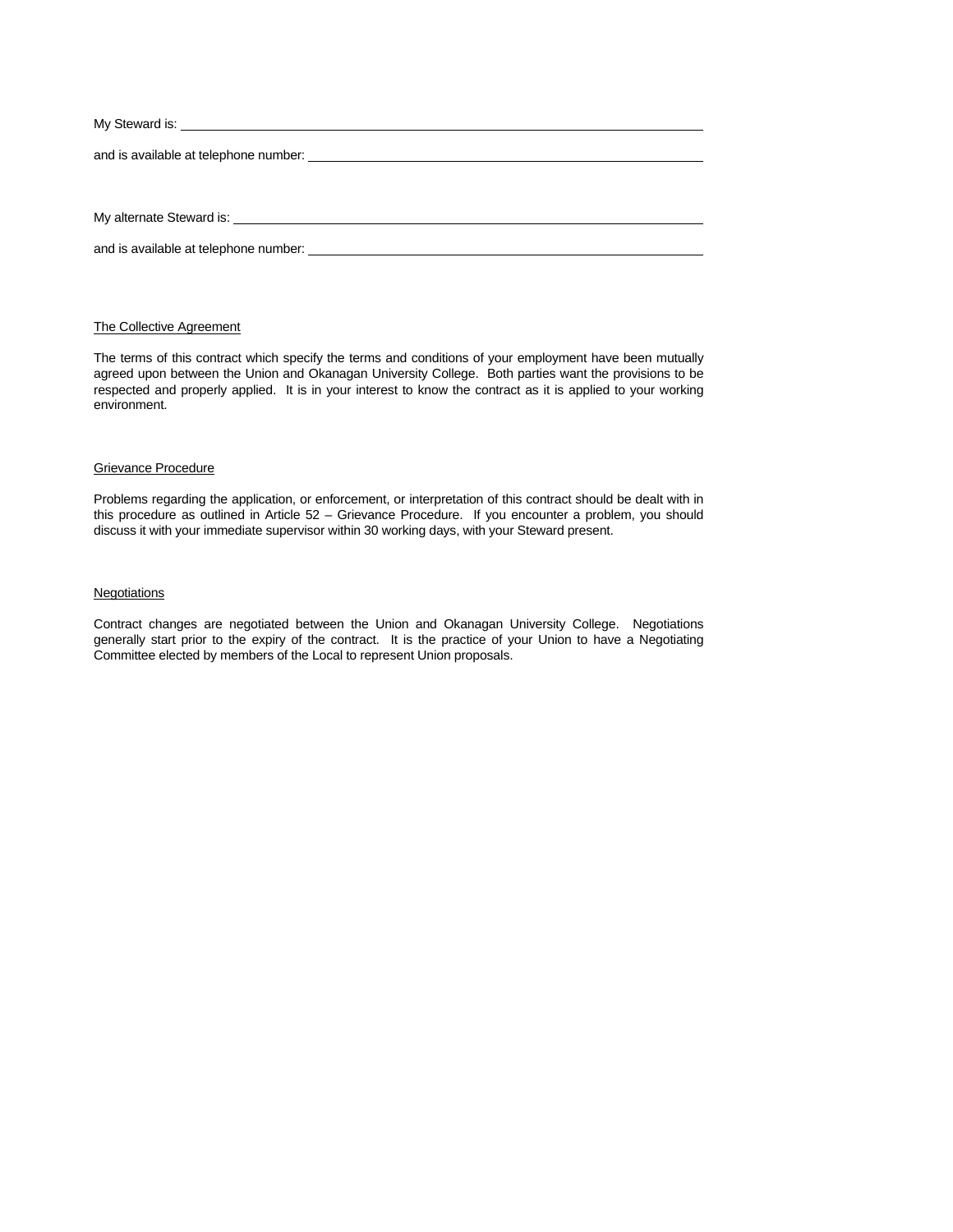My Steward is: ______________________________________________

and is available at telephone number: ______________________________________________

My alternate Steward is: ______________________________________________

and is available at telephone number: ______________________________________________

<u>The Collective Agreement</u>

The terms of this contract which specify the terms and conditions of your employment have been mutually agreed upon between the Union and Okanagan University College. Both parties want the provisions to be respected and properly applied. It is in your interest to know the contract as it is applied to your working environment.

<u>Grievance Procedure</u>

Problems regarding the application, or enforcement, or interpretation of this contract should be dealt with in this procedure as outlined in Article 52 – Grievance Procedure. If you encounter a problem, you should discuss it with your immediate supervisor within 30 working days, with your Steward present.

<u>Negotiations</u>

Contract changes are negotiated between the Union and Okanagan University College. Negotiations generally start prior to the expiry of the contract. It is the practice of your Union to have a Negotiating Committee elected by members of the Local to represent Union proposals.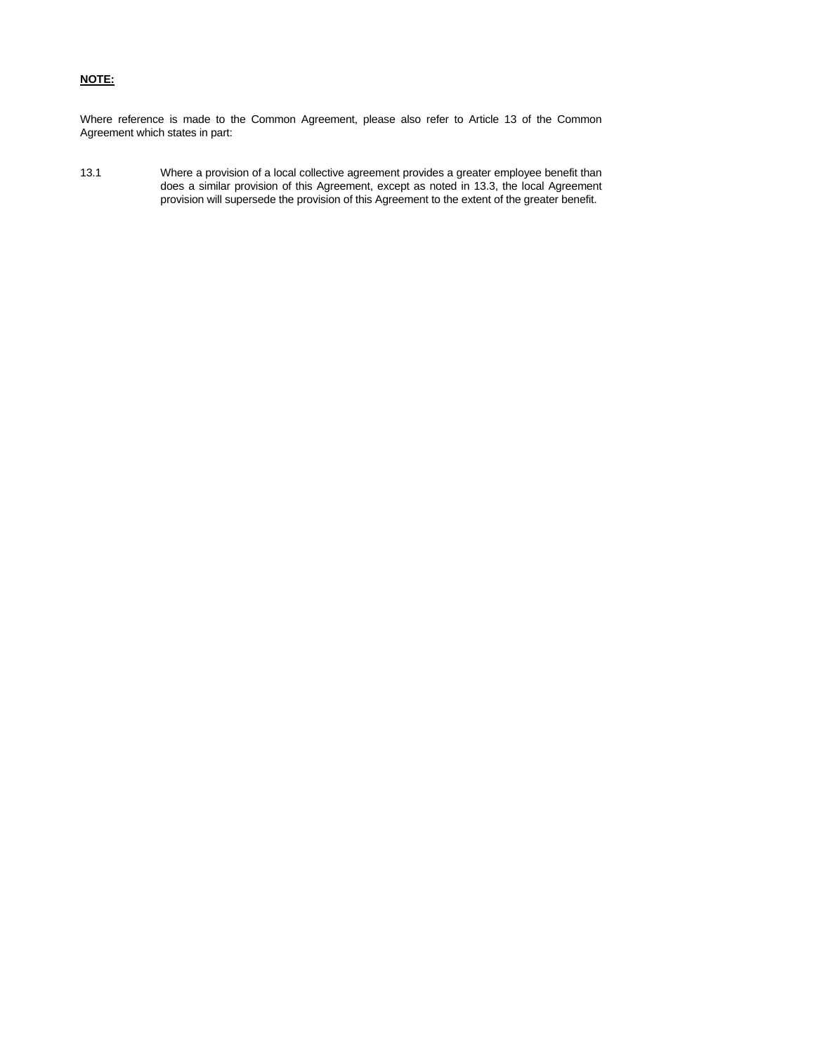**NOTE:**

Where reference is made to the Common Agreement, please also refer to Article 13 of the Common Agreement which states in part:

13.1 Where a provision of a local collective agreement provides a greater employee benefit than does a similar provision of this Agreement, except as noted in 13.3, the local Agreement provision will supersede the provision of this Agreement to the extent of the greater benefit.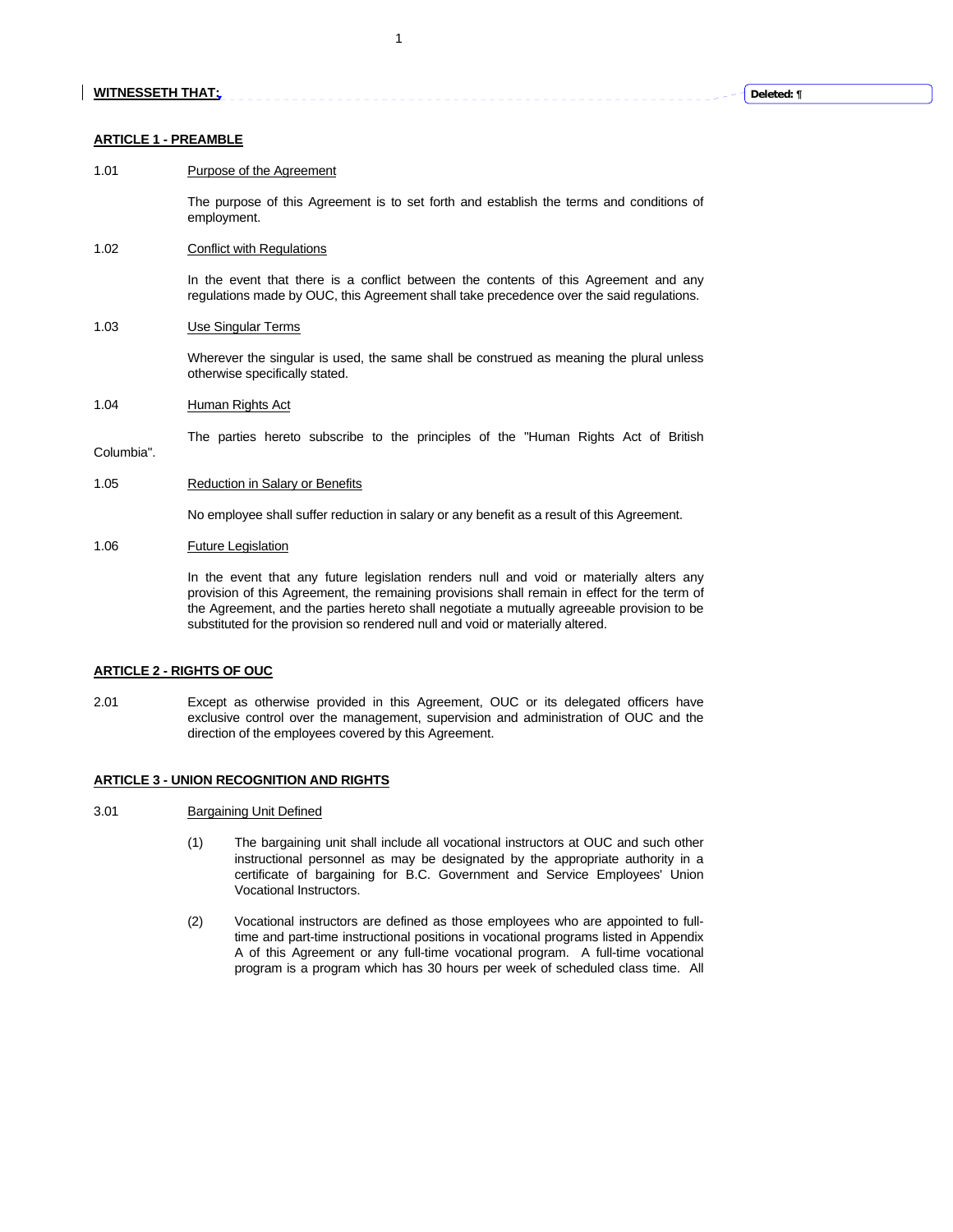**WITNESSETH THAT:**

## ARTICLE 1 - PREAMBLE

1.01 Purpose of the Agreement

The purpose of this Agreement is to set forth and establish the terms and conditions of employment.

1.02 Conflict with Regulations

In the event that there is a conflict between the contents of this Agreement and any regulations made by OUC, this Agreement shall take precedence over the said regulations.

1.03 Use Singular Terms

Wherever the singular is used, the same shall be construed as meaning the plural unless otherwise specifically stated.

1.04 Human Rights Act

The parties hereto subscribe to the principles of the "Human Rights Act of British Columbia".

1.05 Reduction in Salary or Benefits

No employee shall suffer reduction in salary or any benefit as a result of this Agreement.

1.06 Future Legislation

In the event that any future legislation renders null and void or materially alters any provision of this Agreement, the remaining provisions shall remain in effect for the term of the Agreement, and the parties hereto shall negotiate a mutually agreeable provision to be substituted for the provision so rendered null and void or materially altered.

## ARTICLE 2 - RIGHTS OF OUC

2.01 Except as otherwise provided in this Agreement, OUC or its delegated officers have exclusive control over the management, supervision and administration of OUC and the direction of the employees covered by this Agreement.

## ARTICLE 3 - UNION RECOGNITION AND RIGHTS

3.01 Bargaining Unit Defined

(1) The bargaining unit shall include all vocational instructors at OUC and such other instructional personnel as may be designated by the appropriate authority in a certificate of bargaining for B.C. Government and Service Employees' Union Vocational Instructors.

(2) Vocational instructors are defined as those employees who are appointed to full-time and part-time instructional positions in vocational programs listed in Appendix A of this Agreement or any full-time vocational program. A full-time vocational program is a program which has 30 hours per week of scheduled class time. All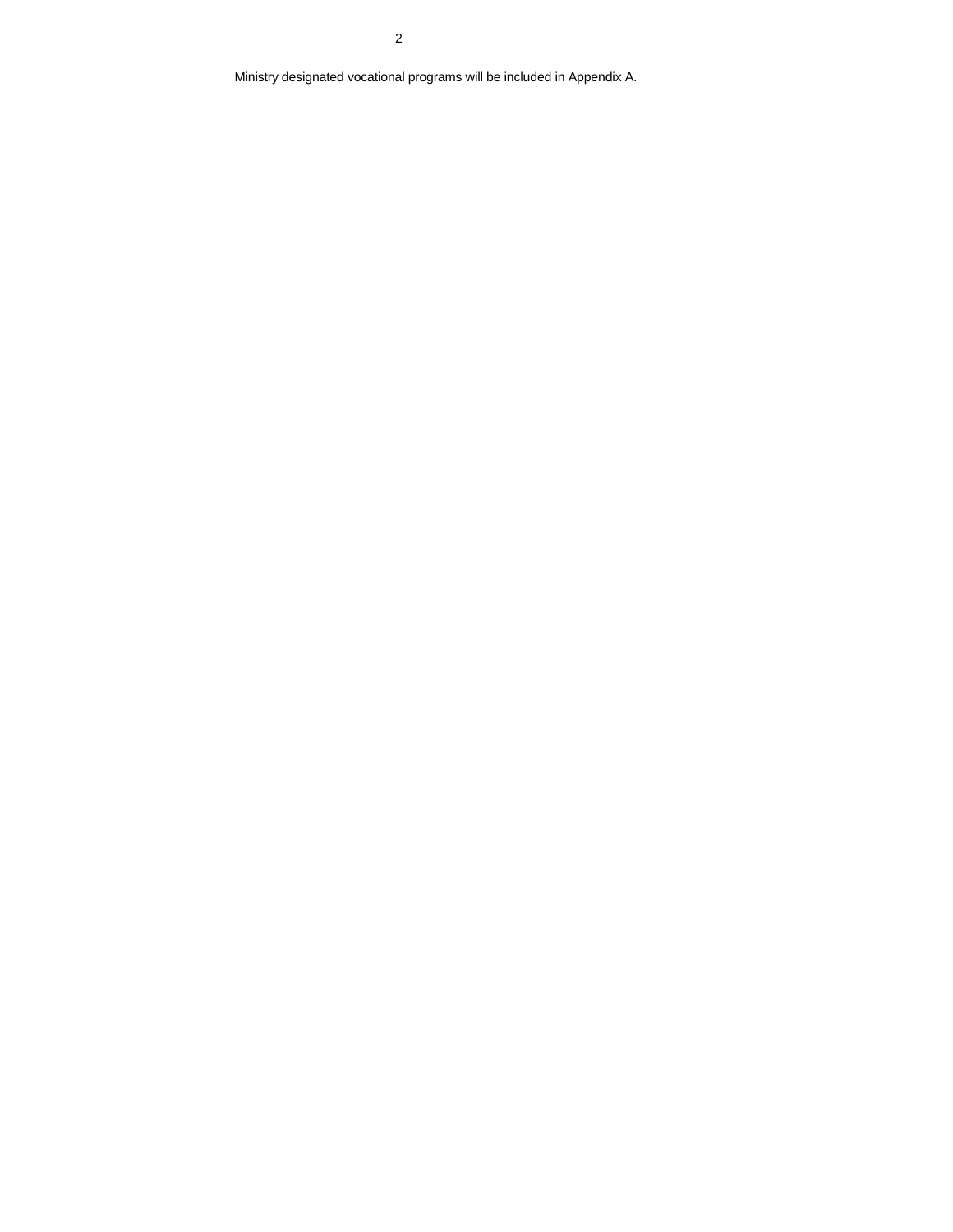Ministry designated vocational programs will be included in Appendix A.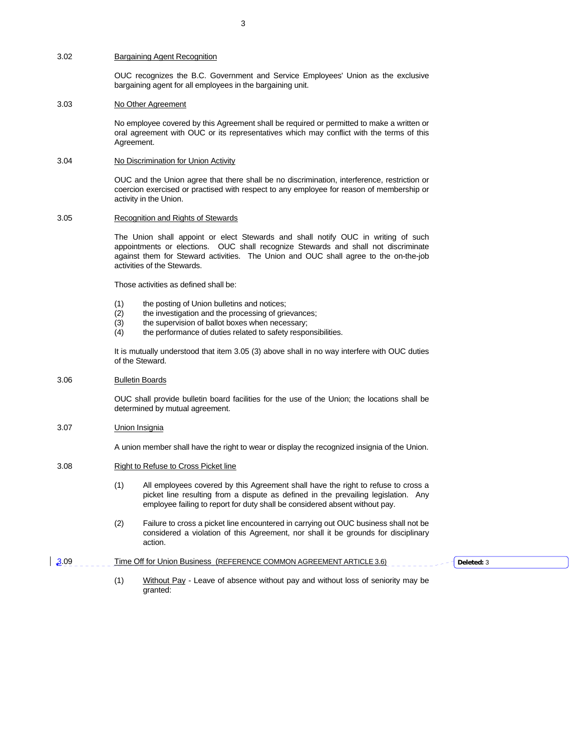3.02 Bargaining Agent Recognition

OUC recognizes the B.C. Government and Service Employees' Union as the exclusive bargaining agent for all employees in the bargaining unit.

3.03 No Other Agreement

No employee covered by this Agreement shall be required or permitted to make a written or oral agreement with OUC or its representatives which may conflict with the terms of this Agreement.

3.04 No Discrimination for Union Activity

OUC and the Union agree that there shall be no discrimination, interference, restriction or coercion exercised or practised with respect to any employee for reason of membership or activity in the Union.

3.05 Recognition and Rights of Stewards

The Union shall appoint or elect Stewards and shall notify OUC in writing of such appointments or elections. OUC shall recognize Stewards and shall not discriminate against them for Steward activities. The Union and OUC shall agree to the on-the-job activities of the Stewards.

Those activities as defined shall be:

(1) the posting of Union bulletins and notices;
(2) the investigation and the processing of grievances;
(3) the supervision of ballot boxes when necessary;
(4) the performance of duties related to safety responsibilities.

It is mutually understood that item 3.05 (3) above shall in no way interfere with OUC duties of the Steward.

3.06 Bulletin Boards

OUC shall provide bulletin board facilities for the use of the Union; the locations shall be determined by mutual agreement.

3.07 Union Insignia

A union member shall have the right to wear or display the recognized insignia of the Union.

3.08 Right to Refuse to Cross Picket line

(1) All employees covered by this Agreement shall have the right to refuse to cross a picket line resulting from a dispute as defined in the prevailing legislation. Any employee failing to report for duty shall be considered absent without pay.

(2) Failure to cross a picket line encountered in carrying out OUC business shall not be considered a violation of this Agreement, nor shall it be grounds for disciplinary action.

3.09 Time Off for Union Business (REFERENCE COMMON AGREEMENT ARTICLE 3.6)

Deleted: 3

(1) Without Pay - Leave of absence without pay and without loss of seniority may be granted: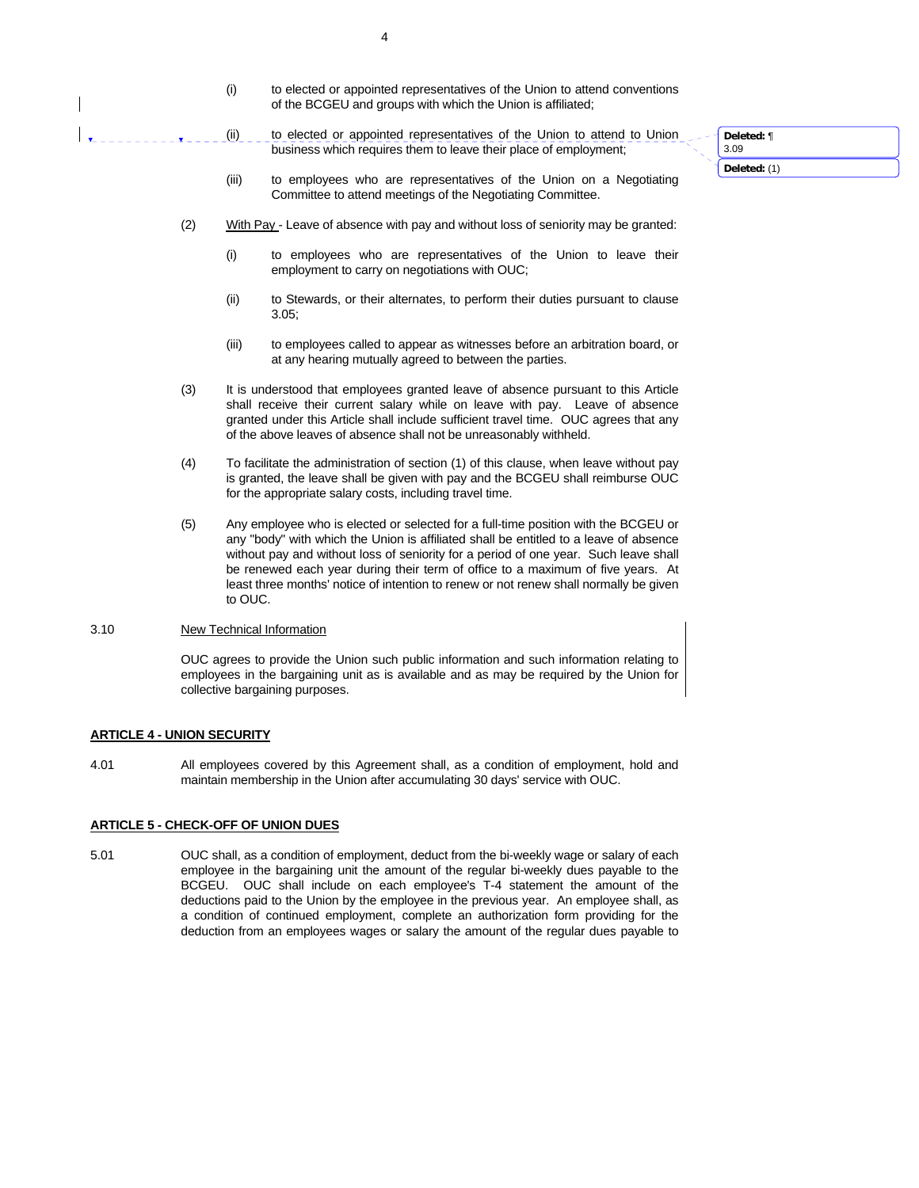(i) to elected or appointed representatives of the Union to attend conventions of the BCGEU and groups with which the Union is affiliated;

(ii) to elected or appointed representatives of the Union to attend to Union business which requires them to leave their place of employment;

(iii) to employees who are representatives of the Union on a Negotiating Committee to attend meetings of the Negotiating Committee.

(2) With Pay - Leave of absence with pay and without loss of seniority may be granted:

(i) to employees who are representatives of the Union to leave their employment to carry on negotiations with OUC;

(ii) to Stewards, or their alternates, to perform their duties pursuant to clause 3.05;

(iii) to employees called to appear as witnesses before an arbitration board, or at any hearing mutually agreed to between the parties.

(3) It is understood that employees granted leave of absence pursuant to this Article shall receive their current salary while on leave with pay. Leave of absence granted under this Article shall include sufficient travel time. OUC agrees that any of the above leaves of absence shall not be unreasonably withheld.

(4) To facilitate the administration of section (1) of this clause, when leave without pay is granted, the leave shall be given with pay and the BCGEU shall reimburse OUC for the appropriate salary costs, including travel time.

(5) Any employee who is elected or selected for a full-time position with the BCGEU or any "body" with which the Union is affiliated shall be entitled to a leave of absence without pay and without loss of seniority for a period of one year. Such leave shall be renewed each year during their term of office to a maximum of five years. At least three months' notice of intention to renew or not renew shall normally be given to OUC.

3.10 New Technical Information

OUC agrees to provide the Union such public information and such information relating to employees in the bargaining unit as is available and as may be required by the Union for collective bargaining purposes.

## ARTICLE 4 - UNION SECURITY

4.01 All employees covered by this Agreement shall, as a condition of employment, hold and maintain membership in the Union after accumulating 30 days' service with OUC.

## ARTICLE 5 - CHECK-OFF OF UNION DUES

5.01 OUC shall, as a condition of employment, deduct from the bi-weekly wage or salary of each employee in the bargaining unit the amount of the regular bi-weekly dues payable to the BCGEU. OUC shall include on each employee's T-4 statement the amount of the deductions paid to the Union by the employee in the previous year. An employee shall, as a condition of continued employment, complete an authorization form providing for the deduction from an employees wages or salary the amount of the regular dues payable to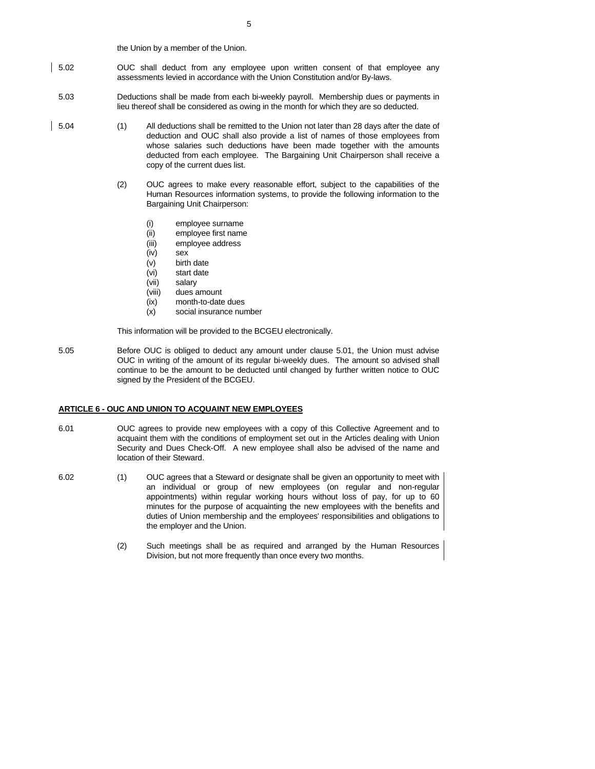the Union by a member of the Union.

5.02 OUC shall deduct from any employee upon written consent of that employee any assessments levied in accordance with the Union Constitution and/or By-laws.

5.03 Deductions shall be made from each bi-weekly payroll. Membership dues or payments in lieu thereof shall be considered as owing in the month for which they are so deducted.

5.04 (1) All deductions shall be remitted to the Union not later than 28 days after the date of deduction and OUC shall also provide a list of names of those employees from whose salaries such deductions have been made together with the amounts deducted from each employee. The Bargaining Unit Chairperson shall receive a copy of the current dues list.

(2) OUC agrees to make every reasonable effort, subject to the capabilities of the Human Resources information systems, to provide the following information to the Bargaining Unit Chairperson:

- (i) employee surname
- (ii) employee first name
- (iii) employee address
- (iv) sex
- (v) birth date
- (vi) start date
- (vii) salary
- (viii) dues amount
- (ix) month-to-date dues
- (x) social insurance number

This information will be provided to the BCGEU electronically.

5.05 Before OUC is obliged to deduct any amount under clause 5.01, the Union must advise OUC in writing of the amount of its regular bi-weekly dues. The amount so advised shall continue to be the amount to be deducted until changed by further written notice to OUC signed by the President of the BCGEU.

## ARTICLE 6 - OUC AND UNION TO ACQUAINT NEW EMPLOYEES

6.01 OUC agrees to provide new employees with a copy of this Collective Agreement and to acquaint them with the conditions of employment set out in the Articles dealing with Union Security and Dues Check-Off. A new employee shall also be advised of the name and location of their Steward.

6.02 (1) OUC agrees that a Steward or designate shall be given an opportunity to meet with an individual or group of new employees (on regular and non-regular appointments) within regular working hours without loss of pay, for up to 60 minutes for the purpose of acquainting the new employees with the benefits and duties of Union membership and the employees' responsibilities and obligations to the employer and the Union.

(2) Such meetings shall be as required and arranged by the Human Resources Division, but not more frequently than once every two months.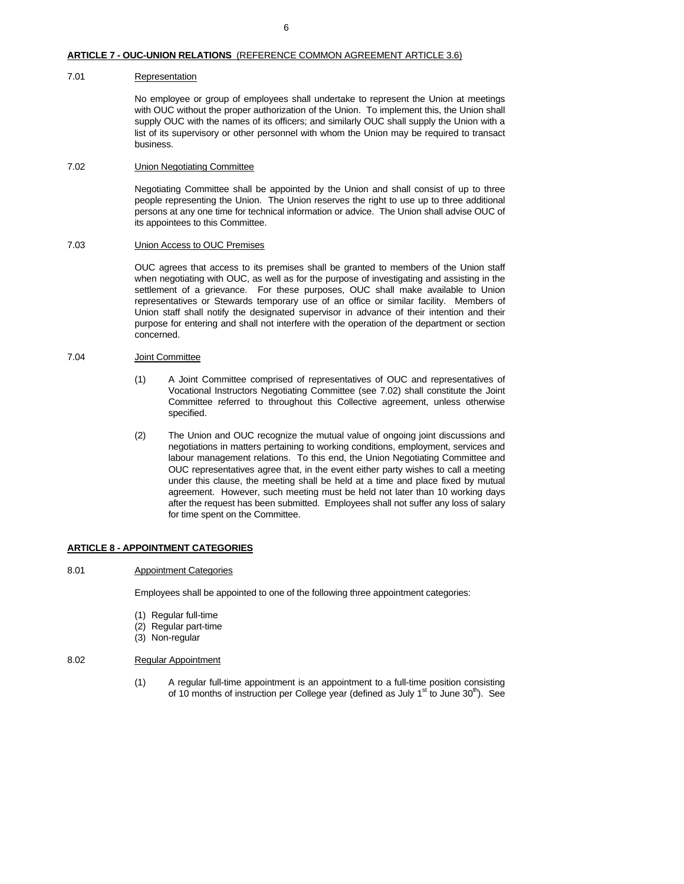**ARTICLE 7 - OUC-UNION RELATIONS** (REFERENCE COMMON AGREEMENT ARTICLE 3.6)

7.01 Representation

No employee or group of employees shall undertake to represent the Union at meetings with OUC without the proper authorization of the Union. To implement this, the Union shall supply OUC with the names of its officers; and similarly OUC shall supply the Union with a list of its supervisory or other personnel with whom the Union may be required to transact business.

7.02 Union Negotiating Committee

Negotiating Committee shall be appointed by the Union and shall consist of up to three people representing the Union. The Union reserves the right to use up to three additional persons at any one time for technical information or advice. The Union shall advise OUC of its appointees to this Committee.

7.03 Union Access to OUC Premises

OUC agrees that access to its premises shall be granted to members of the Union staff when negotiating with OUC, as well as for the purpose of investigating and assisting in the settlement of a grievance. For these purposes, OUC shall make available to Union representatives or Stewards temporary use of an office or similar facility. Members of Union staff shall notify the designated supervisor in advance of their intention and their purpose for entering and shall not interfere with the operation of the department or section concerned.

7.04 Joint Committee

(1) A Joint Committee comprised of representatives of OUC and representatives of Vocational Instructors Negotiating Committee (see 7.02) shall constitute the Joint Committee referred to throughout this Collective agreement, unless otherwise specified.

(2) The Union and OUC recognize the mutual value of ongoing joint discussions and negotiations in matters pertaining to working conditions, employment, services and labour management relations. To this end, the Union Negotiating Committee and OUC representatives agree that, in the event either party wishes to call a meeting under this clause, the meeting shall be held at a time and place fixed by mutual agreement. However, such meeting must be held not later than 10 working days after the request has been submitted. Employees shall not suffer any loss of salary for time spent on the Committee.

**ARTICLE 8 - APPOINTMENT CATEGORIES**

8.01 Appointment Categories

Employees shall be appointed to one of the following three appointment categories:

(1) Regular full-time
(2) Regular part-time
(3) Non-regular

8.02 Regular Appointment

(1) A regular full-time appointment is an appointment to a full-time position consisting of 10 months of instruction per College year (defined as July 1st to June 30th). See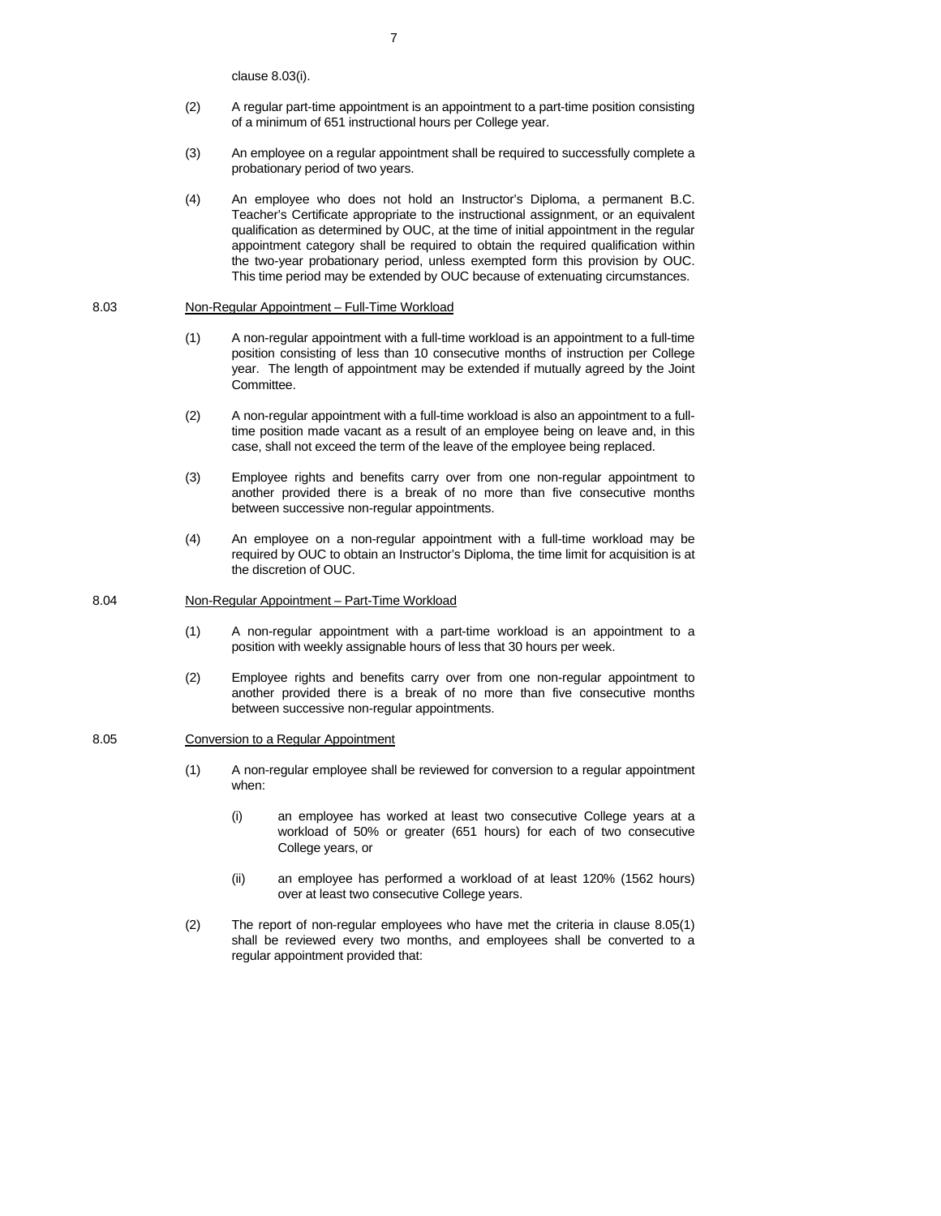clause 8.03(i).

(2) A regular part-time appointment is an appointment to a part-time position consisting of a minimum of 651 instructional hours per College year.

(3) An employee on a regular appointment shall be required to successfully complete a probationary period of two years.

(4) An employee who does not hold an Instructor's Diploma, a permanent B.C. Teacher's Certificate appropriate to the instructional assignment, or an equivalent qualification as determined by OUC, at the time of initial appointment in the regular appointment category shall be required to obtain the required qualification within the two-year probationary period, unless exempted form this provision by OUC. This time period may be extended by OUC because of extenuating circumstances.

8.03 <u>Non-Regular Appointment – Full-Time Workload</u>

(1) A non-regular appointment with a full-time workload is an appointment to a full-time position consisting of less than 10 consecutive months of instruction per College year. The length of appointment may be extended if mutually agreed by the Joint Committee.

(2) A non-regular appointment with a full-time workload is also an appointment to a full-time position made vacant as a result of an employee being on leave and, in this case, shall not exceed the term of the leave of the employee being replaced.

(3) Employee rights and benefits carry over from one non-regular appointment to another provided there is a break of no more than five consecutive months between successive non-regular appointments.

(4) An employee on a non-regular appointment with a full-time workload may be required by OUC to obtain an Instructor's Diploma, the time limit for acquisition is at the discretion of OUC.

8.04 <u>Non-Regular Appointment – Part-Time Workload</u>

(1) A non-regular appointment with a part-time workload is an appointment to a position with weekly assignable hours of less that 30 hours per week.

(2) Employee rights and benefits carry over from one non-regular appointment to another provided there is a break of no more than five consecutive months between successive non-regular appointments.

8.05 <u>Conversion to a Regular Appointment</u>

(1) A non-regular employee shall be reviewed for conversion to a regular appointment when:

(i) an employee has worked at least two consecutive College years at a workload of 50% or greater (651 hours) for each of two consecutive College years, or

(ii) an employee has performed a workload of at least 120% (1562 hours) over at least two consecutive College years.

(2) The report of non-regular employees who have met the criteria in clause 8.05(1) shall be reviewed every two months, and employees shall be converted to a regular appointment provided that: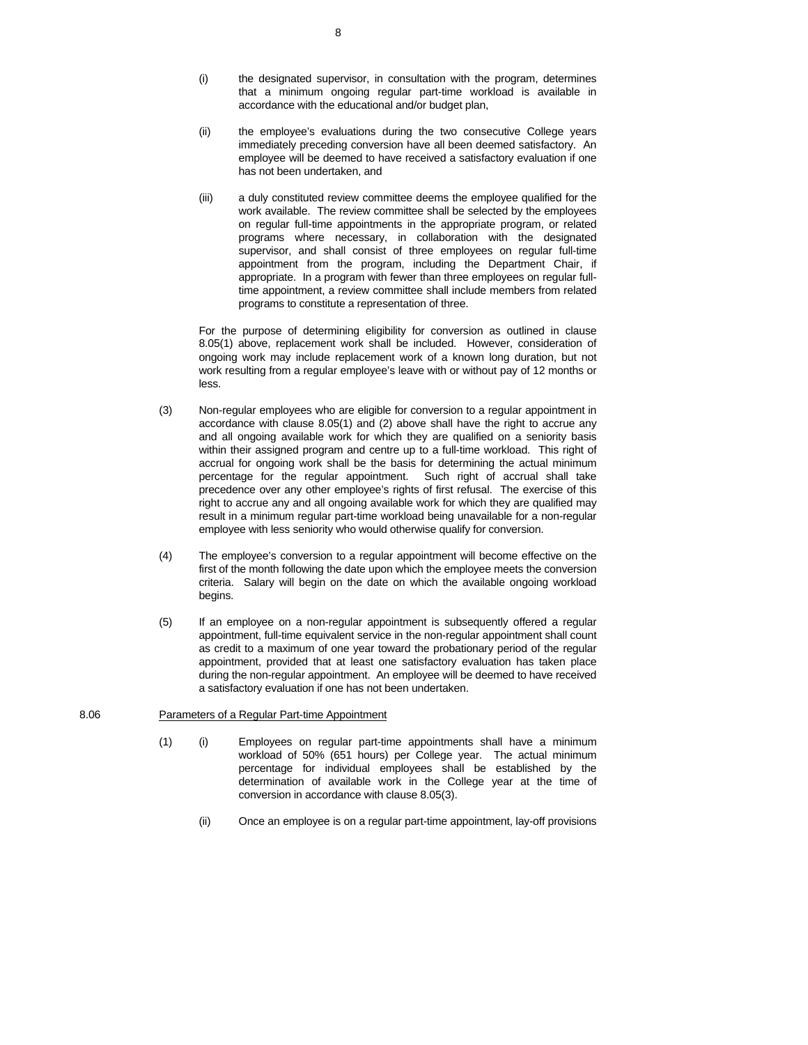(i) the designated supervisor, in consultation with the program, determines that a minimum ongoing regular part-time workload is available in accordance with the educational and/or budget plan,

(ii) the employee's evaluations during the two consecutive College years immediately preceding conversion have all been deemed satisfactory. An employee will be deemed to have received a satisfactory evaluation if one has not been undertaken, and

(iii) a duly constituted review committee deems the employee qualified for the work available. The review committee shall be selected by the employees on regular full-time appointments in the appropriate program, or related programs where necessary, in collaboration with the designated supervisor, and shall consist of three employees on regular full-time appointment from the program, including the Department Chair, if appropriate. In a program with fewer than three employees on regular full-time appointment, a review committee shall include members from related programs to constitute a representation of three.

For the purpose of determining eligibility for conversion as outlined in clause 8.05(1) above, replacement work shall be included. However, consideration of ongoing work may include replacement work of a known long duration, but not work resulting from a regular employee's leave with or without pay of 12 months or less.

(3) Non-regular employees who are eligible for conversion to a regular appointment in accordance with clause 8.05(1) and (2) above shall have the right to accrue any and all ongoing available work for which they are qualified on a seniority basis within their assigned program and centre up to a full-time workload. This right of accrual for ongoing work shall be the basis for determining the actual minimum percentage for the regular appointment. Such right of accrual shall take precedence over any other employee's rights of first refusal. The exercise of this right to accrue any and all ongoing available work for which they are qualified may result in a minimum regular part-time workload being unavailable for a non-regular employee with less seniority who would otherwise qualify for conversion.

(4) The employee's conversion to a regular appointment will become effective on the first of the month following the date upon which the employee meets the conversion criteria. Salary will begin on the date on which the available ongoing workload begins.

(5) If an employee on a non-regular appointment is subsequently offered a regular appointment, full-time equivalent service in the non-regular appointment shall count as credit to a maximum of one year toward the probationary period of the regular appointment, provided that at least one satisfactory evaluation has taken place during the non-regular appointment. An employee will be deemed to have received a satisfactory evaluation if one has not been undertaken.

8.06 Parameters of a Regular Part-time Appointment

(1) (i) Employees on regular part-time appointments shall have a minimum workload of 50% (651 hours) per College year. The actual minimum percentage for individual employees shall be established by the determination of available work in the College year at the time of conversion in accordance with clause 8.05(3).

(ii) Once an employee is on a regular part-time appointment, lay-off provisions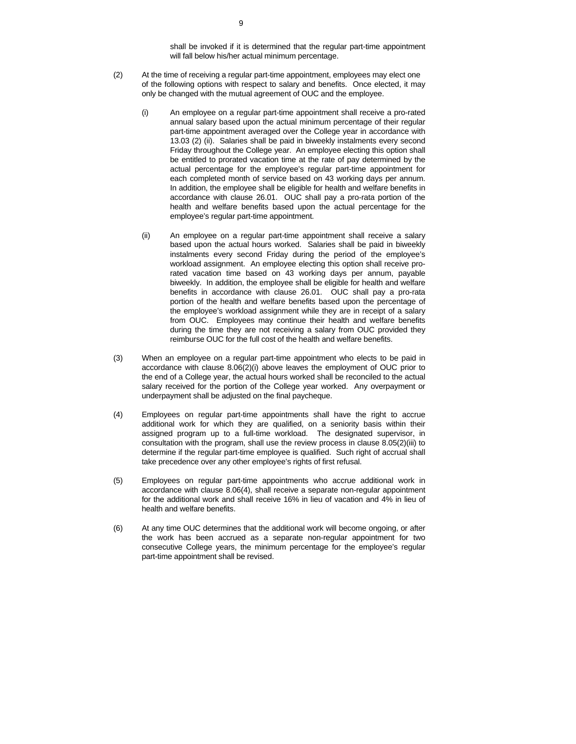shall be invoked if it is determined that the regular part-time appointment will fall below his/her actual minimum percentage.

(2) At the time of receiving a regular part-time appointment, employees may elect one of the following options with respect to salary and benefits. Once elected, it may only be changed with the mutual agreement of OUC and the employee.

(i) An employee on a regular part-time appointment shall receive a pro-rated annual salary based upon the actual minimum percentage of their regular part-time appointment averaged over the College year in accordance with 13.03 (2) (ii). Salaries shall be paid in biweekly instalments every second Friday throughout the College year. An employee electing this option shall be entitled to prorated vacation time at the rate of pay determined by the actual percentage for the employee's regular part-time appointment for each completed month of service based on 43 working days per annum. In addition, the employee shall be eligible for health and welfare benefits in accordance with clause 26.01. OUC shall pay a pro-rata portion of the health and welfare benefits based upon the actual percentage for the employee's regular part-time appointment.

(ii) An employee on a regular part-time appointment shall receive a salary based upon the actual hours worked. Salaries shall be paid in biweekly instalments every second Friday during the period of the employee's workload assignment. An employee electing this option shall receive pro-rated vacation time based on 43 working days per annum, payable biweekly. In addition, the employee shall be eligible for health and welfare benefits in accordance with clause 26.01. OUC shall pay a pro-rata portion of the health and welfare benefits based upon the percentage of the employee's workload assignment while they are in receipt of a salary from OUC. Employees may continue their health and welfare benefits during the time they are not receiving a salary from OUC provided they reimburse OUC for the full cost of the health and welfare benefits.

(3) When an employee on a regular part-time appointment who elects to be paid in accordance with clause 8.06(2)(i) above leaves the employment of OUC prior to the end of a College year, the actual hours worked shall be reconciled to the actual salary received for the portion of the College year worked. Any overpayment or underpayment shall be adjusted on the final paycheque.

(4) Employees on regular part-time appointments shall have the right to accrue additional work for which they are qualified, on a seniority basis within their assigned program up to a full-time workload. The designated supervisor, in consultation with the program, shall use the review process in clause 8.05(2)(iii) to determine if the regular part-time employee is qualified. Such right of accrual shall take precedence over any other employee's rights of first refusal.

(5) Employees on regular part-time appointments who accrue additional work in accordance with clause 8.06(4), shall receive a separate non-regular appointment for the additional work and shall receive 16% in lieu of vacation and 4% in lieu of health and welfare benefits.

(6) At any time OUC determines that the additional work will become ongoing, or after the work has been accrued as a separate non-regular appointment for two consecutive College years, the minimum percentage for the employee's regular part-time appointment shall be revised.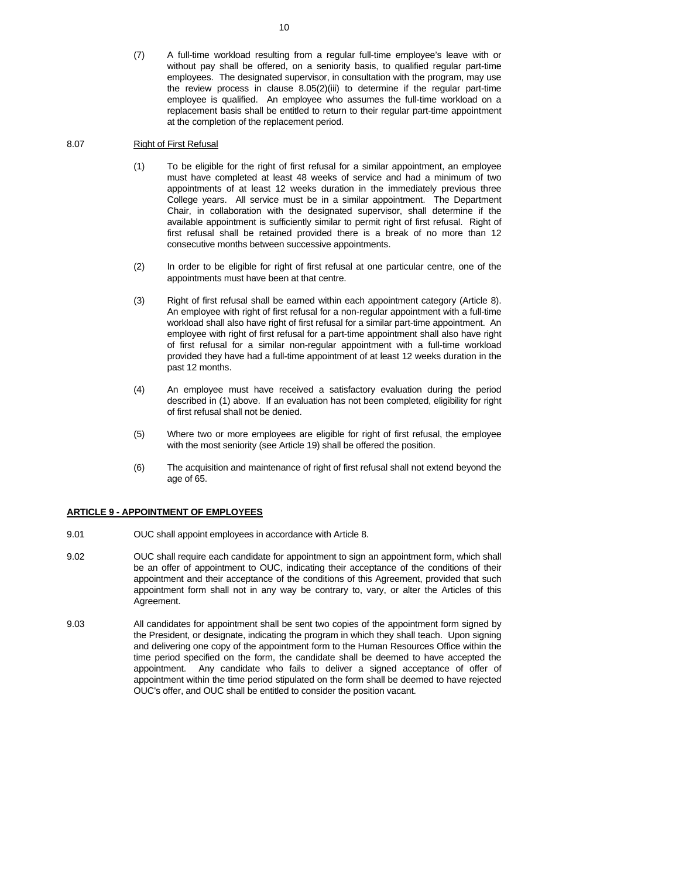(7) A full-time workload resulting from a regular full-time employee's leave with or without pay shall be offered, on a seniority basis, to qualified regular part-time employees. The designated supervisor, in consultation with the program, may use the review process in clause 8.05(2)(iii) to determine if the regular part-time employee is qualified. An employee who assumes the full-time workload on a replacement basis shall be entitled to return to their regular part-time appointment at the completion of the replacement period.

8.07 <u>Right of First Refusal</u>

(1) To be eligible for the right of first refusal for a similar appointment, an employee must have completed at least 48 weeks of service and had a minimum of two appointments of at least 12 weeks duration in the immediately previous three College years. All service must be in a similar appointment. The Department Chair, in collaboration with the designated supervisor, shall determine if the available appointment is sufficiently similar to permit right of first refusal. Right of first refusal shall be retained provided there is a break of no more than 12 consecutive months between successive appointments.

(2) In order to be eligible for right of first refusal at one particular centre, one of the appointments must have been at that centre.

(3) Right of first refusal shall be earned within each appointment category (Article 8). An employee with right of first refusal for a non-regular appointment with a full-time workload shall also have right of first refusal for a similar part-time appointment. An employee with right of first refusal for a part-time appointment shall also have right of first refusal for a similar non-regular appointment with a full-time workload provided they have had a full-time appointment of at least 12 weeks duration in the past 12 months.

(4) An employee must have received a satisfactory evaluation during the period described in (1) above. If an evaluation has not been completed, eligibility for right of first refusal shall not be denied.

(5) Where two or more employees are eligible for right of first refusal, the employee with the most seniority (see Article 19) shall be offered the position.

(6) The acquisition and maintenance of right of first refusal shall not extend beyond the age of 65.

## ARTICLE 9 - APPOINTMENT OF EMPLOYEES

9.01 OUC shall appoint employees in accordance with Article 8.

9.02 OUC shall require each candidate for appointment to sign an appointment form, which shall be an offer of appointment to OUC, indicating their acceptance of the conditions of their appointment and their acceptance of the conditions of this Agreement, provided that such appointment form shall not in any way be contrary to, vary, or alter the Articles of this Agreement.

9.03 All candidates for appointment shall be sent two copies of the appointment form signed by the President, or designate, indicating the program in which they shall teach. Upon signing and delivering one copy of the appointment form to the Human Resources Office within the time period specified on the form, the candidate shall be deemed to have accepted the appointment. Any candidate who fails to deliver a signed acceptance of offer of appointment within the time period stipulated on the form shall be deemed to have rejected OUC's offer, and OUC shall be entitled to consider the position vacant.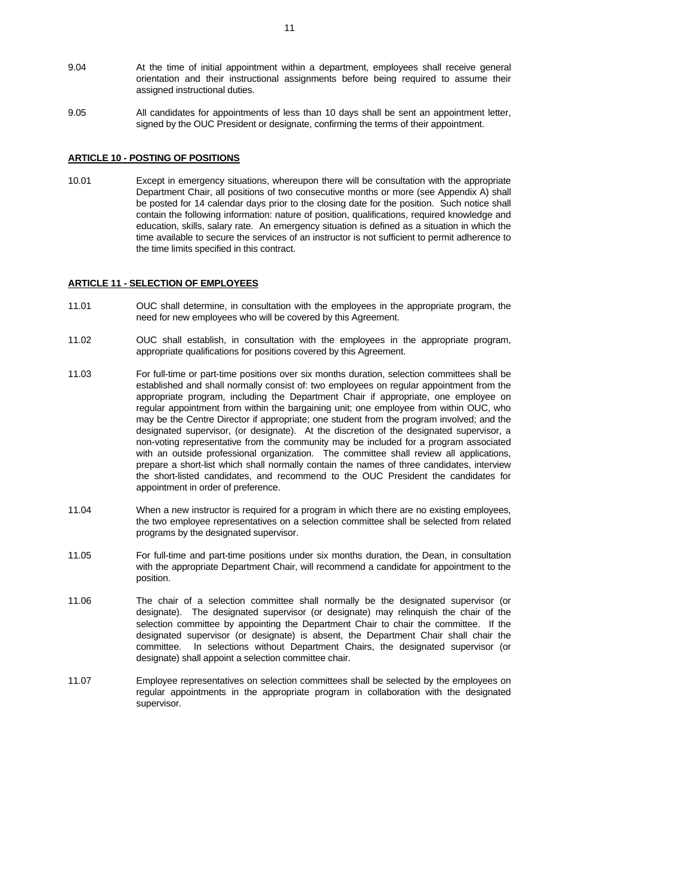9.04 At the time of initial appointment within a department, employees shall receive general orientation and their instructional assignments before being required to assume their assigned instructional duties.

9.05 All candidates for appointments of less than 10 days shall be sent an appointment letter, signed by the OUC President or designate, confirming the terms of their appointment.

## ARTICLE 10 - POSTING OF POSITIONS

10.01 Except in emergency situations, whereupon there will be consultation with the appropriate Department Chair, all positions of two consecutive months or more (see Appendix A) shall be posted for 14 calendar days prior to the closing date for the position. Such notice shall contain the following information: nature of position, qualifications, required knowledge and education, skills, salary rate. An emergency situation is defined as a situation in which the time available to secure the services of an instructor is not sufficient to permit adherence to the time limits specified in this contract.

## ARTICLE 11 - SELECTION OF EMPLOYEES

11.01 OUC shall determine, in consultation with the employees in the appropriate program, the need for new employees who will be covered by this Agreement.

11.02 OUC shall establish, in consultation with the employees in the appropriate program, appropriate qualifications for positions covered by this Agreement.

11.03 For full-time or part-time positions over six months duration, selection committees shall be established and shall normally consist of: two employees on regular appointment from the appropriate program, including the Department Chair if appropriate, one employee on regular appointment from within the bargaining unit; one employee from within OUC, who may be the Centre Director if appropriate; one student from the program involved; and the designated supervisor, (or designate). At the discretion of the designated supervisor, a non-voting representative from the community may be included for a program associated with an outside professional organization. The committee shall review all applications, prepare a short-list which shall normally contain the names of three candidates, interview the short-listed candidates, and recommend to the OUC President the candidates for appointment in order of preference.

11.04 When a new instructor is required for a program in which there are no existing employees, the two employee representatives on a selection committee shall be selected from related programs by the designated supervisor.

11.05 For full-time and part-time positions under six months duration, the Dean, in consultation with the appropriate Department Chair, will recommend a candidate for appointment to the position.

11.06 The chair of a selection committee shall normally be the designated supervisor (or designate). The designated supervisor (or designate) may relinquish the chair of the selection committee by appointing the Department Chair to chair the committee. If the designated supervisor (or designate) is absent, the Department Chair shall chair the committee. In selections without Department Chairs, the designated supervisor (or designate) shall appoint a selection committee chair.

11.07 Employee representatives on selection committees shall be selected by the employees on regular appointments in the appropriate program in collaboration with the designated supervisor.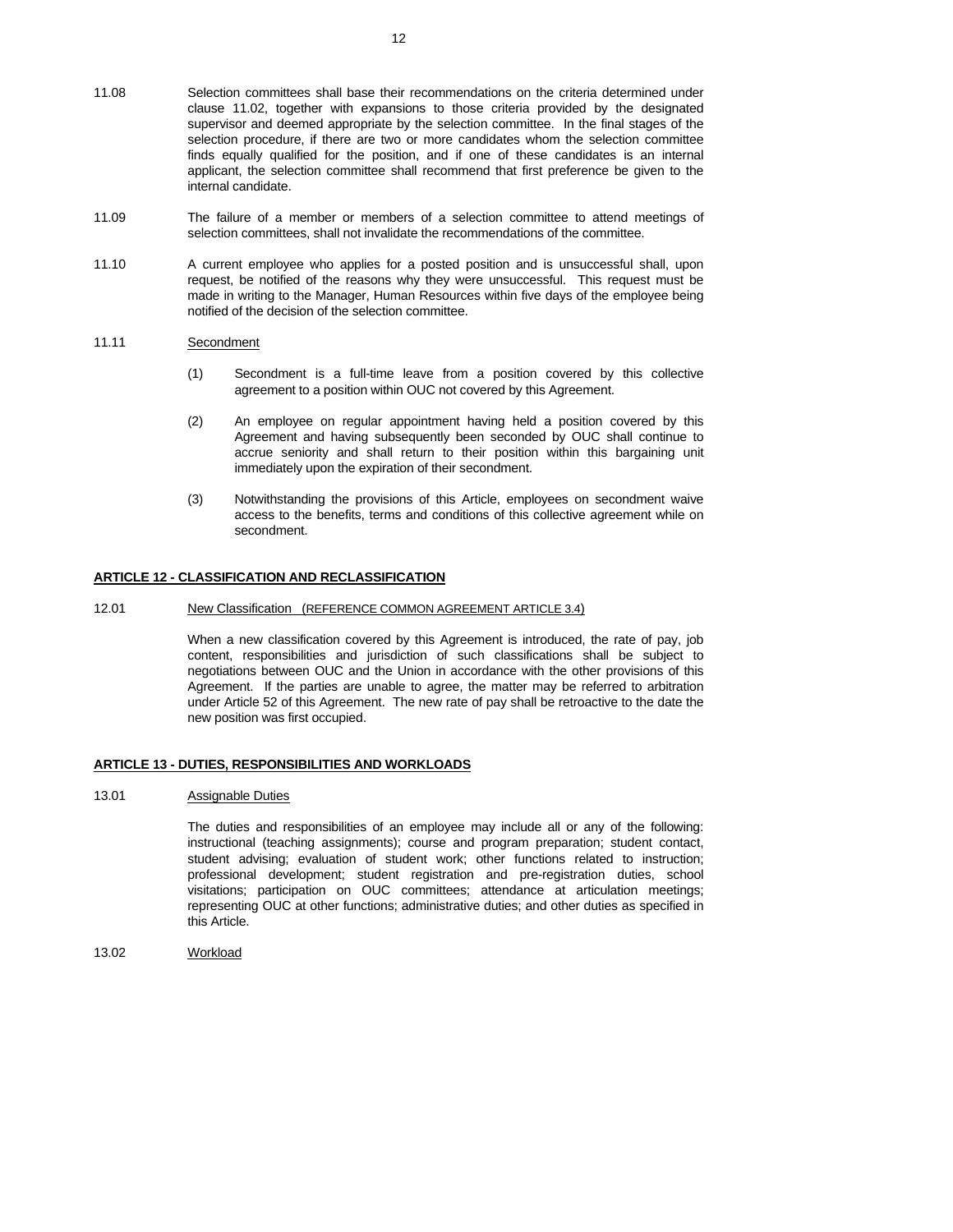11.08 Selection committees shall base their recommendations on the criteria determined under clause 11.02, together with expansions to those criteria provided by the designated supervisor and deemed appropriate by the selection committee. In the final stages of the selection procedure, if there are two or more candidates whom the selection committee finds equally qualified for the position, and if one of these candidates is an internal applicant, the selection committee shall recommend that first preference be given to the internal candidate.

11.09 The failure of a member or members of a selection committee to attend meetings of selection committees, shall not invalidate the recommendations of the committee.

11.10 A current employee who applies for a posted position and is unsuccessful shall, upon request, be notified of the reasons why they were unsuccessful. This request must be made in writing to the Manager, Human Resources within five days of the employee being notified of the decision of the selection committee.

11.11 Secondment

(1) Secondment is a full-time leave from a position covered by this collective agreement to a position within OUC not covered by this Agreement.

(2) An employee on regular appointment having held a position covered by this Agreement and having subsequently been seconded by OUC shall continue to accrue seniority and shall return to their position within this bargaining unit immediately upon the expiration of their secondment.

(3) Notwithstanding the provisions of this Article, employees on secondment waive access to the benefits, terms and conditions of this collective agreement while on secondment.

## ARTICLE 12 - CLASSIFICATION AND RECLASSIFICATION

12.01 New Classification (REFERENCE COMMON AGREEMENT ARTICLE 3.4)

When a new classification covered by this Agreement is introduced, the rate of pay, job content, responsibilities and jurisdiction of such classifications shall be subject to negotiations between OUC and the Union in accordance with the other provisions of this Agreement. If the parties are unable to agree, the matter may be referred to arbitration under Article 52 of this Agreement. The new rate of pay shall be retroactive to the date the new position was first occupied.

## ARTICLE 13 - DUTIES, RESPONSIBILITIES AND WORKLOADS

13.01 Assignable Duties

The duties and responsibilities of an employee may include all or any of the following: instructional (teaching assignments); course and program preparation; student contact, student advising; evaluation of student work; other functions related to instruction; professional development; student registration and pre-registration duties, school visitations; participation on OUC committees; attendance at articulation meetings; representing OUC at other functions; administrative duties; and other duties as specified in this Article.

13.02 Workload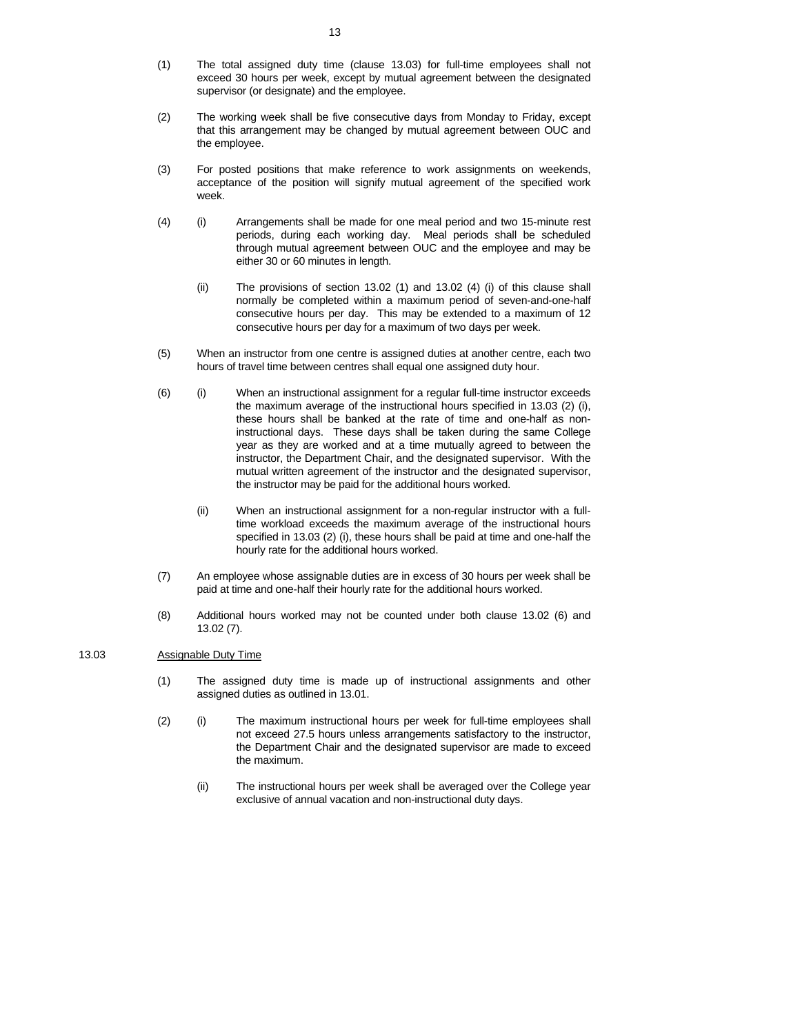(1) The total assigned duty time (clause 13.03) for full-time employees shall not exceed 30 hours per week, except by mutual agreement between the designated supervisor (or designate) and the employee.

(2) The working week shall be five consecutive days from Monday to Friday, except that this arrangement may be changed by mutual agreement between OUC and the employee.

(3) For posted positions that make reference to work assignments on weekends, acceptance of the position will signify mutual agreement of the specified work week.

(4) (i) Arrangements shall be made for one meal period and two 15-minute rest periods, during each working day. Meal periods shall be scheduled through mutual agreement between OUC and the employee and may be either 30 or 60 minutes in length.

(ii) The provisions of section 13.02 (1) and 13.02 (4) (i) of this clause shall normally be completed within a maximum period of seven-and-one-half consecutive hours per day. This may be extended to a maximum of 12 consecutive hours per day for a maximum of two days per week.

(5) When an instructor from one centre is assigned duties at another centre, each two hours of travel time between centres shall equal one assigned duty hour.

(6) (i) When an instructional assignment for a regular full-time instructor exceeds the maximum average of the instructional hours specified in 13.03 (2) (i), these hours shall be banked at the rate of time and one-half as non-instructional days. These days shall be taken during the same College year as they are worked and at a time mutually agreed to between the instructor, the Department Chair, and the designated supervisor. With the mutual written agreement of the instructor and the designated supervisor, the instructor may be paid for the additional hours worked.

(ii) When an instructional assignment for a non-regular instructor with a full-time workload exceeds the maximum average of the instructional hours specified in 13.03 (2) (i), these hours shall be paid at time and one-half the hourly rate for the additional hours worked.

(7) An employee whose assignable duties are in excess of 30 hours per week shall be paid at time and one-half their hourly rate for the additional hours worked.

(8) Additional hours worked may not be counted under both clause 13.02 (6) and 13.02 (7).

13.03 Assignable Duty Time

(1) The assigned duty time is made up of instructional assignments and other assigned duties as outlined in 13.01.

(2) (i) The maximum instructional hours per week for full-time employees shall not exceed 27.5 hours unless arrangements satisfactory to the instructor, the Department Chair and the designated supervisor are made to exceed the maximum.

(ii) The instructional hours per week shall be averaged over the College year exclusive of annual vacation and non-instructional duty days.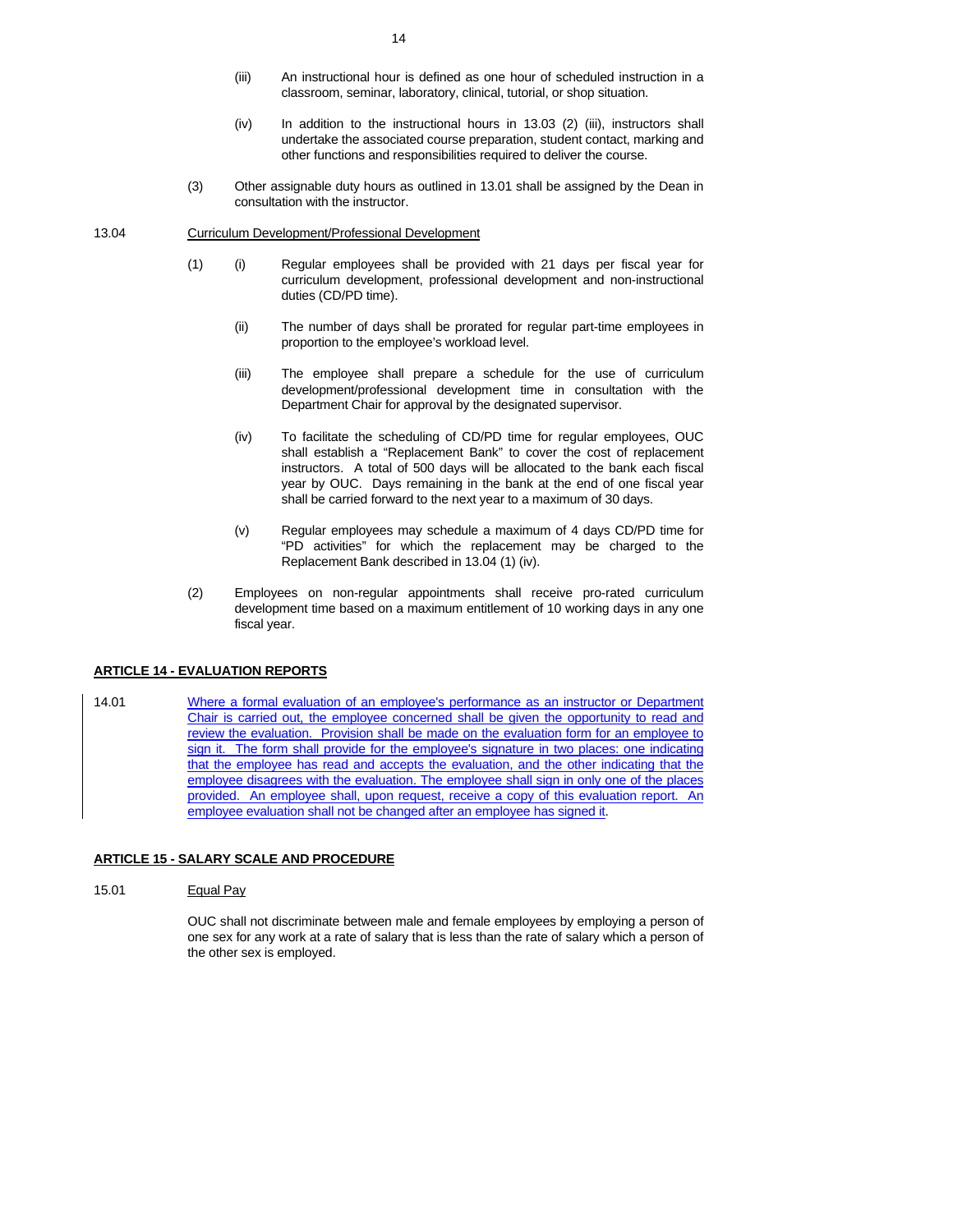(iii) An instructional hour is defined as one hour of scheduled instruction in a classroom, seminar, laboratory, clinical, tutorial, or shop situation.

(iv) In addition to the instructional hours in 13.03 (2) (iii), instructors shall undertake the associated course preparation, student contact, marking and other functions and responsibilities required to deliver the course.

(3) Other assignable duty hours as outlined in 13.01 shall be assigned by the Dean in consultation with the instructor.

13.04 Curriculum Development/Professional Development

(1) (i) Regular employees shall be provided with 21 days per fiscal year for curriculum development, professional development and non-instructional duties (CD/PD time).

(ii) The number of days shall be prorated for regular part-time employees in proportion to the employee's workload level.

(iii) The employee shall prepare a schedule for the use of curriculum development/professional development time in consultation with the Department Chair for approval by the designated supervisor.

(iv) To facilitate the scheduling of CD/PD time for regular employees, OUC shall establish a "Replacement Bank" to cover the cost of replacement instructors. A total of 500 days will be allocated to the bank each fiscal year by OUC. Days remaining in the bank at the end of one fiscal year shall be carried forward to the next year to a maximum of 30 days.

(v) Regular employees may schedule a maximum of 4 days CD/PD time for "PD activities" for which the replacement may be charged to the Replacement Bank described in 13.04 (1) (iv).

(2) Employees on non-regular appointments shall receive pro-rated curriculum development time based on a maximum entitlement of 10 working days in any one fiscal year.

## ARTICLE 14 - EVALUATION REPORTS

14.01 Where a formal evaluation of an employee's performance as an instructor or Department Chair is carried out, the employee concerned shall be given the opportunity to read and review the evaluation. Provision shall be made on the evaluation form for an employee to sign it. The form shall provide for the employee's signature in two places: one indicating that the employee has read and accepts the evaluation, and the other indicating that the employee disagrees with the evaluation. The employee shall sign in only one of the places provided. An employee shall, upon request, receive a copy of this evaluation report. An employee evaluation shall not be changed after an employee has signed it.

## ARTICLE 15 - SALARY SCALE AND PROCEDURE

15.01 Equal Pay

OUC shall not discriminate between male and female employees by employing a person of one sex for any work at a rate of salary that is less than the rate of salary which a person of the other sex is employed.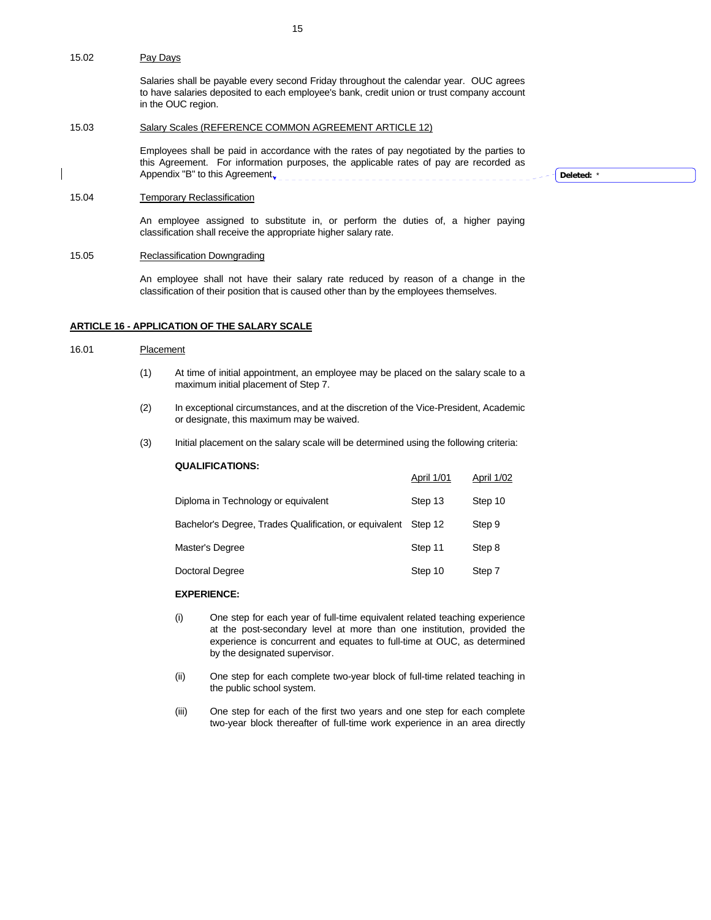15.02 Pay Days

Salaries shall be payable every second Friday throughout the calendar year. OUC agrees to have salaries deposited to each employee's bank, credit union or trust company account in the OUC region.

15.03 Salary Scales (REFERENCE COMMON AGREEMENT ARTICLE 12)

Employees shall be paid in accordance with the rates of pay negotiated by the parties to this Agreement. For information purposes, the applicable rates of pay are recorded as Appendix "B" to this Agreement.

15.04 Temporary Reclassification

An employee assigned to substitute in, or perform the duties of, a higher paying classification shall receive the appropriate higher salary rate.

15.05 Reclassification Downgrading

An employee shall not have their salary rate reduced by reason of a change in the classification of their position that is caused other than by the employees themselves.

## ARTICLE 16 - APPLICATION OF THE SALARY SCALE

16.01 Placement

(1) At time of initial appointment, an employee may be placed on the salary scale to a maximum initial placement of Step 7.

(2) In exceptional circumstances, and at the discretion of the Vice-President, Academic or designate, this maximum may be waived.

(3) Initial placement on the salary scale will be determined using the following criteria:

**QUALIFICATIONS:**

| | April 1/01 | April 1/02 |
|---|---|---|
| Diploma in Technology or equivalent | Step 13 | Step 10 |
| Bachelor's Degree, Trades Qualification, or equivalent | Step 12 | Step 9 |
| Master's Degree | Step 11 | Step 8 |
| Doctoral Degree | Step 10 | Step 7 |

**EXPERIENCE:**

(i) One step for each year of full-time equivalent related teaching experience at the post-secondary level at more than one institution, provided the experience is concurrent and equates to full-time at OUC, as determined by the designated supervisor.

(ii) One step for each complete two-year block of full-time related teaching in the public school system.

(iii) One step for each of the first two years and one step for each complete two-year block thereafter of full-time work experience in an area directly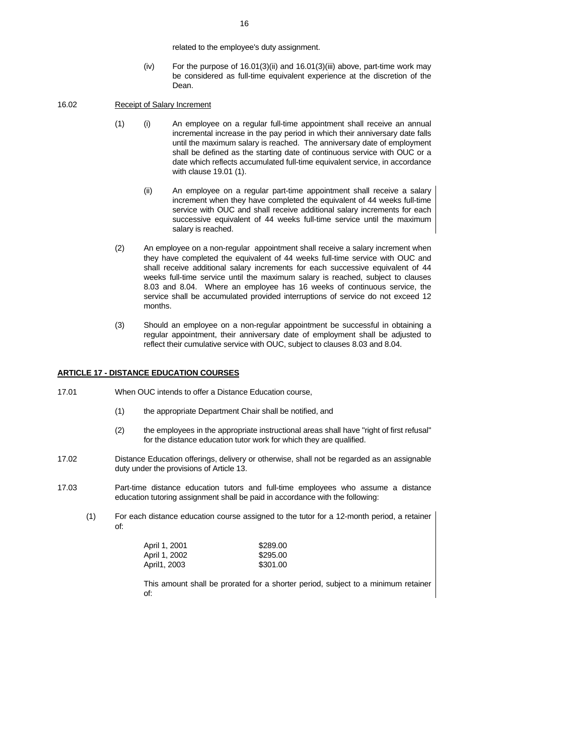related to the employee's duty assignment.

(iv) For the purpose of 16.01(3)(ii) and 16.01(3)(iii) above, part-time work may be considered as full-time equivalent experience at the discretion of the Dean.

16.02 Receipt of Salary Increment

(1) (i) An employee on a regular full-time appointment shall receive an annual incremental increase in the pay period in which their anniversary date falls until the maximum salary is reached. The anniversary date of employment shall be defined as the starting date of continuous service with OUC or a date which reflects accumulated full-time equivalent service, in accordance with clause 19.01 (1).

(ii) An employee on a regular part-time appointment shall receive a salary increment when they have completed the equivalent of 44 weeks full-time service with OUC and shall receive additional salary increments for each successive equivalent of 44 weeks full-time service until the maximum salary is reached.

(2) An employee on a non-regular appointment shall receive a salary increment when they have completed the equivalent of 44 weeks full-time service with OUC and shall receive additional salary increments for each successive equivalent of 44 weeks full-time service until the maximum salary is reached, subject to clauses 8.03 and 8.04. Where an employee has 16 weeks of continuous service, the service shall be accumulated provided interruptions of service do not exceed 12 months.

(3) Should an employee on a non-regular appointment be successful in obtaining a regular appointment, their anniversary date of employment shall be adjusted to reflect their cumulative service with OUC, subject to clauses 8.03 and 8.04.

## ARTICLE 17 - DISTANCE EDUCATION COURSES

17.01 When OUC intends to offer a Distance Education course,

(1) the appropriate Department Chair shall be notified, and

(2) the employees in the appropriate instructional areas shall have "right of first refusal" for the distance education tutor work for which they are qualified.

17.02 Distance Education offerings, delivery or otherwise, shall not be regarded as an assignable duty under the provisions of Article 13.

17.03 Part-time distance education tutors and full-time employees who assume a distance education tutoring assignment shall be paid in accordance with the following:

(1) For each distance education course assigned to the tutor for a 12-month period, a retainer of:

| | |
|---|---|
| April 1, 2001 | $289.00 |
| April 1, 2002 | $295.00 |
| April1, 2003 | $301.00 |

This amount shall be prorated for a shorter period, subject to a minimum retainer of: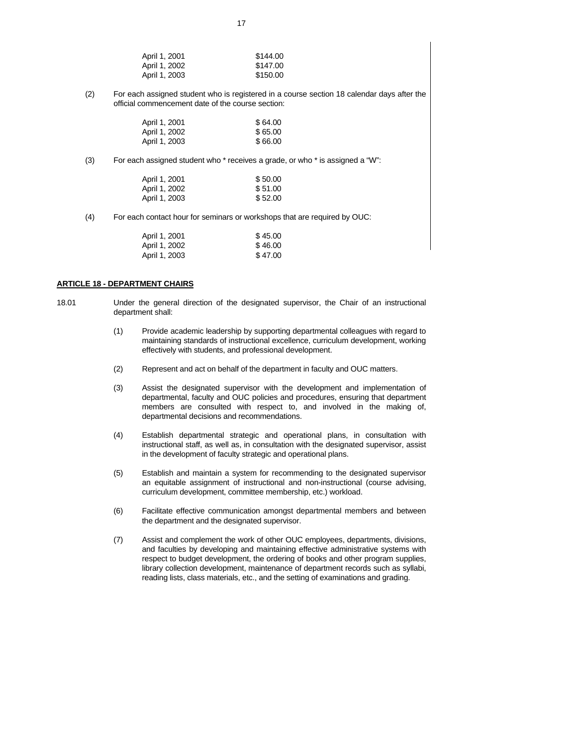| | |
|---|---|
| April 1, 2001 | $144.00 |
| April 1, 2002 | $147.00 |
| April 1, 2003 | $150.00 |

(2) For each assigned student who is registered in a course section 18 calendar days after the official commencement date of the course section:

| | |
|---|---|
| April 1, 2001 | $ 64.00 |
| April 1, 2002 | $ 65.00 |
| April 1, 2003 | $ 66.00 |

(3) For each assigned student who * receives a grade, or who * is assigned a "W":

| | |
|---|---|
| April 1, 2001 | $ 50.00 |
| April 1, 2002 | $ 51.00 |
| April 1, 2003 | $ 52.00 |

(4) For each contact hour for seminars or workshops that are required by OUC:

| | |
|---|---|
| April 1, 2001 | $ 45.00 |
| April 1, 2002 | $ 46.00 |
| April 1, 2003 | $ 47.00 |

## ARTICLE 18 - DEPARTMENT CHAIRS

18.01 Under the general direction of the designated supervisor, the Chair of an instructional department shall:

(1) Provide academic leadership by supporting departmental colleagues with regard to maintaining standards of instructional excellence, curriculum development, working effectively with students, and professional development.

(2) Represent and act on behalf of the department in faculty and OUC matters.

(3) Assist the designated supervisor with the development and implementation of departmental, faculty and OUC policies and procedures, ensuring that department members are consulted with respect to, and involved in the making of, departmental decisions and recommendations.

(4) Establish departmental strategic and operational plans, in consultation with instructional staff, as well as, in consultation with the designated supervisor, assist in the development of faculty strategic and operational plans.

(5) Establish and maintain a system for recommending to the designated supervisor an equitable assignment of instructional and non-instructional (course advising, curriculum development, committee membership, etc.) workload.

(6) Facilitate effective communication amongst departmental members and between the department and the designated supervisor.

(7) Assist and complement the work of other OUC employees, departments, divisions, and faculties by developing and maintaining effective administrative systems with respect to budget development, the ordering of books and other program supplies, library collection development, maintenance of department records such as syllabi, reading lists, class materials, etc., and the setting of examinations and grading.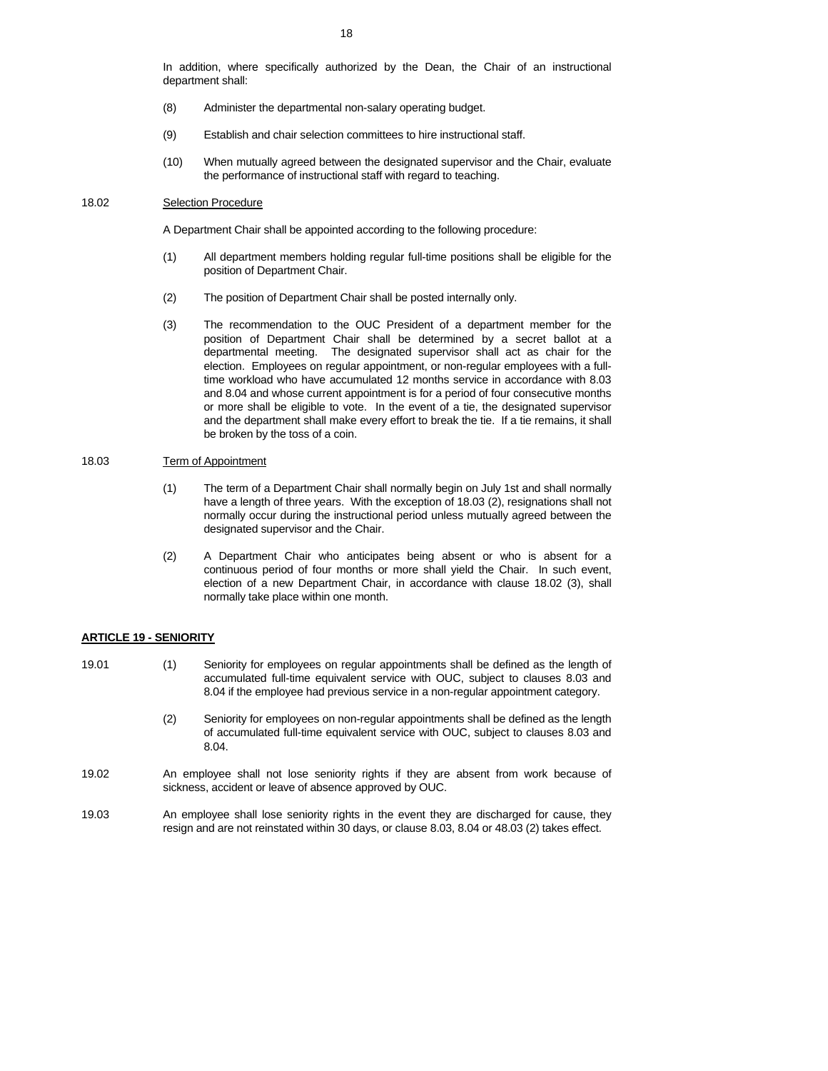In addition, where specifically authorized by the Dean, the Chair of an instructional department shall:

(8) Administer the departmental non-salary operating budget.

(9) Establish and chair selection committees to hire instructional staff.

(10) When mutually agreed between the designated supervisor and the Chair, evaluate the performance of instructional staff with regard to teaching.

18.02 Selection Procedure

A Department Chair shall be appointed according to the following procedure:

(1) All department members holding regular full-time positions shall be eligible for the position of Department Chair.

(2) The position of Department Chair shall be posted internally only.

(3) The recommendation to the OUC President of a department member for the position of Department Chair shall be determined by a secret ballot at a departmental meeting. The designated supervisor shall act as chair for the election. Employees on regular appointment, or non-regular employees with a full-time workload who have accumulated 12 months service in accordance with 8.03 and 8.04 and whose current appointment is for a period of four consecutive months or more shall be eligible to vote. In the event of a tie, the designated supervisor and the department shall make every effort to break the tie. If a tie remains, it shall be broken by the toss of a coin.

18.03 Term of Appointment

(1) The term of a Department Chair shall normally begin on July 1st and shall normally have a length of three years. With the exception of 18.03 (2), resignations shall not normally occur during the instructional period unless mutually agreed between the designated supervisor and the Chair.

(2) A Department Chair who anticipates being absent or who is absent for a continuous period of four months or more shall yield the Chair. In such event, election of a new Department Chair, in accordance with clause 18.02 (3), shall normally take place within one month.

## ARTICLE 19 - SENIORITY

19.01 (1) Seniority for employees on regular appointments shall be defined as the length of accumulated full-time equivalent service with OUC, subject to clauses 8.03 and 8.04 if the employee had previous service in a non-regular appointment category.

(2) Seniority for employees on non-regular appointments shall be defined as the length of accumulated full-time equivalent service with OUC, subject to clauses 8.03 and 8.04.

19.02 An employee shall not lose seniority rights if they are absent from work because of sickness, accident or leave of absence approved by OUC.

19.03 An employee shall lose seniority rights in the event they are discharged for cause, they resign and are not reinstated within 30 days, or clause 8.03, 8.04 or 48.03 (2) takes effect.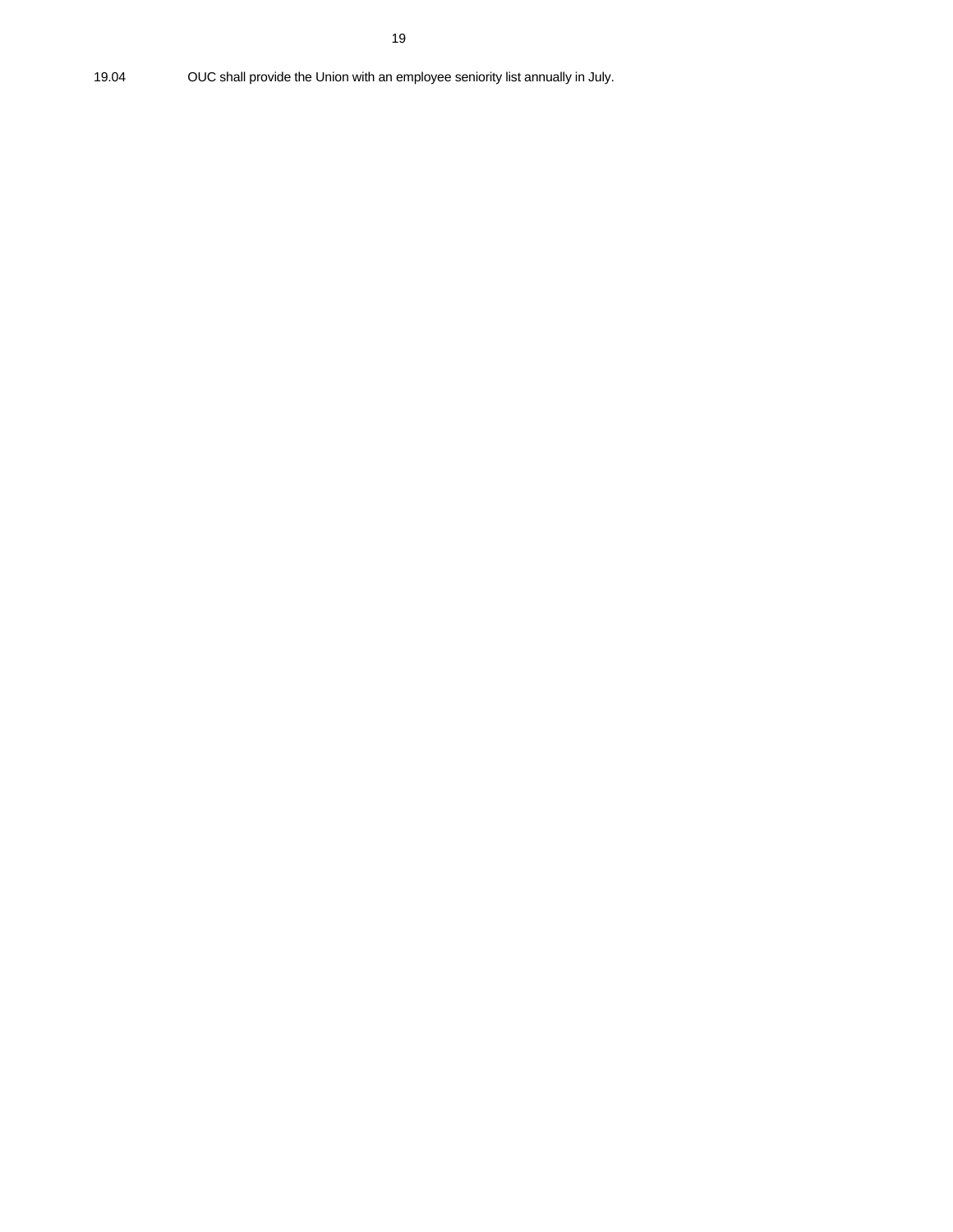19.04 OUC shall provide the Union with an employee seniority list annually in July.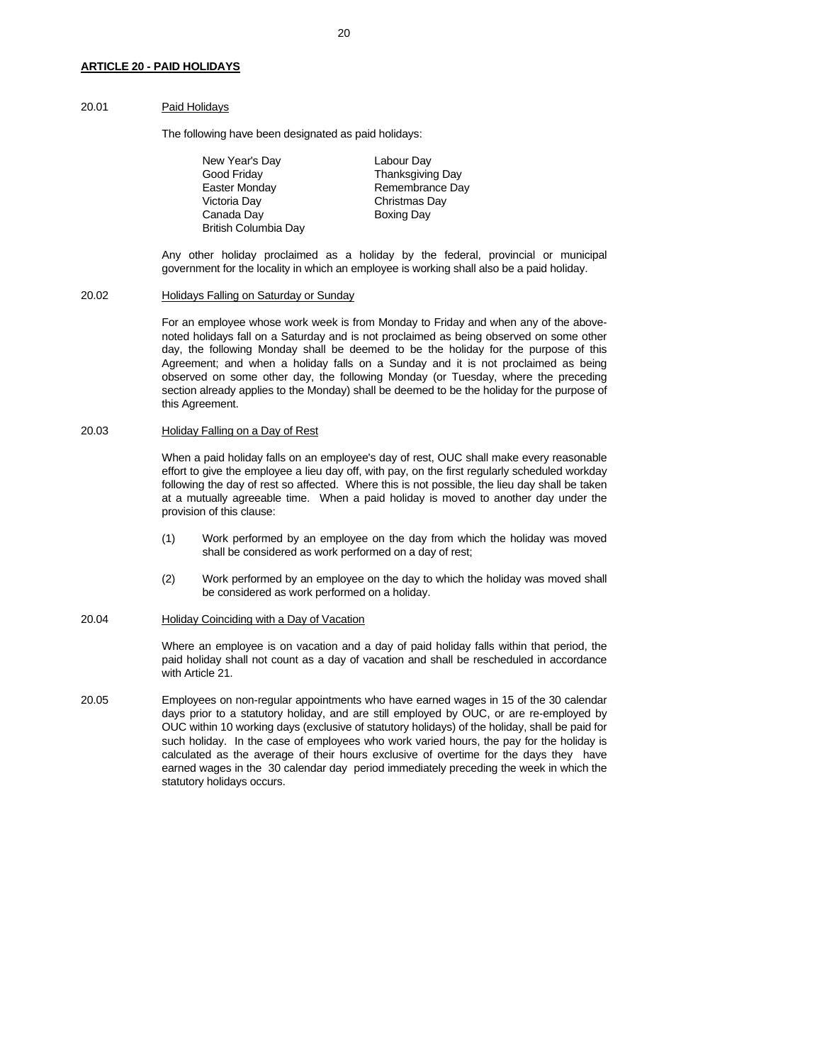## ARTICLE 20 - PAID HOLIDAYS

20.01 Paid Holidays

The following have been designated as paid holidays:

| | |
|---|---|
| New Year's Day | Labour Day |
| Good Friday | Thanksgiving Day |
| Easter Monday | Remembrance Day |
| Victoria Day | Christmas Day |
| Canada Day | Boxing Day |
| British Columbia Day | |

Any other holiday proclaimed as a holiday by the federal, provincial or municipal government for the locality in which an employee is working shall also be a paid holiday.

20.02 Holidays Falling on Saturday or Sunday

For an employee whose work week is from Monday to Friday and when any of the above-noted holidays fall on a Saturday and is not proclaimed as being observed on some other day, the following Monday shall be deemed to be the holiday for the purpose of this Agreement; and when a holiday falls on a Sunday and it is not proclaimed as being observed on some other day, the following Monday (or Tuesday, where the preceding section already applies to the Monday) shall be deemed to be the holiday for the purpose of this Agreement.

20.03 Holiday Falling on a Day of Rest

When a paid holiday falls on an employee's day of rest, OUC shall make every reasonable effort to give the employee a lieu day off, with pay, on the first regularly scheduled workday following the day of rest so affected. Where this is not possible, the lieu day shall be taken at a mutually agreeable time. When a paid holiday is moved to another day under the provision of this clause:

(1) Work performed by an employee on the day from which the holiday was moved shall be considered as work performed on a day of rest;

(2) Work performed by an employee on the day to which the holiday was moved shall be considered as work performed on a holiday.

20.04 Holiday Coinciding with a Day of Vacation

Where an employee is on vacation and a day of paid holiday falls within that period, the paid holiday shall not count as a day of vacation and shall be rescheduled in accordance with Article 21.

20.05 Employees on non-regular appointments who have earned wages in 15 of the 30 calendar days prior to a statutory holiday, and are still employed by OUC, or are re-employed by OUC within 10 working days (exclusive of statutory holidays) of the holiday, shall be paid for such holiday. In the case of employees who work varied hours, the pay for the holiday is calculated as the average of their hours exclusive of overtime for the days they have earned wages in the 30 calendar day period immediately preceding the week in which the statutory holidays occurs.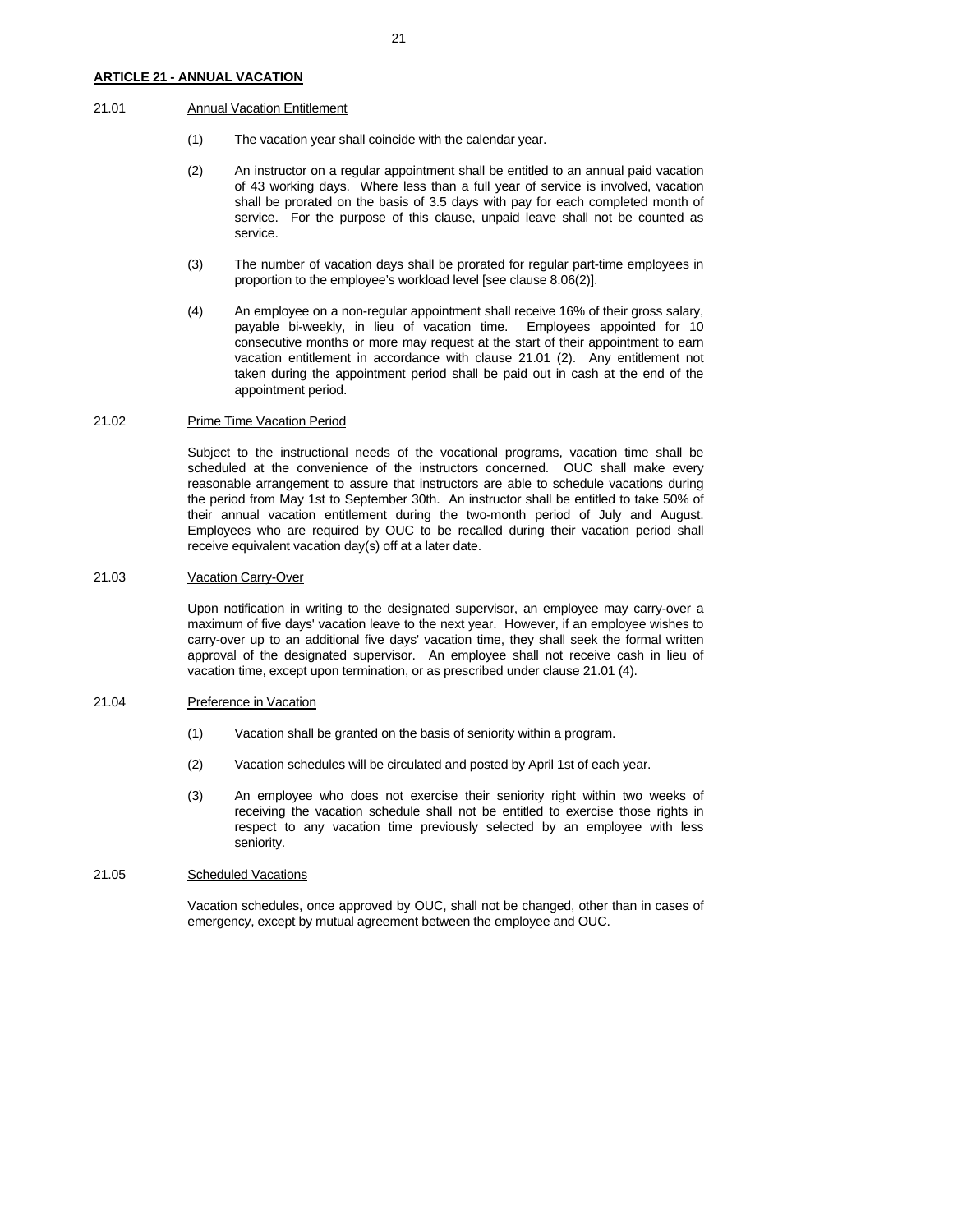## ARTICLE 21 - ANNUAL VACATION

21.01 Annual Vacation Entitlement

(1) The vacation year shall coincide with the calendar year.

(2) An instructor on a regular appointment shall be entitled to an annual paid vacation of 43 working days. Where less than a full year of service is involved, vacation shall be prorated on the basis of 3.5 days with pay for each completed month of service. For the purpose of this clause, unpaid leave shall not be counted as service.

(3) The number of vacation days shall be prorated for regular part-time employees in proportion to the employee's workload level [see clause 8.06(2)].

(4) An employee on a non-regular appointment shall receive 16% of their gross salary, payable bi-weekly, in lieu of vacation time. Employees appointed for 10 consecutive months or more may request at the start of their appointment to earn vacation entitlement in accordance with clause 21.01 (2). Any entitlement not taken during the appointment period shall be paid out in cash at the end of the appointment period.

21.02 Prime Time Vacation Period

Subject to the instructional needs of the vocational programs, vacation time shall be scheduled at the convenience of the instructors concerned. OUC shall make every reasonable arrangement to assure that instructors are able to schedule vacations during the period from May 1st to September 30th. An instructor shall be entitled to take 50% of their annual vacation entitlement during the two-month period of July and August. Employees who are required by OUC to be recalled during their vacation period shall receive equivalent vacation day(s) off at a later date.

21.03 Vacation Carry-Over

Upon notification in writing to the designated supervisor, an employee may carry-over a maximum of five days' vacation leave to the next year. However, if an employee wishes to carry-over up to an additional five days' vacation time, they shall seek the formal written approval of the designated supervisor. An employee shall not receive cash in lieu of vacation time, except upon termination, or as prescribed under clause 21.01 (4).

21.04 Preference in Vacation

(1) Vacation shall be granted on the basis of seniority within a program.

(2) Vacation schedules will be circulated and posted by April 1st of each year.

(3) An employee who does not exercise their seniority right within two weeks of receiving the vacation schedule shall not be entitled to exercise those rights in respect to any vacation time previously selected by an employee with less seniority.

21.05 Scheduled Vacations

Vacation schedules, once approved by OUC, shall not be changed, other than in cases of emergency, except by mutual agreement between the employee and OUC.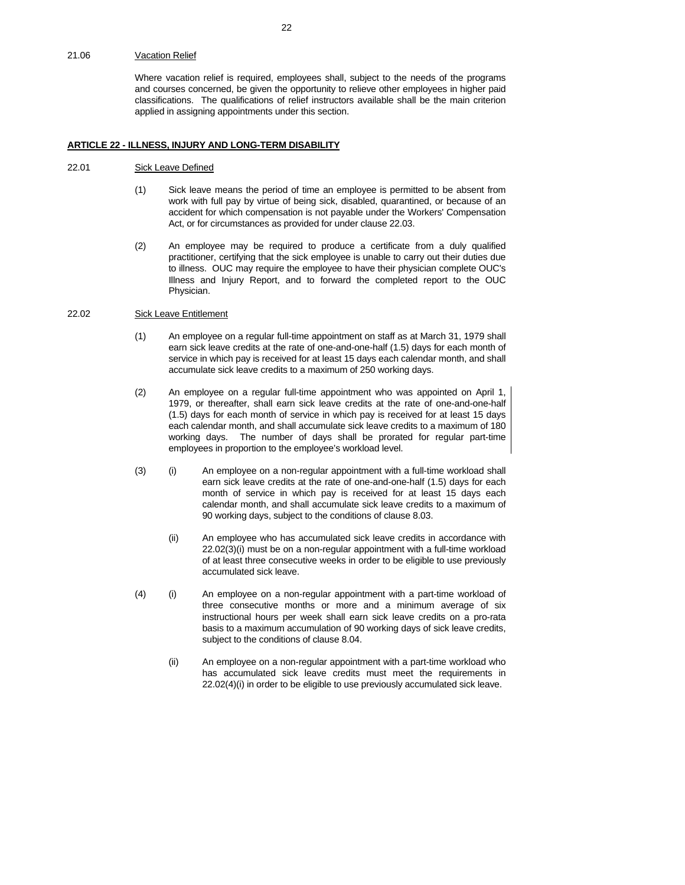21.06 Vacation Relief

Where vacation relief is required, employees shall, subject to the needs of the programs and courses concerned, be given the opportunity to relieve other employees in higher paid classifications. The qualifications of relief instructors available shall be the main criterion applied in assigning appointments under this section.

## ARTICLE 22 - ILLNESS, INJURY AND LONG-TERM DISABILITY

22.01 Sick Leave Defined

(1) Sick leave means the period of time an employee is permitted to be absent from work with full pay by virtue of being sick, disabled, quarantined, or because of an accident for which compensation is not payable under the Workers' Compensation Act, or for circumstances as provided for under clause 22.03.

(2) An employee may be required to produce a certificate from a duly qualified practitioner, certifying that the sick employee is unable to carry out their duties due to illness. OUC may require the employee to have their physician complete OUC's Illness and Injury Report, and to forward the completed report to the OUC Physician.

22.02 Sick Leave Entitlement

(1) An employee on a regular full-time appointment on staff as at March 31, 1979 shall earn sick leave credits at the rate of one-and-one-half (1.5) days for each month of service in which pay is received for at least 15 days each calendar month, and shall accumulate sick leave credits to a maximum of 250 working days.

(2) An employee on a regular full-time appointment who was appointed on April 1, 1979, or thereafter, shall earn sick leave credits at the rate of one-and-one-half (1.5) days for each month of service in which pay is received for at least 15 days each calendar month, and shall accumulate sick leave credits to a maximum of 180 working days. The number of days shall be prorated for regular part-time employees in proportion to the employee's workload level.

(3) (i) An employee on a non-regular appointment with a full-time workload shall earn sick leave credits at the rate of one-and-one-half (1.5) days for each month of service in which pay is received for at least 15 days each calendar month, and shall accumulate sick leave credits to a maximum of 90 working days, subject to the conditions of clause 8.03.

(ii) An employee who has accumulated sick leave credits in accordance with 22.02(3)(i) must be on a non-regular appointment with a full-time workload of at least three consecutive weeks in order to be eligible to use previously accumulated sick leave.

(4) (i) An employee on a non-regular appointment with a part-time workload of three consecutive months or more and a minimum average of six instructional hours per week shall earn sick leave credits on a pro-rata basis to a maximum accumulation of 90 working days of sick leave credits, subject to the conditions of clause 8.04.

(ii) An employee on a non-regular appointment with a part-time workload who has accumulated sick leave credits must meet the requirements in 22.02(4)(i) in order to be eligible to use previously accumulated sick leave.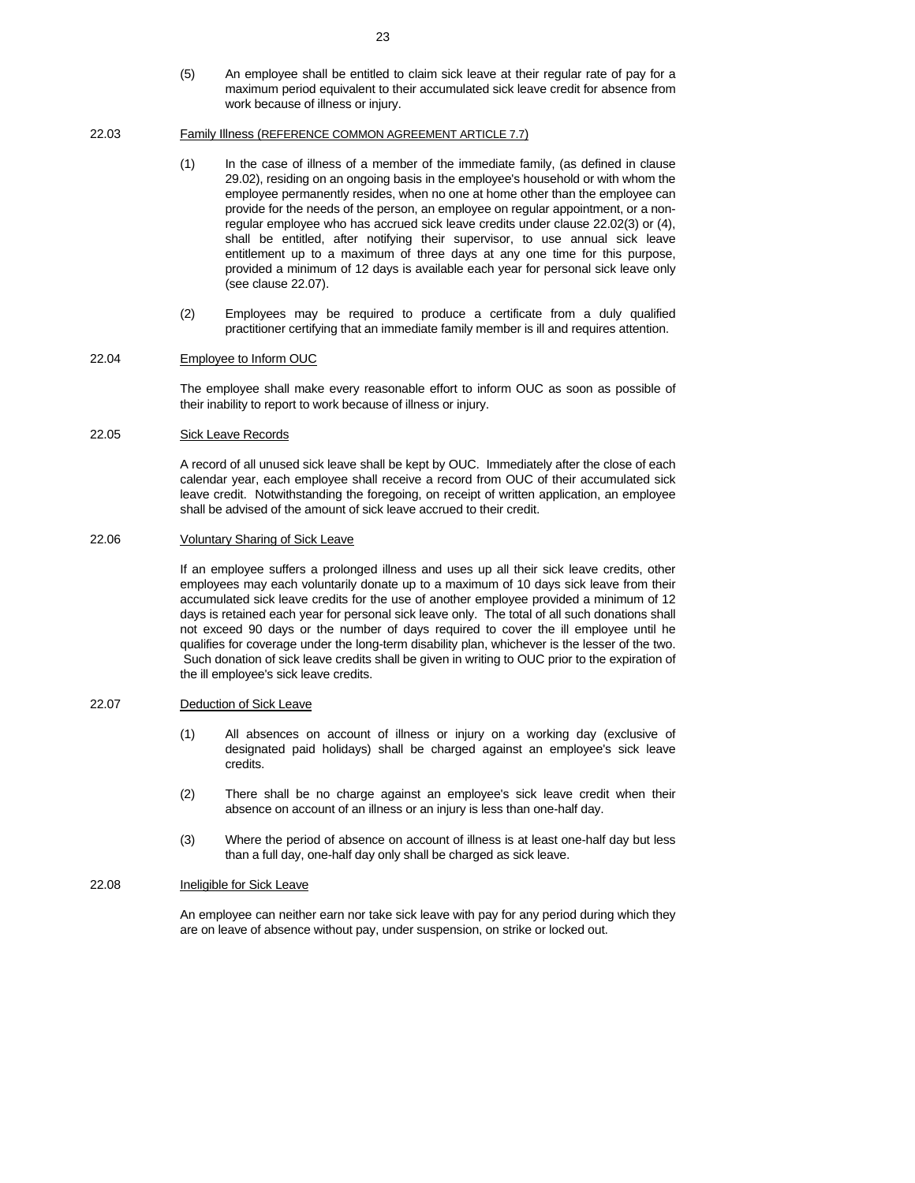(5) An employee shall be entitled to claim sick leave at their regular rate of pay for a maximum period equivalent to their accumulated sick leave credit for absence from work because of illness or injury.

22.03 Family Illness (REFERENCE COMMON AGREEMENT ARTICLE 7.7)

(1) In the case of illness of a member of the immediate family, (as defined in clause 29.02), residing on an ongoing basis in the employee's household or with whom the employee permanently resides, when no one at home other than the employee can provide for the needs of the person, an employee on regular appointment, or a non-regular employee who has accrued sick leave credits under clause 22.02(3) or (4), shall be entitled, after notifying their supervisor, to use annual sick leave entitlement up to a maximum of three days at any one time for this purpose, provided a minimum of 12 days is available each year for personal sick leave only (see clause 22.07).

(2) Employees may be required to produce a certificate from a duly qualified practitioner certifying that an immediate family member is ill and requires attention.

22.04 Employee to Inform OUC

The employee shall make every reasonable effort to inform OUC as soon as possible of their inability to report to work because of illness or injury.

22.05 Sick Leave Records

A record of all unused sick leave shall be kept by OUC. Immediately after the close of each calendar year, each employee shall receive a record from OUC of their accumulated sick leave credit. Notwithstanding the foregoing, on receipt of written application, an employee shall be advised of the amount of sick leave accrued to their credit.

22.06 Voluntary Sharing of Sick Leave

If an employee suffers a prolonged illness and uses up all their sick leave credits, other employees may each voluntarily donate up to a maximum of 10 days sick leave from their accumulated sick leave credits for the use of another employee provided a minimum of 12 days is retained each year for personal sick leave only. The total of all such donations shall not exceed 90 days or the number of days required to cover the ill employee until he qualifies for coverage under the long-term disability plan, whichever is the lesser of the two. Such donation of sick leave credits shall be given in writing to OUC prior to the expiration of the ill employee's sick leave credits.

22.07 Deduction of Sick Leave

(1) All absences on account of illness or injury on a working day (exclusive of designated paid holidays) shall be charged against an employee's sick leave credits.

(2) There shall be no charge against an employee's sick leave credit when their absence on account of an illness or an injury is less than one-half day.

(3) Where the period of absence on account of illness is at least one-half day but less than a full day, one-half day only shall be charged as sick leave.

22.08 Ineligible for Sick Leave

An employee can neither earn nor take sick leave with pay for any period during which they are on leave of absence without pay, under suspension, on strike or locked out.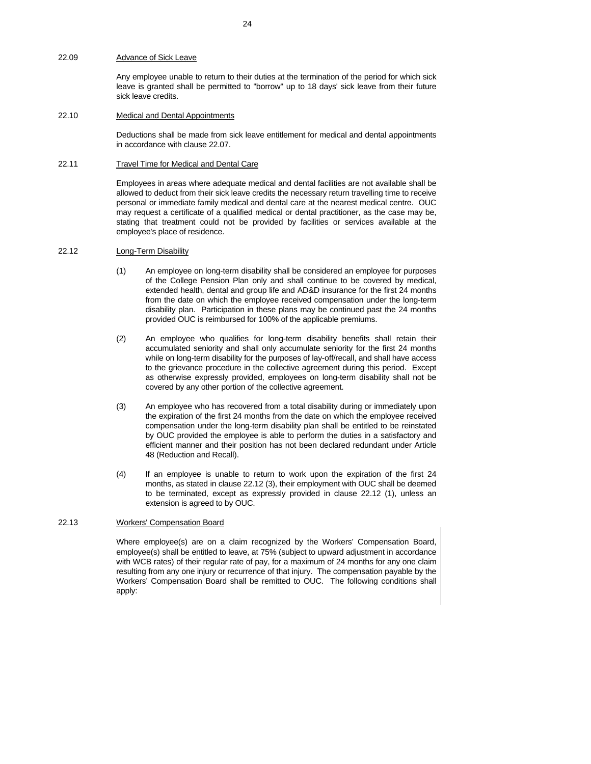22.09 <u>Advance of Sick Leave</u>

Any employee unable to return to their duties at the termination of the period for which sick leave is granted shall be permitted to "borrow" up to 18 days' sick leave from their future sick leave credits.

22.10 <u>Medical and Dental Appointments</u>

Deductions shall be made from sick leave entitlement for medical and dental appointments in accordance with clause 22.07.

22.11 <u>Travel Time for Medical and Dental Care</u>

Employees in areas where adequate medical and dental facilities are not available shall be allowed to deduct from their sick leave credits the necessary return travelling time to receive personal or immediate family medical and dental care at the nearest medical centre. OUC may request a certificate of a qualified medical or dental practitioner, as the case may be, stating that treatment could not be provided by facilities or services available at the employee's place of residence.

22.12 <u>Long-Term Disability</u>

(1) An employee on long-term disability shall be considered an employee for purposes of the College Pension Plan only and shall continue to be covered by medical, extended health, dental and group life and AD&D insurance for the first 24 months from the date on which the employee received compensation under the long-term disability plan. Participation in these plans may be continued past the 24 months provided OUC is reimbursed for 100% of the applicable premiums.

(2) An employee who qualifies for long-term disability benefits shall retain their accumulated seniority and shall only accumulate seniority for the first 24 months while on long-term disability for the purposes of lay-off/recall, and shall have access to the grievance procedure in the collective agreement during this period. Except as otherwise expressly provided, employees on long-term disability shall not be covered by any other portion of the collective agreement.

(3) An employee who has recovered from a total disability during or immediately upon the expiration of the first 24 months from the date on which the employee received compensation under the long-term disability plan shall be entitled to be reinstated by OUC provided the employee is able to perform the duties in a satisfactory and efficient manner and their position has not been declared redundant under Article 48 (Reduction and Recall).

(4) If an employee is unable to return to work upon the expiration of the first 24 months, as stated in clause 22.12 (3), their employment with OUC shall be deemed to be terminated, except as expressly provided in clause 22.12 (1), unless an extension is agreed to by OUC.

22.13 <u>Workers' Compensation Board</u>

Where employee(s) are on a claim recognized by the Workers' Compensation Board, employee(s) shall be entitled to leave, at 75% (subject to upward adjustment in accordance with WCB rates) of their regular rate of pay, for a maximum of 24 months for any one claim resulting from any one injury or recurrence of that injury. The compensation payable by the Workers' Compensation Board shall be remitted to OUC. The following conditions shall apply: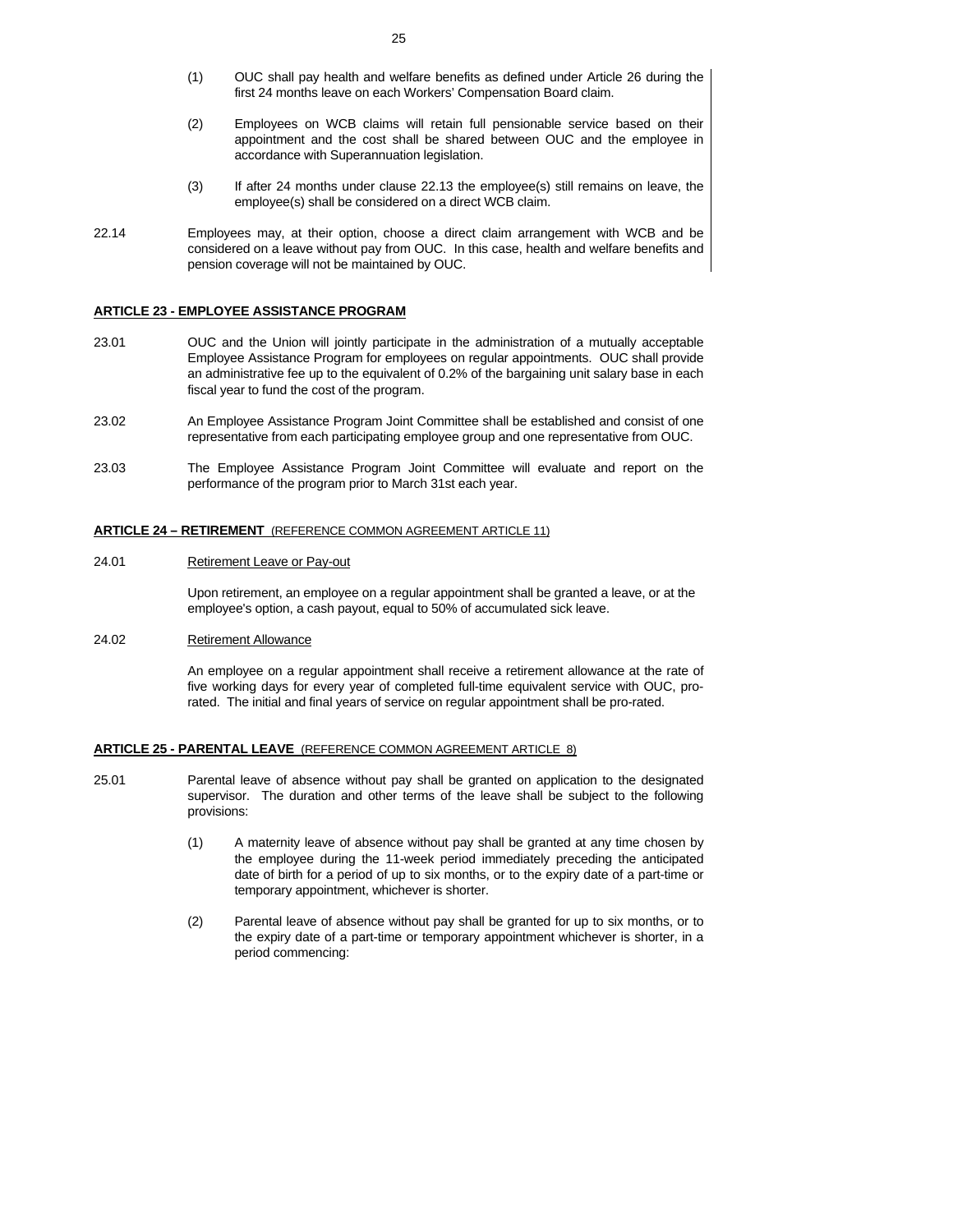(1) OUC shall pay health and welfare benefits as defined under Article 26 during the first 24 months leave on each Workers' Compensation Board claim.

(2) Employees on WCB claims will retain full pensionable service based on their appointment and the cost shall be shared between OUC and the employee in accordance with Superannuation legislation.

(3) If after 24 months under clause 22.13 the employee(s) still remains on leave, the employee(s) shall be considered on a direct WCB claim.

22.14 Employees may, at their option, choose a direct claim arrangement with WCB and be considered on a leave without pay from OUC. In this case, health and welfare benefits and pension coverage will not be maintained by OUC.

## ARTICLE 23 - EMPLOYEE ASSISTANCE PROGRAM

23.01 OUC and the Union will jointly participate in the administration of a mutually acceptable Employee Assistance Program for employees on regular appointments. OUC shall provide an administrative fee up to the equivalent of 0.2% of the bargaining unit salary base in each fiscal year to fund the cost of the program.

23.02 An Employee Assistance Program Joint Committee shall be established and consist of one representative from each participating employee group and one representative from OUC.

23.03 The Employee Assistance Program Joint Committee will evaluate and report on the performance of the program prior to March 31st each year.

## ARTICLE 24 – RETIREMENT (REFERENCE COMMON AGREEMENT ARTICLE 11)

24.01 Retirement Leave or Pay-out

Upon retirement, an employee on a regular appointment shall be granted a leave, or at the employee's option, a cash payout, equal to 50% of accumulated sick leave.

24.02 Retirement Allowance

An employee on a regular appointment shall receive a retirement allowance at the rate of five working days for every year of completed full-time equivalent service with OUC, pro-rated. The initial and final years of service on regular appointment shall be pro-rated.

## ARTICLE 25 - PARENTAL LEAVE (REFERENCE COMMON AGREEMENT ARTICLE 8)

25.01 Parental leave of absence without pay shall be granted on application to the designated supervisor. The duration and other terms of the leave shall be subject to the following provisions:

(1) A maternity leave of absence without pay shall be granted at any time chosen by the employee during the 11-week period immediately preceding the anticipated date of birth for a period of up to six months, or to the expiry date of a part-time or temporary appointment, whichever is shorter.

(2) Parental leave of absence without pay shall be granted for up to six months, or to the expiry date of a part-time or temporary appointment whichever is shorter, in a period commencing: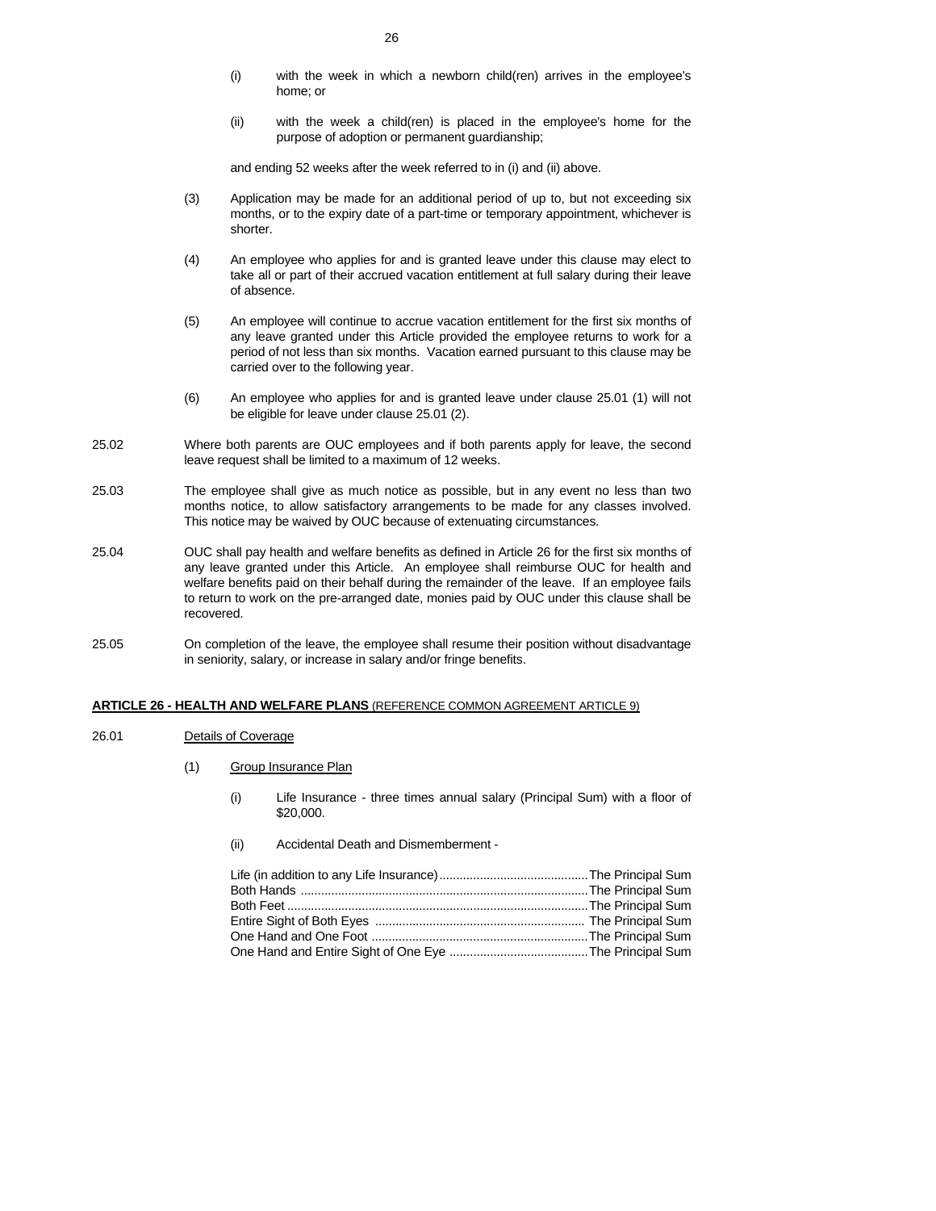(i) with the week in which a newborn child(ren) arrives in the employee's home; or

(ii) with the week a child(ren) is placed in the employee's home for the purpose of adoption or permanent guardianship;

and ending 52 weeks after the week referred to in (i) and (ii) above.

(3) Application may be made for an additional period of up to, but not exceeding six months, or to the expiry date of a part-time or temporary appointment, whichever is shorter.

(4) An employee who applies for and is granted leave under this clause may elect to take all or part of their accrued vacation entitlement at full salary during their leave of absence.

(5) An employee will continue to accrue vacation entitlement for the first six months of any leave granted under this Article provided the employee returns to work for a period of not less than six months. Vacation earned pursuant to this clause may be carried over to the following year.

(6) An employee who applies for and is granted leave under clause 25.01 (1) will not be eligible for leave under clause 25.01 (2).

25.02 Where both parents are OUC employees and if both parents apply for leave, the second leave request shall be limited to a maximum of 12 weeks.

25.03 The employee shall give as much notice as possible, but in any event no less than two months notice, to allow satisfactory arrangements to be made for any classes involved. This notice may be waived by OUC because of extenuating circumstances.

25.04 OUC shall pay health and welfare benefits as defined in Article 26 for the first six months of any leave granted under this Article. An employee shall reimburse OUC for health and welfare benefits paid on their behalf during the remainder of the leave. If an employee fails to return to work on the pre-arranged date, monies paid by OUC under this clause shall be recovered.

25.05 On completion of the leave, the employee shall resume their position without disadvantage in seniority, salary, or increase in salary and/or fringe benefits.

## ARTICLE 26 - HEALTH AND WELFARE PLANS (REFERENCE COMMON AGREEMENT ARTICLE 9)

26.01 Details of Coverage

(1) Group Insurance Plan

(i) Life Insurance - three times annual salary (Principal Sum) with a floor of $20,000.

(ii) Accidental Death and Dismemberment -

| | |
|---|---|
| Life (in addition to any Life Insurance) | The Principal Sum |
| Both Hands | The Principal Sum |
| Both Feet | The Principal Sum |
| Entire Sight of Both Eyes | The Principal Sum |
| One Hand and One Foot | The Principal Sum |
| One Hand and Entire Sight of One Eye | The Principal Sum |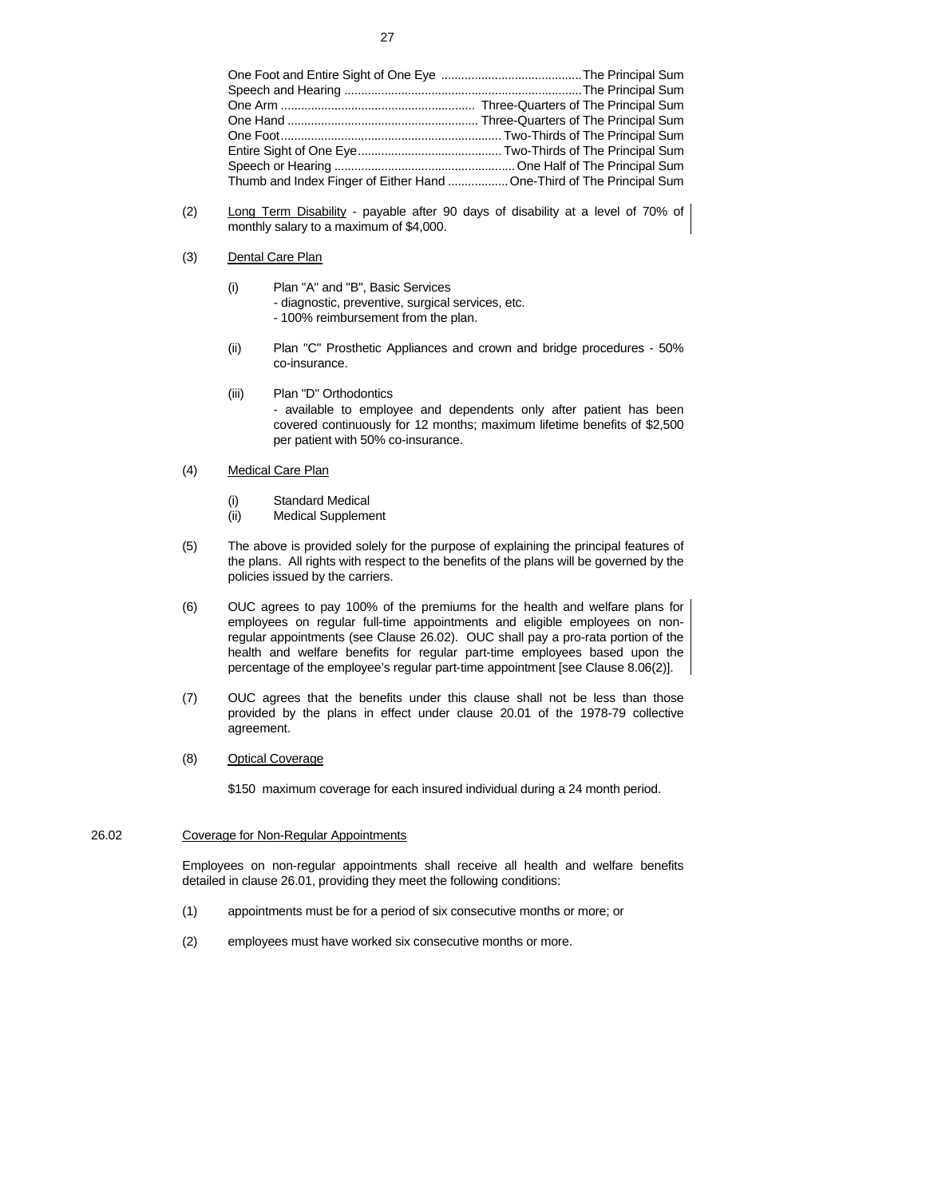| | |
|---|---|
| One Foot and Entire Sight of One Eye | The Principal Sum |
| Speech and Hearing | The Principal Sum |
| One Arm | Three-Quarters of The Principal Sum |
| One Hand | Three-Quarters of The Principal Sum |
| One Foot | Two-Thirds of The Principal Sum |
| Entire Sight of One Eye | Two-Thirds of The Principal Sum |
| Speech or Hearing | One Half of The Principal Sum |
| Thumb and Index Finger of Either Hand | One-Third of The Principal Sum |

(2) Long Term Disability - payable after 90 days of disability at a level of 70% of monthly salary to a maximum of $4,000.

(3) Dental Care Plan

(i) Plan "A" and "B", Basic Services
- diagnostic, preventive, surgical services, etc.
- 100% reimbursement from the plan.

(ii) Plan "C" Prosthetic Appliances and crown and bridge procedures - 50% co-insurance.

(iii) Plan "D" Orthodontics
- available to employee and dependents only after patient has been covered continuously for 12 months; maximum lifetime benefits of $2,500 per patient with 50% co-insurance.

(4) Medical Care Plan

(i) Standard Medical
(ii) Medical Supplement

(5) The above is provided solely for the purpose of explaining the principal features of the plans. All rights with respect to the benefits of the plans will be governed by the policies issued by the carriers.

(6) OUC agrees to pay 100% of the premiums for the health and welfare plans for employees on regular full-time appointments and eligible employees on non-regular appointments (see Clause 26.02). OUC shall pay a pro-rata portion of the health and welfare benefits for regular part-time employees based upon the percentage of the employee's regular part-time appointment [see Clause 8.06(2)].

(7) OUC agrees that the benefits under this clause shall not be less than those provided by the plans in effect under clause 20.01 of the 1978-79 collective agreement.

(8) Optical Coverage

$150 maximum coverage for each insured individual during a 24 month period.

26.02 Coverage for Non-Regular Appointments

Employees on non-regular appointments shall receive all health and welfare benefits detailed in clause 26.01, providing they meet the following conditions:

(1) appointments must be for a period of six consecutive months or more; or

(2) employees must have worked six consecutive months or more.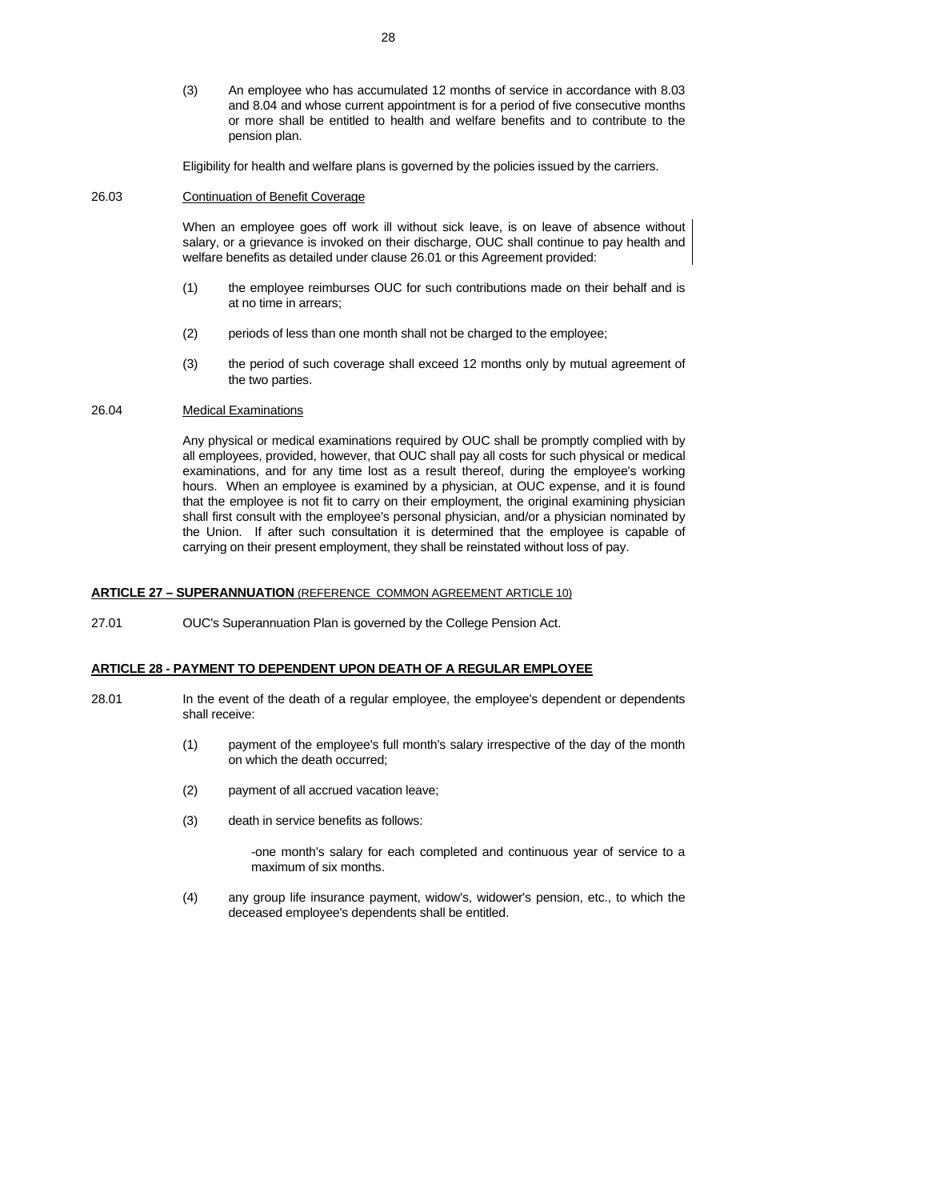(3) An employee who has accumulated 12 months of service in accordance with 8.03 and 8.04 and whose current appointment is for a period of five consecutive months or more shall be entitled to health and welfare benefits and to contribute to the pension plan.

Eligibility for health and welfare plans is governed by the policies issued by the carriers.

26.03 Continuation of Benefit Coverage

When an employee goes off work ill without sick leave, is on leave of absence without salary, or a grievance is invoked on their discharge, OUC shall continue to pay health and welfare benefits as detailed under clause 26.01 or this Agreement provided:

(1) the employee reimburses OUC for such contributions made on their behalf and is at no time in arrears;

(2) periods of less than one month shall not be charged to the employee;

(3) the period of such coverage shall exceed 12 months only by mutual agreement of the two parties.

26.04 Medical Examinations

Any physical or medical examinations required by OUC shall be promptly complied with by all employees, provided, however, that OUC shall pay all costs for such physical or medical examinations, and for any time lost as a result thereof, during the employee's working hours. When an employee is examined by a physician, at OUC expense, and it is found that the employee is not fit to carry on their employment, the original examining physician shall first consult with the employee's personal physician, and/or a physician nominated by the Union. If after such consultation it is determined that the employee is capable of carrying on their present employment, they shall be reinstated without loss of pay.

## ARTICLE 27 – SUPERANNUATION (REFERENCE COMMON AGREEMENT ARTICLE 10)

27.01 OUC's Superannuation Plan is governed by the College Pension Act.

## ARTICLE 28 - PAYMENT TO DEPENDENT UPON DEATH OF A REGULAR EMPLOYEE

28.01 In the event of the death of a regular employee, the employee's dependent or dependents shall receive:

(1) payment of the employee's full month's salary irrespective of the day of the month on which the death occurred;

(2) payment of all accrued vacation leave;

(3) death in service benefits as follows:

-one month's salary for each completed and continuous year of service to a maximum of six months.

(4) any group life insurance payment, widow's, widower's pension, etc., to which the deceased employee's dependents shall be entitled.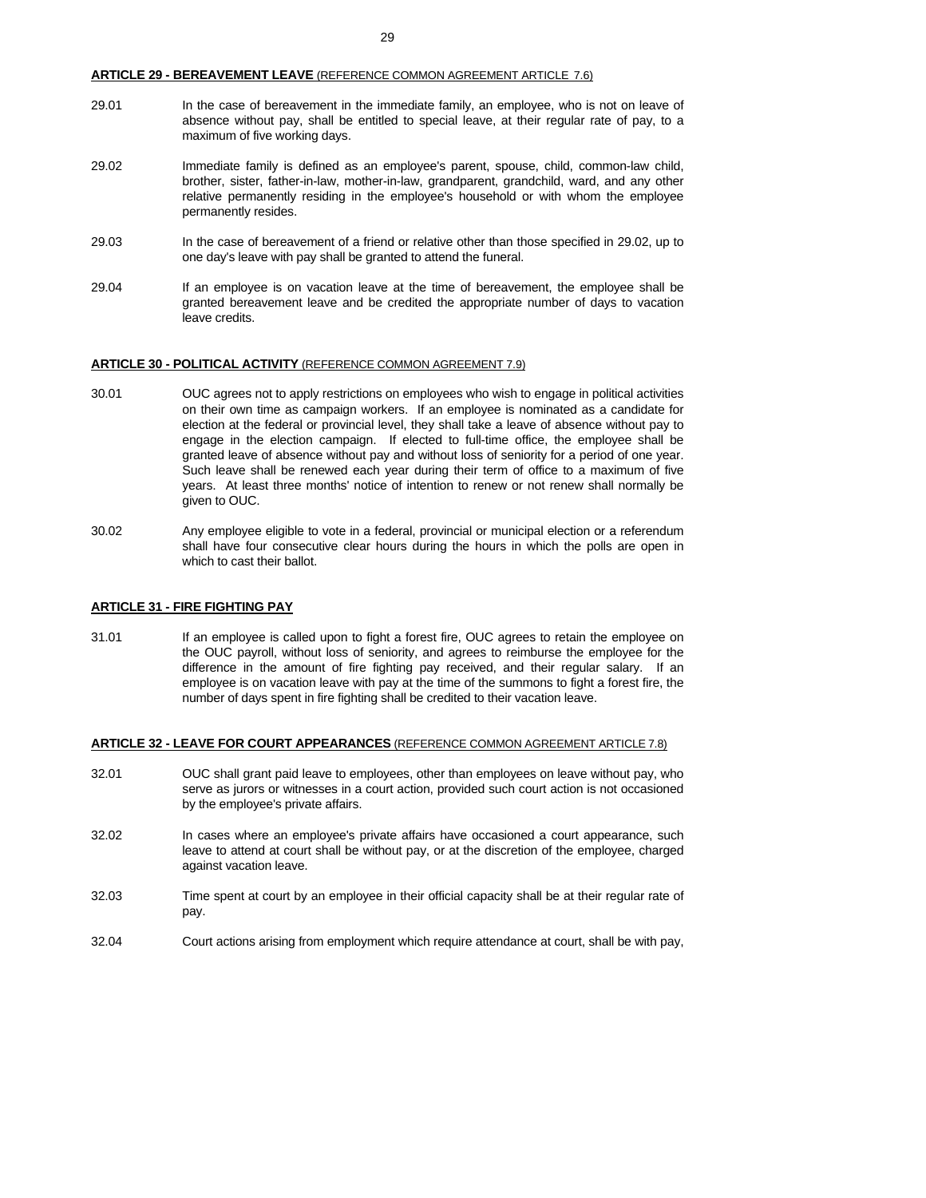**ARTICLE 29 - BEREAVEMENT LEAVE** (REFERENCE COMMON AGREEMENT ARTICLE 7.6)

29.01 In the case of bereavement in the immediate family, an employee, who is not on leave of absence without pay, shall be entitled to special leave, at their regular rate of pay, to a maximum of five working days.

29.02 Immediate family is defined as an employee's parent, spouse, child, common-law child, brother, sister, father-in-law, mother-in-law, grandparent, grandchild, ward, and any other relative permanently residing in the employee's household or with whom the employee permanently resides.

29.03 In the case of bereavement of a friend or relative other than those specified in 29.02, up to one day's leave with pay shall be granted to attend the funeral.

29.04 If an employee is on vacation leave at the time of bereavement, the employee shall be granted bereavement leave and be credited the appropriate number of days to vacation leave credits.

**ARTICLE 30 - POLITICAL ACTIVITY** (REFERENCE COMMON AGREEMENT 7.9)

30.01 OUC agrees not to apply restrictions on employees who wish to engage in political activities on their own time as campaign workers. If an employee is nominated as a candidate for election at the federal or provincial level, they shall take a leave of absence without pay to engage in the election campaign. If elected to full-time office, the employee shall be granted leave of absence without pay and without loss of seniority for a period of one year. Such leave shall be renewed each year during their term of office to a maximum of five years. At least three months' notice of intention to renew or not renew shall normally be given to OUC.

30.02 Any employee eligible to vote in a federal, provincial or municipal election or a referendum shall have four consecutive clear hours during the hours in which the polls are open in which to cast their ballot.

**ARTICLE 31 - FIRE FIGHTING PAY**

31.01 If an employee is called upon to fight a forest fire, OUC agrees to retain the employee on the OUC payroll, without loss of seniority, and agrees to reimburse the employee for the difference in the amount of fire fighting pay received, and their regular salary. If an employee is on vacation leave with pay at the time of the summons to fight a forest fire, the number of days spent in fire fighting shall be credited to their vacation leave.

**ARTICLE 32 - LEAVE FOR COURT APPEARANCES** (REFERENCE COMMON AGREEMENT ARTICLE 7.8)

32.01 OUC shall grant paid leave to employees, other than employees on leave without pay, who serve as jurors or witnesses in a court action, provided such court action is not occasioned by the employee's private affairs.

32.02 In cases where an employee's private affairs have occasioned a court appearance, such leave to attend at court shall be without pay, or at the discretion of the employee, charged against vacation leave.

32.03 Time spent at court by an employee in their official capacity shall be at their regular rate of pay.

32.04 Court actions arising from employment which require attendance at court, shall be with pay,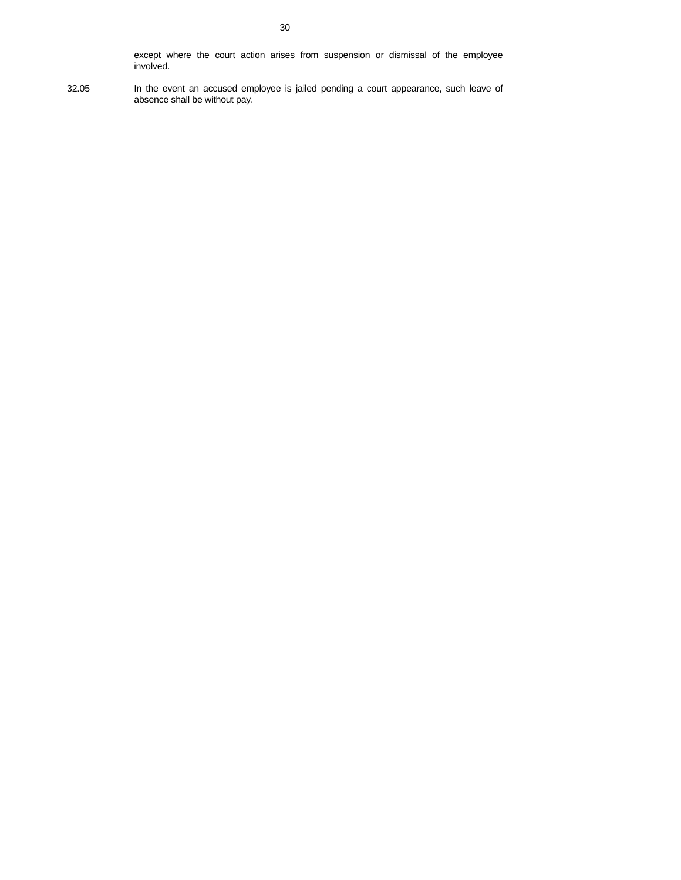except where the court action arises from suspension or dismissal of the employee involved.

32.05 In the event an accused employee is jailed pending a court appearance, such leave of absence shall be without pay.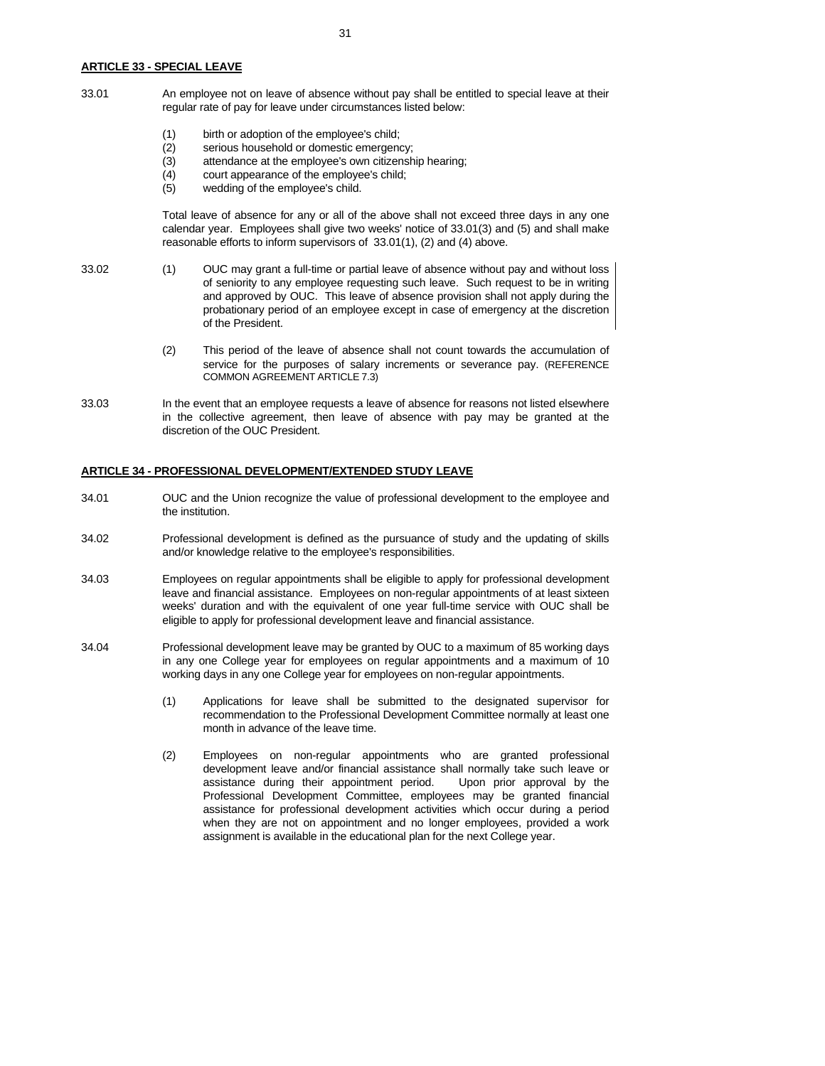## ARTICLE 33 - SPECIAL LEAVE

33.01 An employee not on leave of absence without pay shall be entitled to special leave at their regular rate of pay for leave under circumstances listed below:

(1) birth or adoption of the employee's child;
(2) serious household or domestic emergency;
(3) attendance at the employee's own citizenship hearing;
(4) court appearance of the employee's child;
(5) wedding of the employee's child.

Total leave of absence for any or all of the above shall not exceed three days in any one calendar year. Employees shall give two weeks' notice of 33.01(3) and (5) and shall make reasonable efforts to inform supervisors of 33.01(1), (2) and (4) above.

33.02 (1) OUC may grant a full-time or partial leave of absence without pay and without loss of seniority to any employee requesting such leave. Such request to be in writing and approved by OUC. This leave of absence provision shall not apply during the probationary period of an employee except in case of emergency at the discretion of the President.

(2) This period of the leave of absence shall not count towards the accumulation of service for the purposes of salary increments or severance pay. (REFERENCE COMMON AGREEMENT ARTICLE 7.3)

33.03 In the event that an employee requests a leave of absence for reasons not listed elsewhere in the collective agreement, then leave of absence with pay may be granted at the discretion of the OUC President.

## ARTICLE 34 - PROFESSIONAL DEVELOPMENT/EXTENDED STUDY LEAVE

34.01 OUC and the Union recognize the value of professional development to the employee and the institution.

34.02 Professional development is defined as the pursuance of study and the updating of skills and/or knowledge relative to the employee's responsibilities.

34.03 Employees on regular appointments shall be eligible to apply for professional development leave and financial assistance. Employees on non-regular appointments of at least sixteen weeks' duration and with the equivalent of one year full-time service with OUC shall be eligible to apply for professional development leave and financial assistance.

34.04 Professional development leave may be granted by OUC to a maximum of 85 working days in any one College year for employees on regular appointments and a maximum of 10 working days in any one College year for employees on non-regular appointments.

(1) Applications for leave shall be submitted to the designated supervisor for recommendation to the Professional Development Committee normally at least one month in advance of the leave time.

(2) Employees on non-regular appointments who are granted professional development leave and/or financial assistance shall normally take such leave or assistance during their appointment period. Upon prior approval by the Professional Development Committee, employees may be granted financial assistance for professional development activities which occur during a period when they are not on appointment and no longer employees, provided a work assignment is available in the educational plan for the next College year.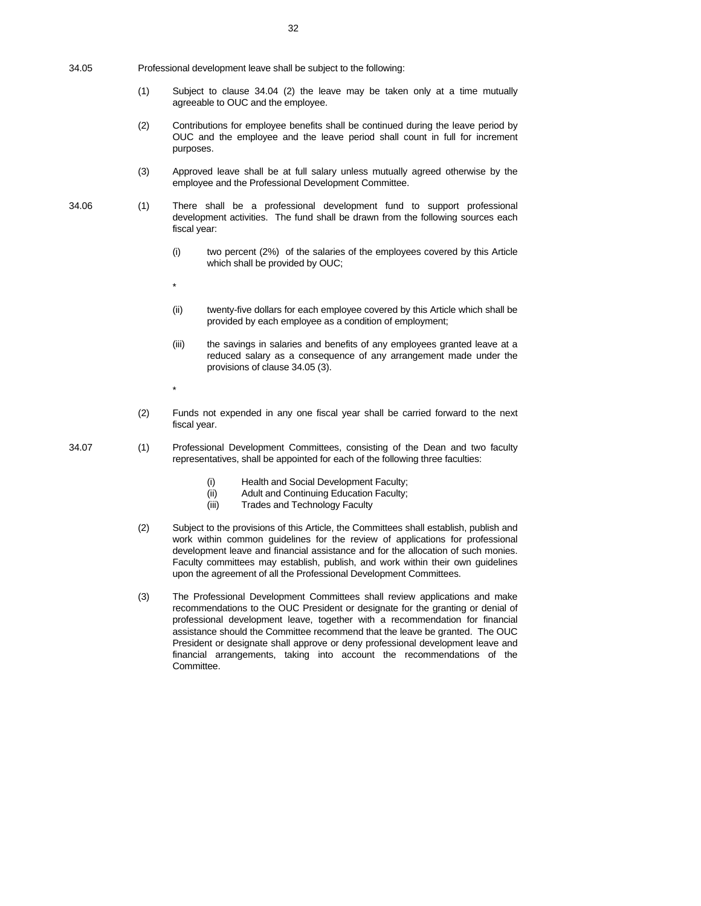34.05 Professional development leave shall be subject to the following:

(1) Subject to clause 34.04 (2) the leave may be taken only at a time mutually agreeable to OUC and the employee.

(2) Contributions for employee benefits shall be continued during the leave period by OUC and the employee and the leave period shall count in full for increment purposes.

(3) Approved leave shall be at full salary unless mutually agreed otherwise by the employee and the Professional Development Committee.

34.06 (1) There shall be a professional development fund to support professional development activities. The fund shall be drawn from the following sources each fiscal year:

(i) two percent (2%) of the salaries of the employees covered by this Article which shall be provided by OUC;

*

(ii) twenty-five dollars for each employee covered by this Article which shall be provided by each employee as a condition of employment;

(iii) the savings in salaries and benefits of any employees granted leave at a reduced salary as a consequence of any arrangement made under the provisions of clause 34.05 (3).

*

(2) Funds not expended in any one fiscal year shall be carried forward to the next fiscal year.

34.07 (1) Professional Development Committees, consisting of the Dean and two faculty representatives, shall be appointed for each of the following three faculties:

(i) Health and Social Development Faculty;
(ii) Adult and Continuing Education Faculty;
(iii) Trades and Technology Faculty

(2) Subject to the provisions of this Article, the Committees shall establish, publish and work within common guidelines for the review of applications for professional development leave and financial assistance and for the allocation of such monies. Faculty committees may establish, publish, and work within their own guidelines upon the agreement of all the Professional Development Committees.

(3) The Professional Development Committees shall review applications and make recommendations to the OUC President or designate for the granting or denial of professional development leave, together with a recommendation for financial assistance should the Committee recommend that the leave be granted. The OUC President or designate shall approve or deny professional development leave and financial arrangements, taking into account the recommendations of the Committee.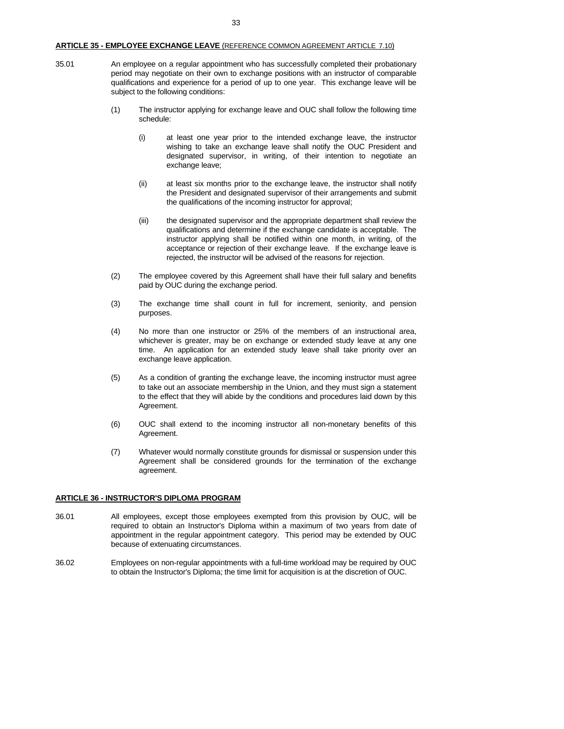**ARTICLE 35 - EMPLOYEE EXCHANGE LEAVE** (REFERENCE COMMON AGREEMENT ARTICLE 7.10)

35.01 An employee on a regular appointment who has successfully completed their probationary period may negotiate on their own to exchange positions with an instructor of comparable qualifications and experience for a period of up to one year. This exchange leave will be subject to the following conditions:

(1) The instructor applying for exchange leave and OUC shall follow the following time schedule:

(i) at least one year prior to the intended exchange leave, the instructor wishing to take an exchange leave shall notify the OUC President and designated supervisor, in writing, of their intention to negotiate an exchange leave;

(ii) at least six months prior to the exchange leave, the instructor shall notify the President and designated supervisor of their arrangements and submit the qualifications of the incoming instructor for approval;

(iii) the designated supervisor and the appropriate department shall review the qualifications and determine if the exchange candidate is acceptable. The instructor applying shall be notified within one month, in writing, of the acceptance or rejection of their exchange leave. If the exchange leave is rejected, the instructor will be advised of the reasons for rejection.

(2) The employee covered by this Agreement shall have their full salary and benefits paid by OUC during the exchange period.

(3) The exchange time shall count in full for increment, seniority, and pension purposes.

(4) No more than one instructor or 25% of the members of an instructional area, whichever is greater, may be on exchange or extended study leave at any one time. An application for an extended study leave shall take priority over an exchange leave application.

(5) As a condition of granting the exchange leave, the incoming instructor must agree to take out an associate membership in the Union, and they must sign a statement to the effect that they will abide by the conditions and procedures laid down by this Agreement.

(6) OUC shall extend to the incoming instructor all non-monetary benefits of this Agreement.

(7) Whatever would normally constitute grounds for dismissal or suspension under this Agreement shall be considered grounds for the termination of the exchange agreement.

**ARTICLE 36 - INSTRUCTOR'S DIPLOMA PROGRAM**

36.01 All employees, except those employees exempted from this provision by OUC, will be required to obtain an Instructor's Diploma within a maximum of two years from date of appointment in the regular appointment category. This period may be extended by OUC because of extenuating circumstances.

36.02 Employees on non-regular appointments with a full-time workload may be required by OUC to obtain the Instructor's Diploma; the time limit for acquisition is at the discretion of OUC.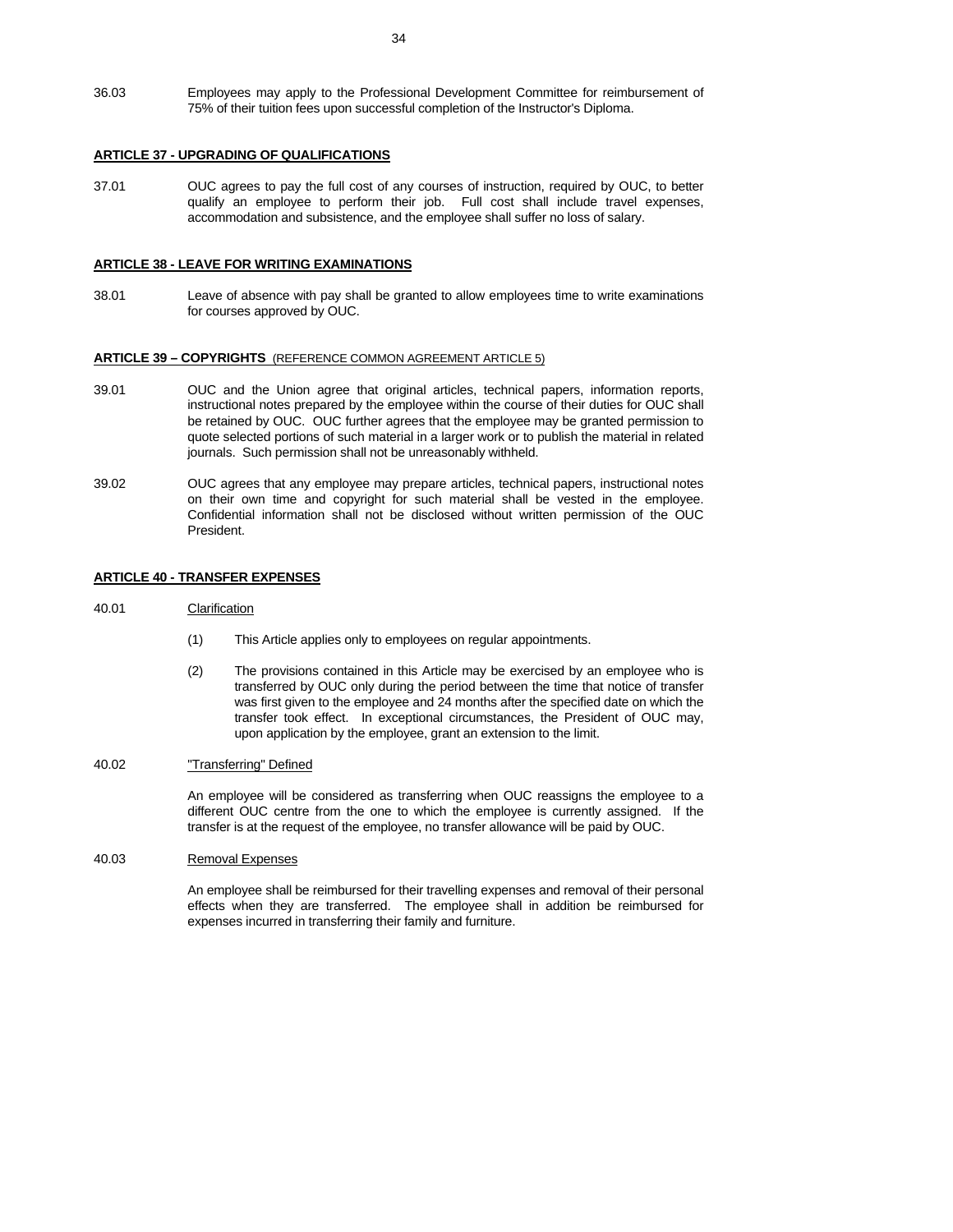36.03 Employees may apply to the Professional Development Committee for reimbursement of 75% of their tuition fees upon successful completion of the Instructor's Diploma.

## ARTICLE 37 - UPGRADING OF QUALIFICATIONS

37.01 OUC agrees to pay the full cost of any courses of instruction, required by OUC, to better qualify an employee to perform their job. Full cost shall include travel expenses, accommodation and subsistence, and the employee shall suffer no loss of salary.

## ARTICLE 38 - LEAVE FOR WRITING EXAMINATIONS

38.01 Leave of absence with pay shall be granted to allow employees time to write examinations for courses approved by OUC.

## ARTICLE 39 – COPYRIGHTS (REFERENCE COMMON AGREEMENT ARTICLE 5)

39.01 OUC and the Union agree that original articles, technical papers, information reports, instructional notes prepared by the employee within the course of their duties for OUC shall be retained by OUC. OUC further agrees that the employee may be granted permission to quote selected portions of such material in a larger work or to publish the material in related journals. Such permission shall not be unreasonably withheld.

39.02 OUC agrees that any employee may prepare articles, technical papers, instructional notes on their own time and copyright for such material shall be vested in the employee. Confidential information shall not be disclosed without written permission of the OUC President.

## ARTICLE 40 - TRANSFER EXPENSES

40.01 Clarification

(1) This Article applies only to employees on regular appointments.

(2) The provisions contained in this Article may be exercised by an employee who is transferred by OUC only during the period between the time that notice of transfer was first given to the employee and 24 months after the specified date on which the transfer took effect. In exceptional circumstances, the President of OUC may, upon application by the employee, grant an extension to the limit.

40.02 "Transferring" Defined

An employee will be considered as transferring when OUC reassigns the employee to a different OUC centre from the one to which the employee is currently assigned. If the transfer is at the request of the employee, no transfer allowance will be paid by OUC.

40.03 Removal Expenses

An employee shall be reimbursed for their travelling expenses and removal of their personal effects when they are transferred. The employee shall in addition be reimbursed for expenses incurred in transferring their family and furniture.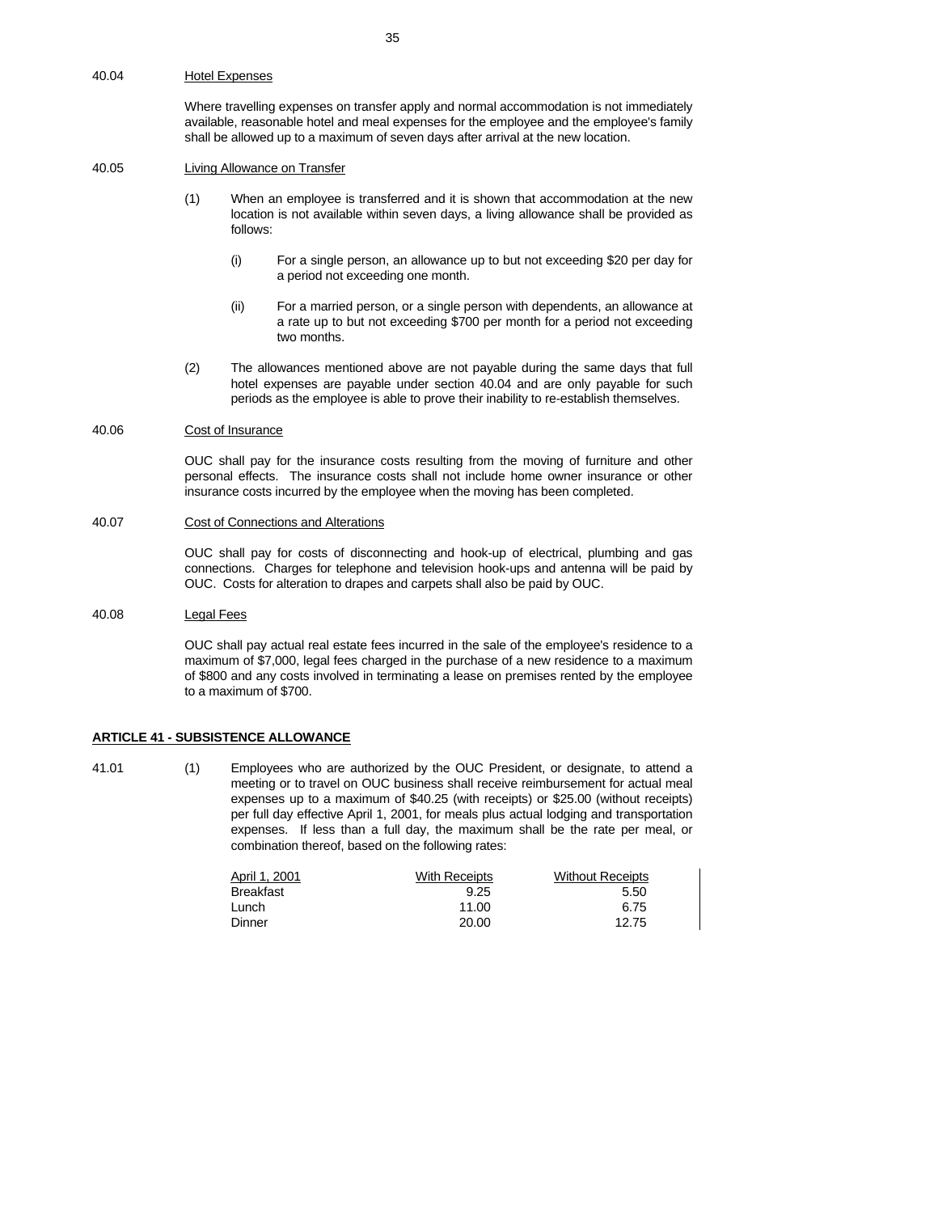40.04 Hotel Expenses

Where travelling expenses on transfer apply and normal accommodation is not immediately available, reasonable hotel and meal expenses for the employee and the employee's family shall be allowed up to a maximum of seven days after arrival at the new location.

40.05 Living Allowance on Transfer

(1) When an employee is transferred and it is shown that accommodation at the new location is not available within seven days, a living allowance shall be provided as follows:

(i) For a single person, an allowance up to but not exceeding $20 per day for a period not exceeding one month.

(ii) For a married person, or a single person with dependents, an allowance at a rate up to but not exceeding $700 per month for a period not exceeding two months.

(2) The allowances mentioned above are not payable during the same days that full hotel expenses are payable under section 40.04 and are only payable for such periods as the employee is able to prove their inability to re-establish themselves.

40.06 Cost of Insurance

OUC shall pay for the insurance costs resulting from the moving of furniture and other personal effects. The insurance costs shall not include home owner insurance or other insurance costs incurred by the employee when the moving has been completed.

40.07 Cost of Connections and Alterations

OUC shall pay for costs of disconnecting and hook-up of electrical, plumbing and gas connections. Charges for telephone and television hook-ups and antenna will be paid by OUC. Costs for alteration to drapes and carpets shall also be paid by OUC.

40.08 Legal Fees

OUC shall pay actual real estate fees incurred in the sale of the employee's residence to a maximum of $7,000, legal fees charged in the purchase of a new residence to a maximum of $800 and any costs involved in terminating a lease on premises rented by the employee to a maximum of $700.

**ARTICLE 41 - SUBSISTENCE ALLOWANCE**

41.01 (1) Employees who are authorized by the OUC President, or designate, to attend a meeting or to travel on OUC business shall receive reimbursement for actual meal expenses up to a maximum of $40.25 (with receipts) or $25.00 (without receipts) per full day effective April 1, 2001, for meals plus actual lodging and transportation expenses. If less than a full day, the maximum shall be the rate per meal, or combination thereof, based on the following rates:

| April 1, 2001 | With Receipts | Without Receipts |
|---|---|---|
| Breakfast | 9.25 | 5.50 |
| Lunch | 11.00 | 6.75 |
| Dinner | 20.00 | 12.75 |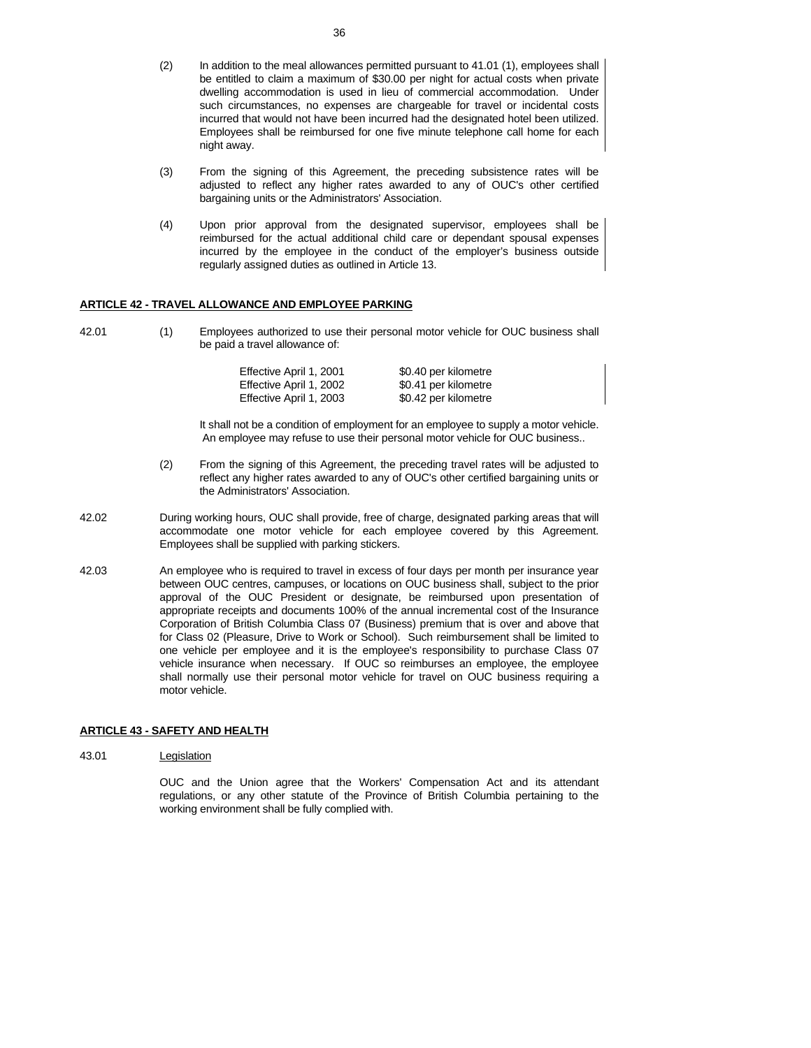(2) In addition to the meal allowances permitted pursuant to 41.01 (1), employees shall be entitled to claim a maximum of $30.00 per night for actual costs when private dwelling accommodation is used in lieu of commercial accommodation. Under such circumstances, no expenses are chargeable for travel or incidental costs incurred that would not have been incurred had the designated hotel been utilized. Employees shall be reimbursed for one five minute telephone call home for each night away.

(3) From the signing of this Agreement, the preceding subsistence rates will be adjusted to reflect any higher rates awarded to any of OUC's other certified bargaining units or the Administrators' Association.

(4) Upon prior approval from the designated supervisor, employees shall be reimbursed for the actual additional child care or dependant spousal expenses incurred by the employee in the conduct of the employer's business outside regularly assigned duties as outlined in Article 13.

## ARTICLE 42 - TRAVEL ALLOWANCE AND EMPLOYEE PARKING

42.01 (1) Employees authorized to use their personal motor vehicle for OUC business shall be paid a travel allowance of:

| | |
|---|---|
| Effective April 1, 2001 | $0.40 per kilometre |
| Effective April 1, 2002 | $0.41 per kilometre |
| Effective April 1, 2003 | $0.42 per kilometre |

It shall not be a condition of employment for an employee to supply a motor vehicle. An employee may refuse to use their personal motor vehicle for OUC business..

(2) From the signing of this Agreement, the preceding travel rates will be adjusted to reflect any higher rates awarded to any of OUC's other certified bargaining units or the Administrators' Association.

42.02 During working hours, OUC shall provide, free of charge, designated parking areas that will accommodate one motor vehicle for each employee covered by this Agreement. Employees shall be supplied with parking stickers.

42.03 An employee who is required to travel in excess of four days per month per insurance year between OUC centres, campuses, or locations on OUC business shall, subject to the prior approval of the OUC President or designate, be reimbursed upon presentation of appropriate receipts and documents 100% of the annual incremental cost of the Insurance Corporation of British Columbia Class 07 (Business) premium that is over and above that for Class 02 (Pleasure, Drive to Work or School). Such reimbursement shall be limited to one vehicle per employee and it is the employee's responsibility to purchase Class 07 vehicle insurance when necessary. If OUC so reimburses an employee, the employee shall normally use their personal motor vehicle for travel on OUC business requiring a motor vehicle.

## ARTICLE 43 - SAFETY AND HEALTH

43.01 Legislation

OUC and the Union agree that the Workers' Compensation Act and its attendant regulations, or any other statute of the Province of British Columbia pertaining to the working environment shall be fully complied with.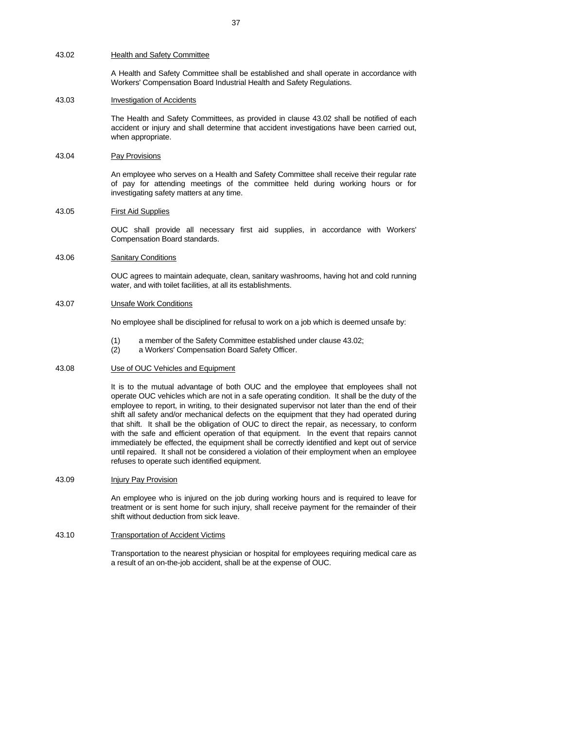43.02 Health and Safety Committee

A Health and Safety Committee shall be established and shall operate in accordance with Workers' Compensation Board Industrial Health and Safety Regulations.

43.03 Investigation of Accidents

The Health and Safety Committees, as provided in clause 43.02 shall be notified of each accident or injury and shall determine that accident investigations have been carried out, when appropriate.

43.04 Pay Provisions

An employee who serves on a Health and Safety Committee shall receive their regular rate of pay for attending meetings of the committee held during working hours or for investigating safety matters at any time.

43.05 First Aid Supplies

OUC shall provide all necessary first aid supplies, in accordance with Workers' Compensation Board standards.

43.06 Sanitary Conditions

OUC agrees to maintain adequate, clean, sanitary washrooms, having hot and cold running water, and with toilet facilities, at all its establishments.

43.07 Unsafe Work Conditions

No employee shall be disciplined for refusal to work on a job which is deemed unsafe by:

(1) a member of the Safety Committee established under clause 43.02;
(2) a Workers' Compensation Board Safety Officer.

43.08 Use of OUC Vehicles and Equipment

It is to the mutual advantage of both OUC and the employee that employees shall not operate OUC vehicles which are not in a safe operating condition. It shall be the duty of the employee to report, in writing, to their designated supervisor not later than the end of their shift all safety and/or mechanical defects on the equipment that they had operated during that shift. It shall be the obligation of OUC to direct the repair, as necessary, to conform with the safe and efficient operation of that equipment. In the event that repairs cannot immediately be effected, the equipment shall be correctly identified and kept out of service until repaired. It shall not be considered a violation of their employment when an employee refuses to operate such identified equipment.

43.09 Injury Pay Provision

An employee who is injured on the job during working hours and is required to leave for treatment or is sent home for such injury, shall receive payment for the remainder of their shift without deduction from sick leave.

43.10 Transportation of Accident Victims

Transportation to the nearest physician or hospital for employees requiring medical care as a result of an on-the-job accident, shall be at the expense of OUC.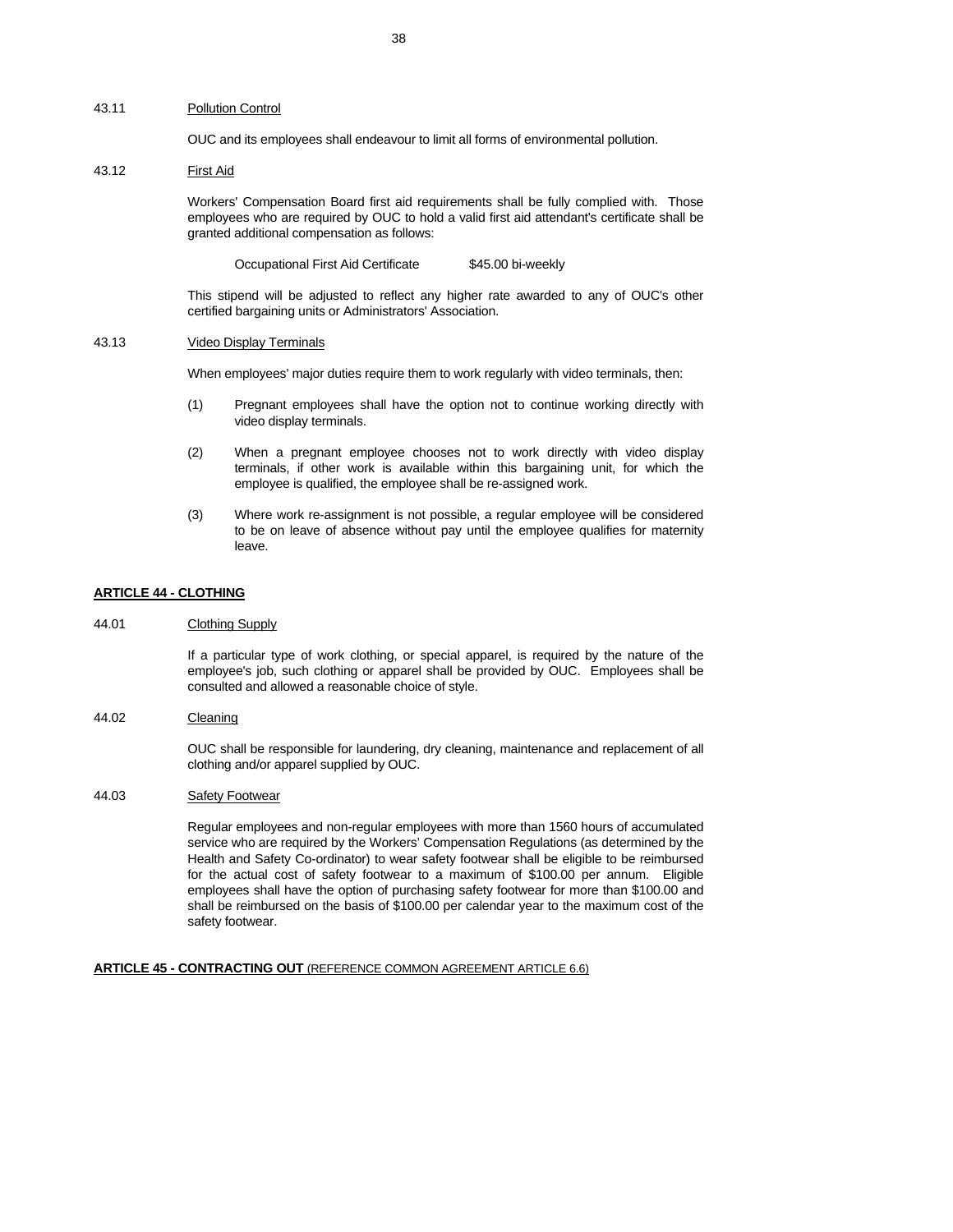43.11 Pollution Control

OUC and its employees shall endeavour to limit all forms of environmental pollution.

43.12 First Aid

Workers' Compensation Board first aid requirements shall be fully complied with. Those employees who are required by OUC to hold a valid first aid attendant's certificate shall be granted additional compensation as follows:

Occupational First Aid Certificate $45.00 bi-weekly

This stipend will be adjusted to reflect any higher rate awarded to any of OUC's other certified bargaining units or Administrators' Association.

43.13 Video Display Terminals

When employees' major duties require them to work regularly with video terminals, then:

(1) Pregnant employees shall have the option not to continue working directly with video display terminals.

(2) When a pregnant employee chooses not to work directly with video display terminals, if other work is available within this bargaining unit, for which the employee is qualified, the employee shall be re-assigned work.

(3) Where work re-assignment is not possible, a regular employee will be considered to be on leave of absence without pay until the employee qualifies for maternity leave.

## ARTICLE 44 - CLOTHING

44.01 Clothing Supply

If a particular type of work clothing, or special apparel, is required by the nature of the employee's job, such clothing or apparel shall be provided by OUC. Employees shall be consulted and allowed a reasonable choice of style.

44.02 Cleaning

OUC shall be responsible for laundering, dry cleaning, maintenance and replacement of all clothing and/or apparel supplied by OUC.

44.03 Safety Footwear

Regular employees and non-regular employees with more than 1560 hours of accumulated service who are required by the Workers' Compensation Regulations (as determined by the Health and Safety Co-ordinator) to wear safety footwear shall be eligible to be reimbursed for the actual cost of safety footwear to a maximum of $100.00 per annum. Eligible employees shall have the option of purchasing safety footwear for more than $100.00 and shall be reimbursed on the basis of $100.00 per calendar year to the maximum cost of the safety footwear.

## ARTICLE 45 - CONTRACTING OUT (REFERENCE COMMON AGREEMENT ARTICLE 6.6)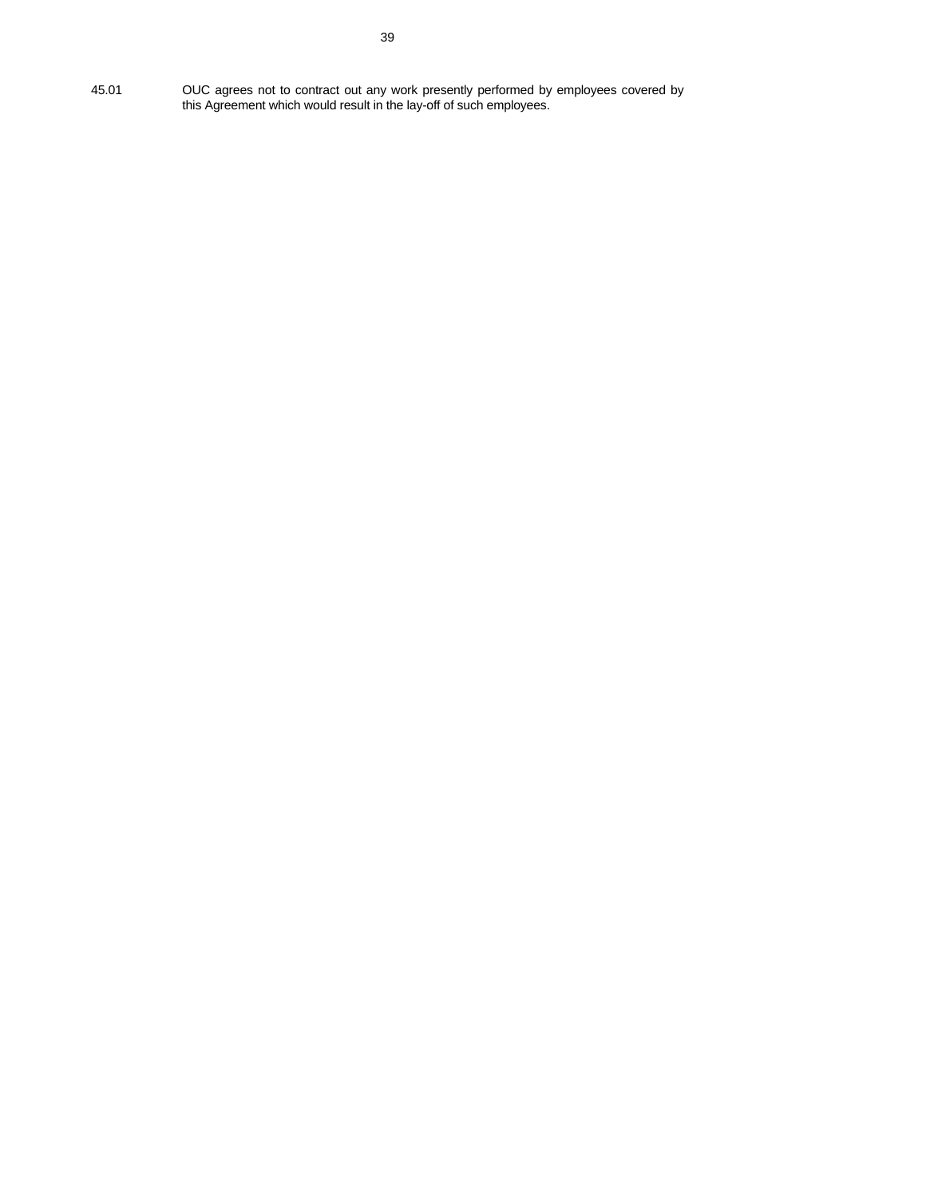45.01 OUC agrees not to contract out any work presently performed by employees covered by this Agreement which would result in the lay-off of such employees.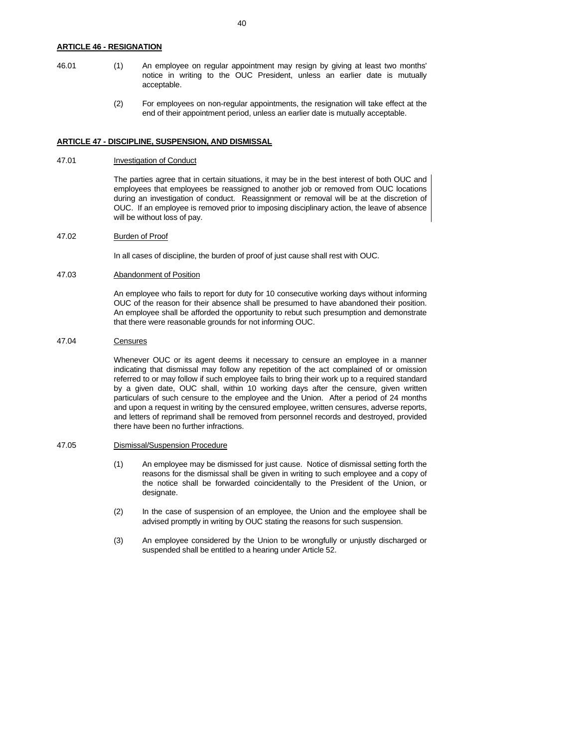**ARTICLE 46 - RESIGNATION**

46.01 (1) An employee on regular appointment may resign by giving at least two months' notice in writing to the OUC President, unless an earlier date is mutually acceptable.

(2) For employees on non-regular appointments, the resignation will take effect at the end of their appointment period, unless an earlier date is mutually acceptable.

**ARTICLE 47 - DISCIPLINE, SUSPENSION, AND DISMISSAL**

47.01 Investigation of Conduct

The parties agree that in certain situations, it may be in the best interest of both OUC and employees that employees be reassigned to another job or removed from OUC locations during an investigation of conduct. Reassignment or removal will be at the discretion of OUC. If an employee is removed prior to imposing disciplinary action, the leave of absence will be without loss of pay.

47.02 Burden of Proof

In all cases of discipline, the burden of proof of just cause shall rest with OUC.

47.03 Abandonment of Position

An employee who fails to report for duty for 10 consecutive working days without informing OUC of the reason for their absence shall be presumed to have abandoned their position. An employee shall be afforded the opportunity to rebut such presumption and demonstrate that there were reasonable grounds for not informing OUC.

47.04 Censures

Whenever OUC or its agent deems it necessary to censure an employee in a manner indicating that dismissal may follow any repetition of the act complained of or omission referred to or may follow if such employee fails to bring their work up to a required standard by a given date, OUC shall, within 10 working days after the censure, given written particulars of such censure to the employee and the Union. After a period of 24 months and upon a request in writing by the censured employee, written censures, adverse reports, and letters of reprimand shall be removed from personnel records and destroyed, provided there have been no further infractions.

47.05 Dismissal/Suspension Procedure

(1) An employee may be dismissed for just cause. Notice of dismissal setting forth the reasons for the dismissal shall be given in writing to such employee and a copy of the notice shall be forwarded coincidentally to the President of the Union, or designate.

(2) In the case of suspension of an employee, the Union and the employee shall be advised promptly in writing by OUC stating the reasons for such suspension.

(3) An employee considered by the Union to be wrongfully or unjustly discharged or suspended shall be entitled to a hearing under Article 52.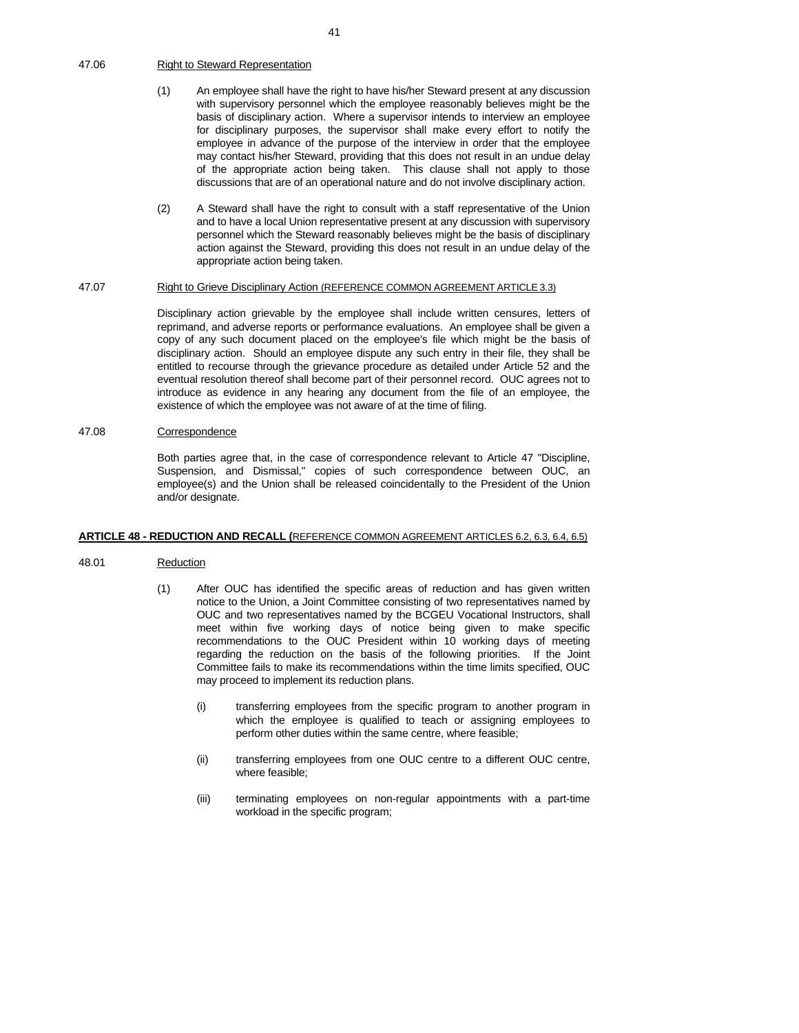47.06 Right to Steward Representation

(1) An employee shall have the right to have his/her Steward present at any discussion with supervisory personnel which the employee reasonably believes might be the basis of disciplinary action. Where a supervisor intends to interview an employee for disciplinary purposes, the supervisor shall make every effort to notify the employee in advance of the purpose of the interview in order that the employee may contact his/her Steward, providing that this does not result in an undue delay of the appropriate action being taken. This clause shall not apply to those discussions that are of an operational nature and do not involve disciplinary action.

(2) A Steward shall have the right to consult with a staff representative of the Union and to have a local Union representative present at any discussion with supervisory personnel which the Steward reasonably believes might be the basis of disciplinary action against the Steward, providing this does not result in an undue delay of the appropriate action being taken.

47.07 Right to Grieve Disciplinary Action (REFERENCE COMMON AGREEMENT ARTICLE 3.3)

Disciplinary action grievable by the employee shall include written censures, letters of reprimand, and adverse reports or performance evaluations. An employee shall be given a copy of any such document placed on the employee's file which might be the basis of disciplinary action. Should an employee dispute any such entry in their file, they shall be entitled to recourse through the grievance procedure as detailed under Article 52 and the eventual resolution thereof shall become part of their personnel record. OUC agrees not to introduce as evidence in any hearing any document from the file of an employee, the existence of which the employee was not aware of at the time of filing.

47.08 Correspondence

Both parties agree that, in the case of correspondence relevant to Article 47 "Discipline, Suspension, and Dismissal," copies of such correspondence between OUC, an employee(s) and the Union shall be released coincidentally to the President of the Union and/or designate.

## ARTICLE 48 - REDUCTION AND RECALL (REFERENCE COMMON AGREEMENT ARTICLES 6.2, 6.3, 6.4, 6.5)

48.01 Reduction

(1) After OUC has identified the specific areas of reduction and has given written notice to the Union, a Joint Committee consisting of two representatives named by OUC and two representatives named by the BCGEU Vocational Instructors, shall meet within five working days of notice being given to make specific recommendations to the OUC President within 10 working days of meeting regarding the reduction on the basis of the following priorities. If the Joint Committee fails to make its recommendations within the time limits specified, OUC may proceed to implement its reduction plans.

(i) transferring employees from the specific program to another program in which the employee is qualified to teach or assigning employees to perform other duties within the same centre, where feasible;

(ii) transferring employees from one OUC centre to a different OUC centre, where feasible;

(iii) terminating employees on non-regular appointments with a part-time workload in the specific program;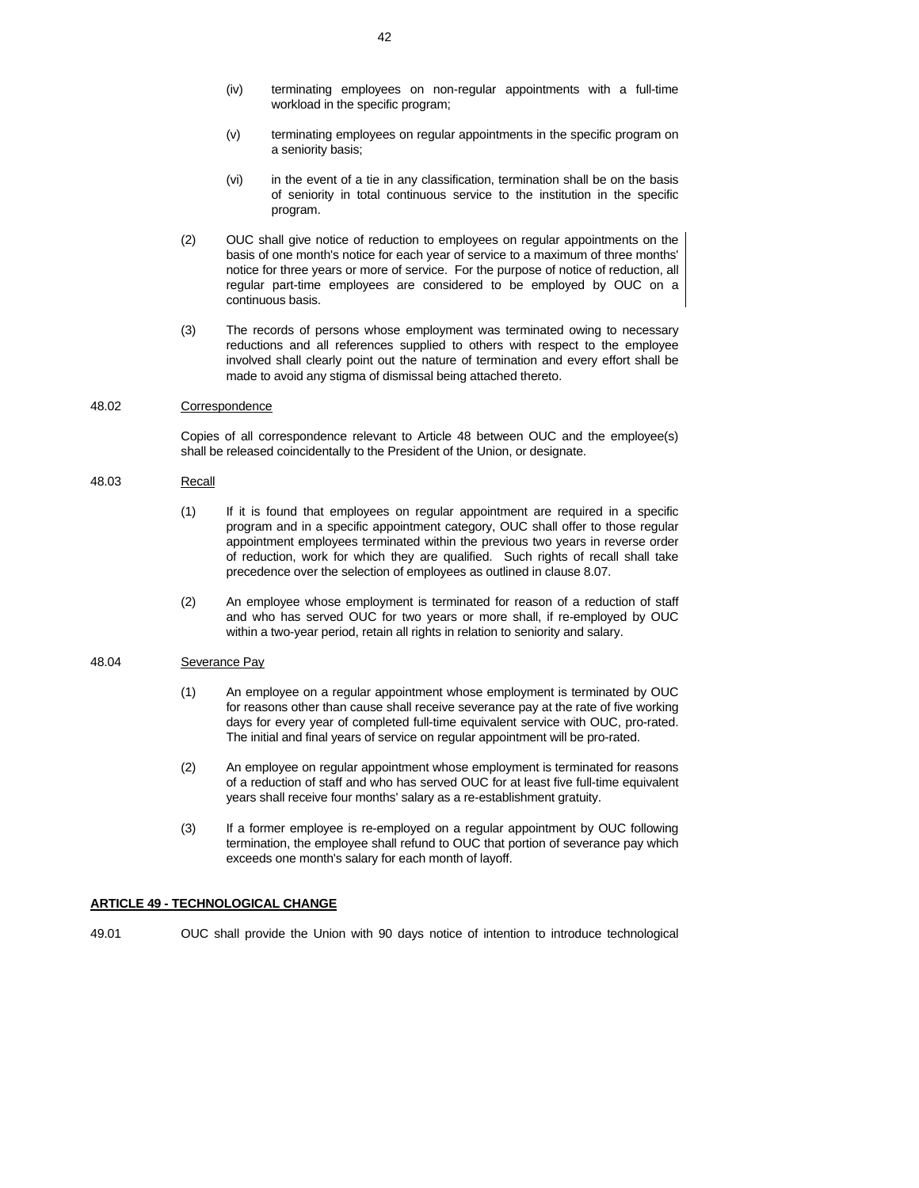(iv) terminating employees on non-regular appointments with a full-time workload in the specific program;

(v) terminating employees on regular appointments in the specific program on a seniority basis;

(vi) in the event of a tie in any classification, termination shall be on the basis of seniority in total continuous service to the institution in the specific program.

(2) OUC shall give notice of reduction to employees on regular appointments on the basis of one month's notice for each year of service to a maximum of three months' notice for three years or more of service. For the purpose of notice of reduction, all regular part-time employees are considered to be employed by OUC on a continuous basis.

(3) The records of persons whose employment was terminated owing to necessary reductions and all references supplied to others with respect to the employee involved shall clearly point out the nature of termination and every effort shall be made to avoid any stigma of dismissal being attached thereto.

48.02 Correspondence

Copies of all correspondence relevant to Article 48 between OUC and the employee(s) shall be released coincidentally to the President of the Union, or designate.

48.03 Recall

(1) If it is found that employees on regular appointment are required in a specific program and in a specific appointment category, OUC shall offer to those regular appointment employees terminated within the previous two years in reverse order of reduction, work for which they are qualified. Such rights of recall shall take precedence over the selection of employees as outlined in clause 8.07.

(2) An employee whose employment is terminated for reason of a reduction of staff and who has served OUC for two years or more shall, if re-employed by OUC within a two-year period, retain all rights in relation to seniority and salary.

48.04 Severance Pay

(1) An employee on a regular appointment whose employment is terminated by OUC for reasons other than cause shall receive severance pay at the rate of five working days for every year of completed full-time equivalent service with OUC, pro-rated. The initial and final years of service on regular appointment will be pro-rated.

(2) An employee on regular appointment whose employment is terminated for reasons of a reduction of staff and who has served OUC for at least five full-time equivalent years shall receive four months' salary as a re-establishment gratuity.

(3) If a former employee is re-employed on a regular appointment by OUC following termination, the employee shall refund to OUC that portion of severance pay which exceeds one month's salary for each month of layoff.

## ARTICLE 49 - TECHNOLOGICAL CHANGE

49.01 OUC shall provide the Union with 90 days notice of intention to introduce technological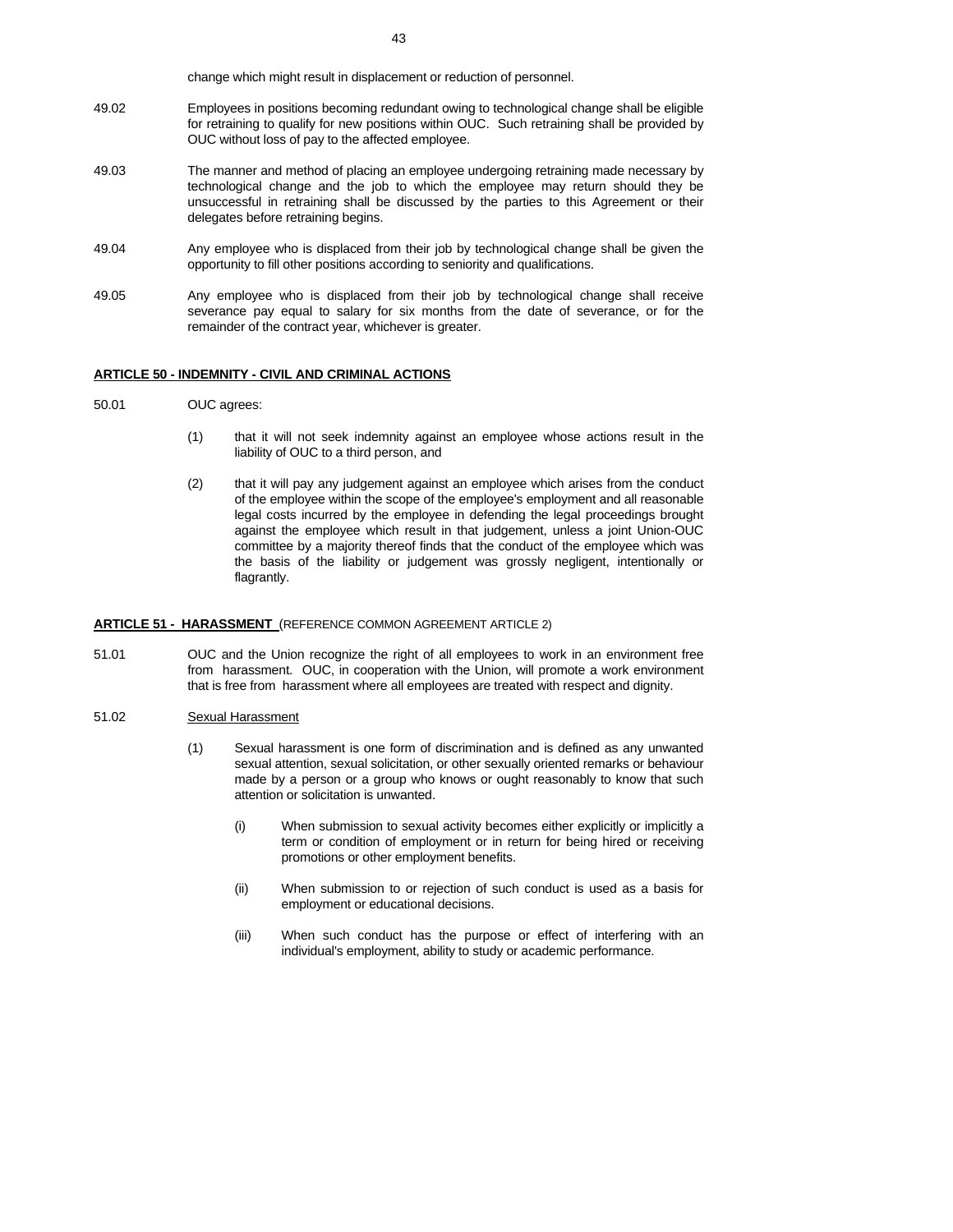change which might result in displacement or reduction of personnel.

49.02 Employees in positions becoming redundant owing to technological change shall be eligible for retraining to qualify for new positions within OUC. Such retraining shall be provided by OUC without loss of pay to the affected employee.

49.03 The manner and method of placing an employee undergoing retraining made necessary by technological change and the job to which the employee may return should they be unsuccessful in retraining shall be discussed by the parties to this Agreement or their delegates before retraining begins.

49.04 Any employee who is displaced from their job by technological change shall be given the opportunity to fill other positions according to seniority and qualifications.

49.05 Any employee who is displaced from their job by technological change shall receive severance pay equal to salary for six months from the date of severance, or for the remainder of the contract year, whichever is greater.

## ARTICLE 50 - INDEMNITY - CIVIL AND CRIMINAL ACTIONS

50.01 OUC agrees:

(1) that it will not seek indemnity against an employee whose actions result in the liability of OUC to a third person, and

(2) that it will pay any judgement against an employee which arises from the conduct of the employee within the scope of the employee's employment and all reasonable legal costs incurred by the employee in defending the legal proceedings brought against the employee which result in that judgement, unless a joint Union-OUC committee by a majority thereof finds that the conduct of the employee which was the basis of the liability or judgement was grossly negligent, intentionally or flagrantly.

## ARTICLE 51 - HARASSMENT (REFERENCE COMMON AGREEMENT ARTICLE 2)

51.01 OUC and the Union recognize the right of all employees to work in an environment free from harassment. OUC, in cooperation with the Union, will promote a work environment that is free from harassment where all employees are treated with respect and dignity.

51.02 Sexual Harassment

(1) Sexual harassment is one form of discrimination and is defined as any unwanted sexual attention, sexual solicitation, or other sexually oriented remarks or behaviour made by a person or a group who knows or ought reasonably to know that such attention or solicitation is unwanted.

(i) When submission to sexual activity becomes either explicitly or implicitly a term or condition of employment or in return for being hired or receiving promotions or other employment benefits.

(ii) When submission to or rejection of such conduct is used as a basis for employment or educational decisions.

(iii) When such conduct has the purpose or effect of interfering with an individual's employment, ability to study or academic performance.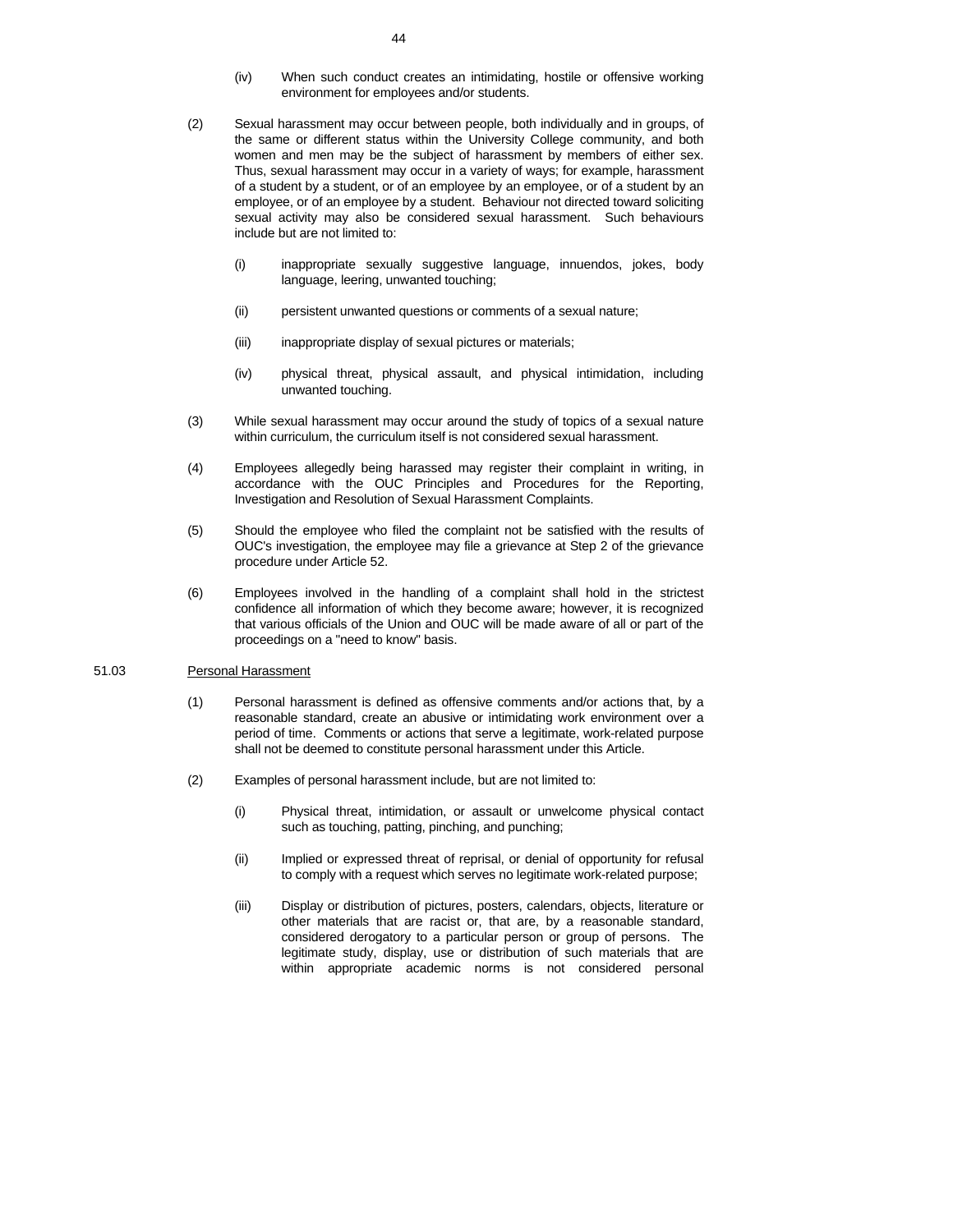(iv) When such conduct creates an intimidating, hostile or offensive working environment for employees and/or students.

(2) Sexual harassment may occur between people, both individually and in groups, of the same or different status within the University College community, and both women and men may be the subject of harassment by members of either sex. Thus, sexual harassment may occur in a variety of ways; for example, harassment of a student by a student, or of an employee by an employee, or of a student by an employee, or of an employee by a student. Behaviour not directed toward soliciting sexual activity may also be considered sexual harassment. Such behaviours include but are not limited to:

(i) inappropriate sexually suggestive language, innuendos, jokes, body language, leering, unwanted touching;

(ii) persistent unwanted questions or comments of a sexual nature;

(iii) inappropriate display of sexual pictures or materials;

(iv) physical threat, physical assault, and physical intimidation, including unwanted touching.

(3) While sexual harassment may occur around the study of topics of a sexual nature within curriculum, the curriculum itself is not considered sexual harassment.

(4) Employees allegedly being harassed may register their complaint in writing, in accordance with the OUC Principles and Procedures for the Reporting, Investigation and Resolution of Sexual Harassment Complaints.

(5) Should the employee who filed the complaint not be satisfied with the results of OUC's investigation, the employee may file a grievance at Step 2 of the grievance procedure under Article 52.

(6) Employees involved in the handling of a complaint shall hold in the strictest confidence all information of which they become aware; however, it is recognized that various officials of the Union and OUC will be made aware of all or part of the proceedings on a "need to know" basis.

51.03 Personal Harassment

(1) Personal harassment is defined as offensive comments and/or actions that, by a reasonable standard, create an abusive or intimidating work environment over a period of time. Comments or actions that serve a legitimate, work-related purpose shall not be deemed to constitute personal harassment under this Article.

(2) Examples of personal harassment include, but are not limited to:

(i) Physical threat, intimidation, or assault or unwelcome physical contact such as touching, patting, pinching, and punching;

(ii) Implied or expressed threat of reprisal, or denial of opportunity for refusal to comply with a request which serves no legitimate work-related purpose;

(iii) Display or distribution of pictures, posters, calendars, objects, literature or other materials that are racist or, that are, by a reasonable standard, considered derogatory to a particular person or group of persons. The legitimate study, display, use or distribution of such materials that are within appropriate academic norms is not considered personal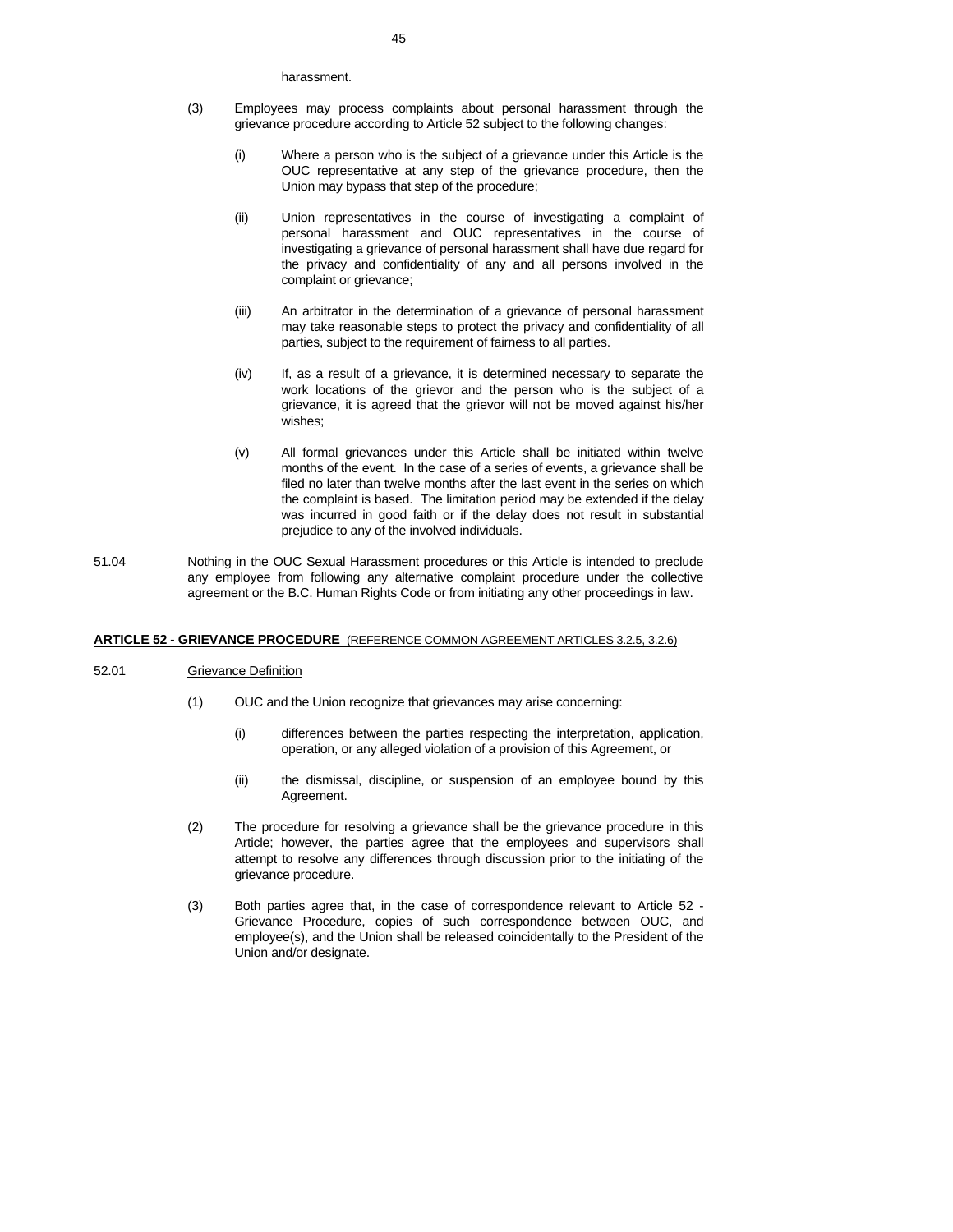harassment.

(3) Employees may process complaints about personal harassment through the grievance procedure according to Article 52 subject to the following changes:

(i) Where a person who is the subject of a grievance under this Article is the OUC representative at any step of the grievance procedure, then the Union may bypass that step of the procedure;

(ii) Union representatives in the course of investigating a complaint of personal harassment and OUC representatives in the course of investigating a grievance of personal harassment shall have due regard for the privacy and confidentiality of any and all persons involved in the complaint or grievance;

(iii) An arbitrator in the determination of a grievance of personal harassment may take reasonable steps to protect the privacy and confidentiality of all parties, subject to the requirement of fairness to all parties.

(iv) If, as a result of a grievance, it is determined necessary to separate the work locations of the grievor and the person who is the subject of a grievance, it is agreed that the grievor will not be moved against his/her wishes;

(v) All formal grievances under this Article shall be initiated within twelve months of the event. In the case of a series of events, a grievance shall be filed no later than twelve months after the last event in the series on which the complaint is based. The limitation period may be extended if the delay was incurred in good faith or if the delay does not result in substantial prejudice to any of the involved individuals.

51.04 Nothing in the OUC Sexual Harassment procedures or this Article is intended to preclude any employee from following any alternative complaint procedure under the collective agreement or the B.C. Human Rights Code or from initiating any other proceedings in law.

## ARTICLE 52 - GRIEVANCE PROCEDURE (REFERENCE COMMON AGREEMENT ARTICLES 3.2.5, 3.2.6)

52.01 Grievance Definition

(1) OUC and the Union recognize that grievances may arise concerning:

(i) differences between the parties respecting the interpretation, application, operation, or any alleged violation of a provision of this Agreement, or

(ii) the dismissal, discipline, or suspension of an employee bound by this Agreement.

(2) The procedure for resolving a grievance shall be the grievance procedure in this Article; however, the parties agree that the employees and supervisors shall attempt to resolve any differences through discussion prior to the initiating of the grievance procedure.

(3) Both parties agree that, in the case of correspondence relevant to Article 52 - Grievance Procedure, copies of such correspondence between OUC, and employee(s), and the Union shall be released coincidentally to the President of the Union and/or designate.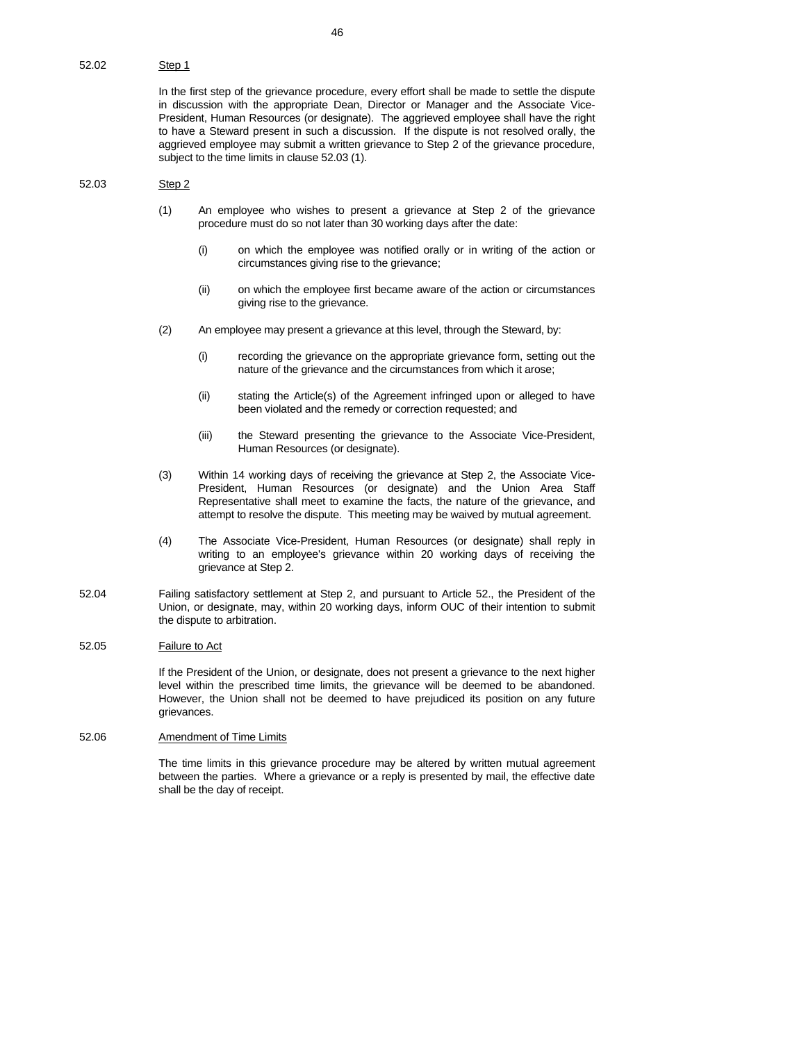52.02 Step 1

In the first step of the grievance procedure, every effort shall be made to settle the dispute in discussion with the appropriate Dean, Director or Manager and the Associate Vice-President, Human Resources (or designate). The aggrieved employee shall have the right to have a Steward present in such a discussion. If the dispute is not resolved orally, the aggrieved employee may submit a written grievance to Step 2 of the grievance procedure, subject to the time limits in clause 52.03 (1).

52.03 Step 2

(1) An employee who wishes to present a grievance at Step 2 of the grievance procedure must do so not later than 30 working days after the date:

(i) on which the employee was notified orally or in writing of the action or circumstances giving rise to the grievance;

(ii) on which the employee first became aware of the action or circumstances giving rise to the grievance.

(2) An employee may present a grievance at this level, through the Steward, by:

(i) recording the grievance on the appropriate grievance form, setting out the nature of the grievance and the circumstances from which it arose;

(ii) stating the Article(s) of the Agreement infringed upon or alleged to have been violated and the remedy or correction requested; and

(iii) the Steward presenting the grievance to the Associate Vice-President, Human Resources (or designate).

(3) Within 14 working days of receiving the grievance at Step 2, the Associate Vice-President, Human Resources (or designate) and the Union Area Staff Representative shall meet to examine the facts, the nature of the grievance, and attempt to resolve the dispute. This meeting may be waived by mutual agreement.

(4) The Associate Vice-President, Human Resources (or designate) shall reply in writing to an employee's grievance within 20 working days of receiving the grievance at Step 2.

52.04 Failing satisfactory settlement at Step 2, and pursuant to Article 52., the President of the Union, or designate, may, within 20 working days, inform OUC of their intention to submit the dispute to arbitration.

52.05 Failure to Act

If the President of the Union, or designate, does not present a grievance to the next higher level within the prescribed time limits, the grievance will be deemed to be abandoned. However, the Union shall not be deemed to have prejudiced its position on any future grievances.

52.06 Amendment of Time Limits

The time limits in this grievance procedure may be altered by written mutual agreement between the parties. Where a grievance or a reply is presented by mail, the effective date shall be the day of receipt.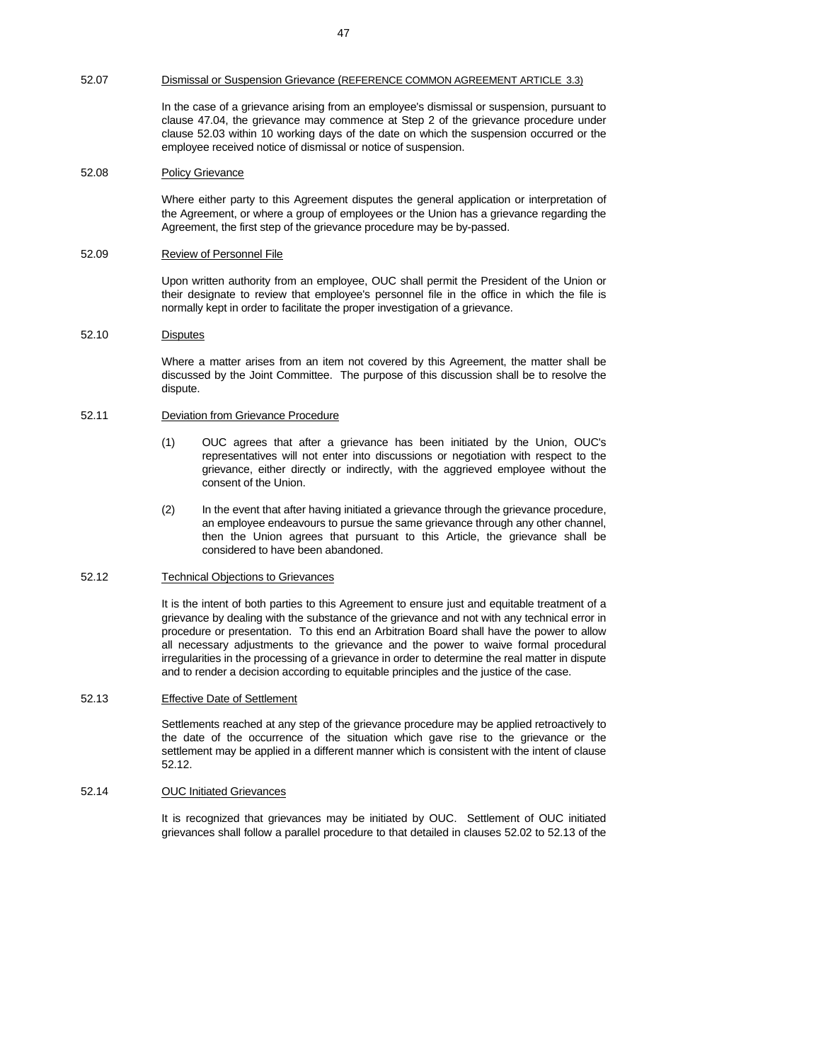52.07 Dismissal or Suspension Grievance (REFERENCE COMMON AGREEMENT ARTICLE 3.3)

In the case of a grievance arising from an employee's dismissal or suspension, pursuant to clause 47.04, the grievance may commence at Step 2 of the grievance procedure under clause 52.03 within 10 working days of the date on which the suspension occurred or the employee received notice of dismissal or notice of suspension.

52.08 Policy Grievance

Where either party to this Agreement disputes the general application or interpretation of the Agreement, or where a group of employees or the Union has a grievance regarding the Agreement, the first step of the grievance procedure may be by-passed.

52.09 Review of Personnel File

Upon written authority from an employee, OUC shall permit the President of the Union or their designate to review that employee's personnel file in the office in which the file is normally kept in order to facilitate the proper investigation of a grievance.

52.10 Disputes

Where a matter arises from an item not covered by this Agreement, the matter shall be discussed by the Joint Committee. The purpose of this discussion shall be to resolve the dispute.

52.11 Deviation from Grievance Procedure

(1) OUC agrees that after a grievance has been initiated by the Union, OUC's representatives will not enter into discussions or negotiation with respect to the grievance, either directly or indirectly, with the aggrieved employee without the consent of the Union.

(2) In the event that after having initiated a grievance through the grievance procedure, an employee endeavours to pursue the same grievance through any other channel, then the Union agrees that pursuant to this Article, the grievance shall be considered to have been abandoned.

52.12 Technical Objections to Grievances

It is the intent of both parties to this Agreement to ensure just and equitable treatment of a grievance by dealing with the substance of the grievance and not with any technical error in procedure or presentation. To this end an Arbitration Board shall have the power to allow all necessary adjustments to the grievance and the power to waive formal procedural irregularities in the processing of a grievance in order to determine the real matter in dispute and to render a decision according to equitable principles and the justice of the case.

52.13 Effective Date of Settlement

Settlements reached at any step of the grievance procedure may be applied retroactively to the date of the occurrence of the situation which gave rise to the grievance or the settlement may be applied in a different manner which is consistent with the intent of clause 52.12.

52.14 OUC Initiated Grievances

It is recognized that grievances may be initiated by OUC. Settlement of OUC initiated grievances shall follow a parallel procedure to that detailed in clauses 52.02 to 52.13 of the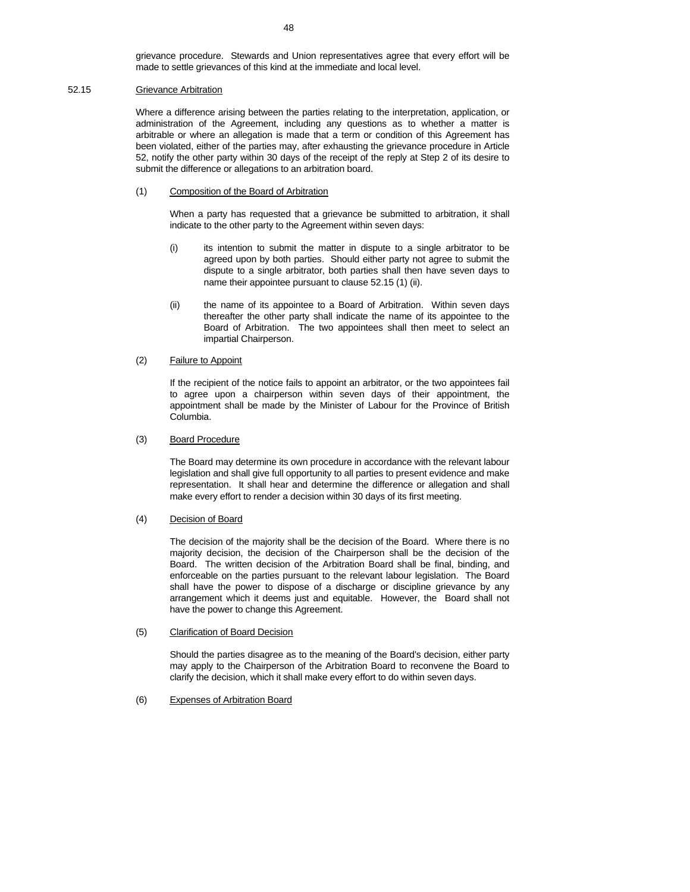grievance procedure. Stewards and Union representatives agree that every effort will be made to settle grievances of this kind at the immediate and local level.

52.15 Grievance Arbitration

Where a difference arising between the parties relating to the interpretation, application, or administration of the Agreement, including any questions as to whether a matter is arbitrable or where an allegation is made that a term or condition of this Agreement has been violated, either of the parties may, after exhausting the grievance procedure in Article 52, notify the other party within 30 days of the receipt of the reply at Step 2 of its desire to submit the difference or allegations to an arbitration board.

(1) Composition of the Board of Arbitration

When a party has requested that a grievance be submitted to arbitration, it shall indicate to the other party to the Agreement within seven days:

(i) its intention to submit the matter in dispute to a single arbitrator to be agreed upon by both parties. Should either party not agree to submit the dispute to a single arbitrator, both parties shall then have seven days to name their appointee pursuant to clause 52.15 (1) (ii).

(ii) the name of its appointee to a Board of Arbitration. Within seven days thereafter the other party shall indicate the name of its appointee to the Board of Arbitration. The two appointees shall then meet to select an impartial Chairperson.

(2) Failure to Appoint

If the recipient of the notice fails to appoint an arbitrator, or the two appointees fail to agree upon a chairperson within seven days of their appointment, the appointment shall be made by the Minister of Labour for the Province of British Columbia.

(3) Board Procedure

The Board may determine its own procedure in accordance with the relevant labour legislation and shall give full opportunity to all parties to present evidence and make representation. It shall hear and determine the difference or allegation and shall make every effort to render a decision within 30 days of its first meeting.

(4) Decision of Board

The decision of the majority shall be the decision of the Board. Where there is no majority decision, the decision of the Chairperson shall be the decision of the Board. The written decision of the Arbitration Board shall be final, binding, and enforceable on the parties pursuant to the relevant labour legislation. The Board shall have the power to dispose of a discharge or discipline grievance by any arrangement which it deems just and equitable. However, the Board shall not have the power to change this Agreement.

(5) Clarification of Board Decision

Should the parties disagree as to the meaning of the Board's decision, either party may apply to the Chairperson of the Arbitration Board to reconvene the Board to clarify the decision, which it shall make every effort to do within seven days.

(6) Expenses of Arbitration Board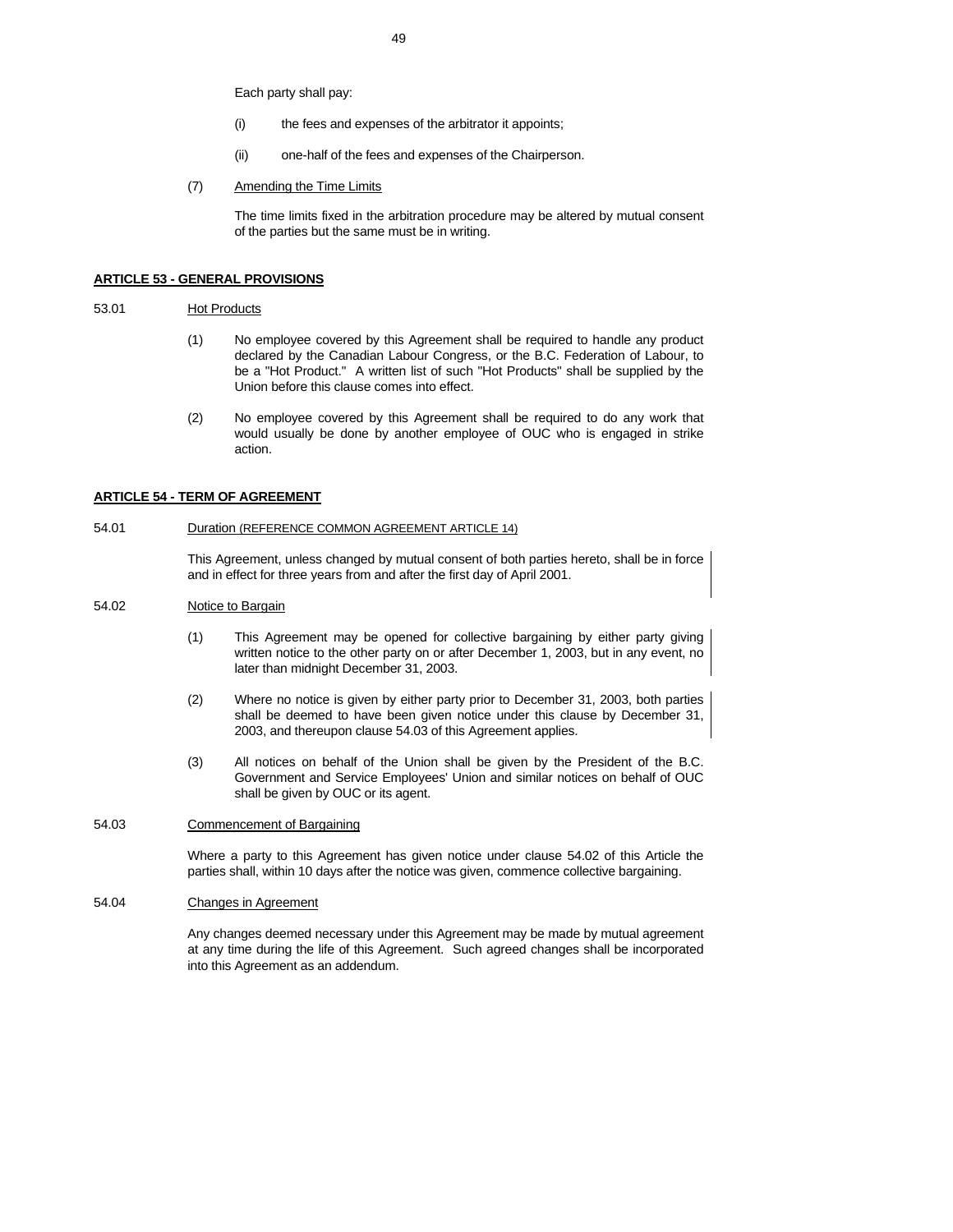Each party shall pay:

(i) the fees and expenses of the arbitrator it appoints;

(ii) one-half of the fees and expenses of the Chairperson.

(7) Amending the Time Limits

The time limits fixed in the arbitration procedure may be altered by mutual consent of the parties but the same must be in writing.

## ARTICLE 53 - GENERAL PROVISIONS

53.01 Hot Products

(1) No employee covered by this Agreement shall be required to handle any product declared by the Canadian Labour Congress, or the B.C. Federation of Labour, to be a "Hot Product." A written list of such "Hot Products" shall be supplied by the Union before this clause comes into effect.

(2) No employee covered by this Agreement shall be required to do any work that would usually be done by another employee of OUC who is engaged in strike action.

## ARTICLE 54 - TERM OF AGREEMENT

54.01 Duration (REFERENCE COMMON AGREEMENT ARTICLE 14)

This Agreement, unless changed by mutual consent of both parties hereto, shall be in force and in effect for three years from and after the first day of April 2001.

54.02 Notice to Bargain

(1) This Agreement may be opened for collective bargaining by either party giving written notice to the other party on or after December 1, 2003, but in any event, no later than midnight December 31, 2003.

(2) Where no notice is given by either party prior to December 31, 2003, both parties shall be deemed to have been given notice under this clause by December 31, 2003, and thereupon clause 54.03 of this Agreement applies.

(3) All notices on behalf of the Union shall be given by the President of the B.C. Government and Service Employees' Union and similar notices on behalf of OUC shall be given by OUC or its agent.

54.03 Commencement of Bargaining

Where a party to this Agreement has given notice under clause 54.02 of this Article the parties shall, within 10 days after the notice was given, commence collective bargaining.

54.04 Changes in Agreement

Any changes deemed necessary under this Agreement may be made by mutual agreement at any time during the life of this Agreement. Such agreed changes shall be incorporated into this Agreement as an addendum.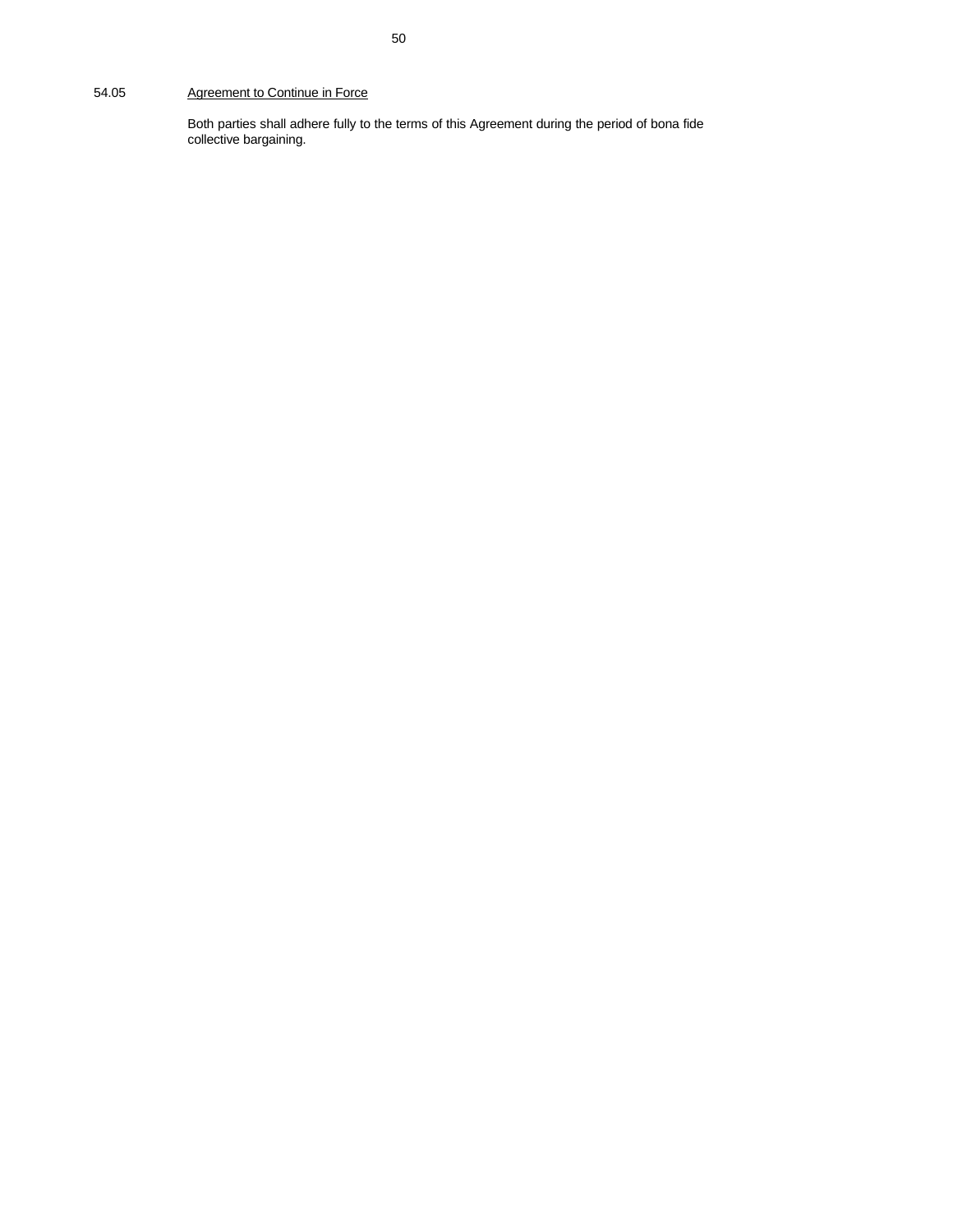54.05 <u>Agreement to Continue in Force</u>

Both parties shall adhere fully to the terms of this Agreement during the period of bona fide collective bargaining.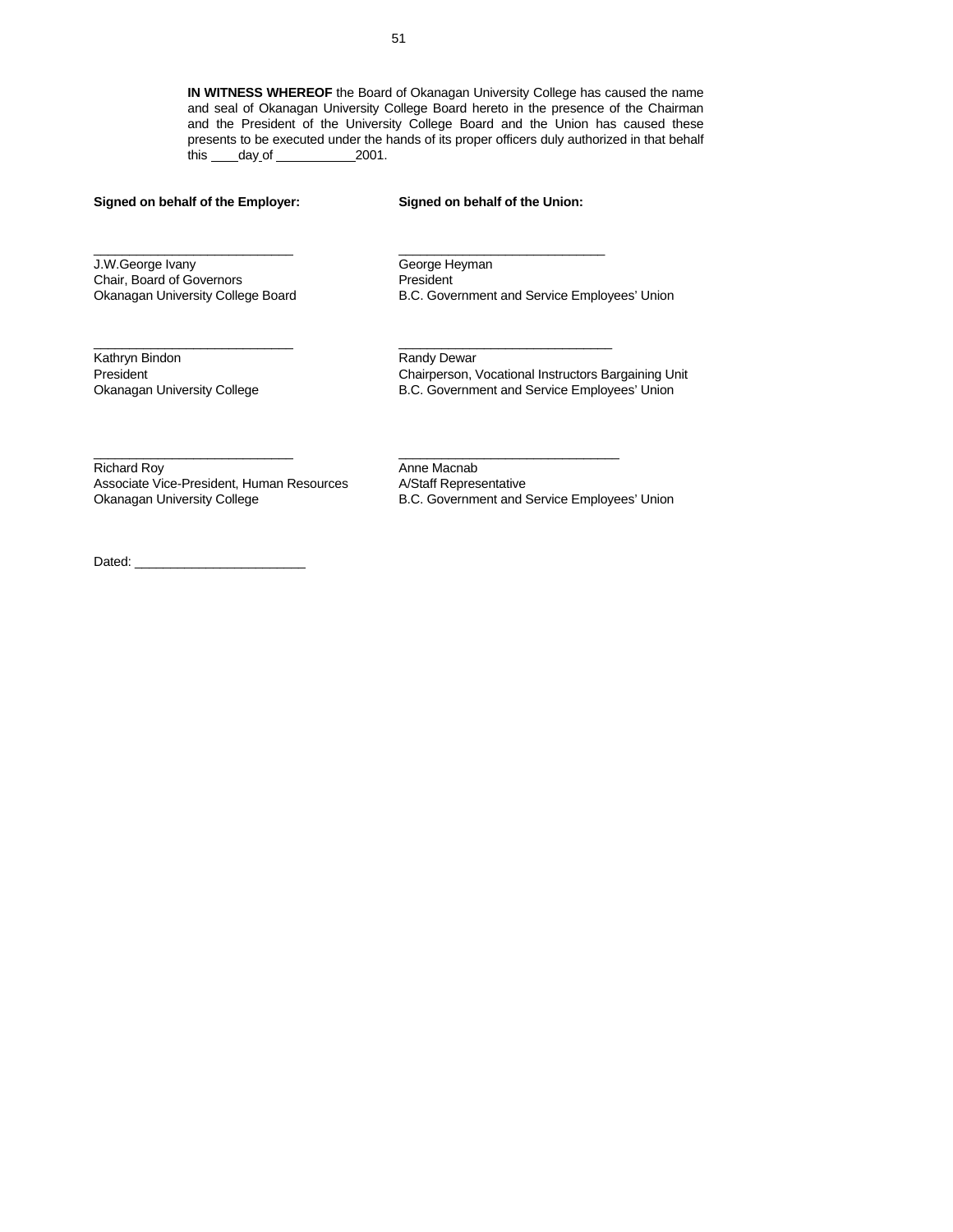**IN WITNESS WHEREOF** the Board of Okanagan University College has caused the name and seal of Okanagan University College Board hereto in the presence of the Chairman and the President of the University College Board and the Union has caused these presents to be executed under the hands of its proper officers duly authorized in that behalf this ____ day of ___________ 2001.

| **Signed on behalf of the Employer:** | **Signed on behalf of the Union:** |
|---|---|
| ____________________________ | ____________________________ |
| J.W.George Ivany<br>Chair, Board of Governors<br>Okanagan University College Board | George Heyman<br>President<br>B.C. Government and Service Employees' Union |
| ____________________________ | ____________________________ |
| Kathryn Bindon<br>President<br>Okanagan University College | Randy Dewar<br>Chairperson, Vocational Instructors Bargaining Unit<br>B.C. Government and Service Employees' Union |
| ____________________________ | ____________________________ |
| Richard Roy<br>Associate Vice-President, Human Resources<br>Okanagan University College | Anne Macnab<br>A/Staff Representative<br>B.C. Government and Service Employees' Union |

Dated: ________________________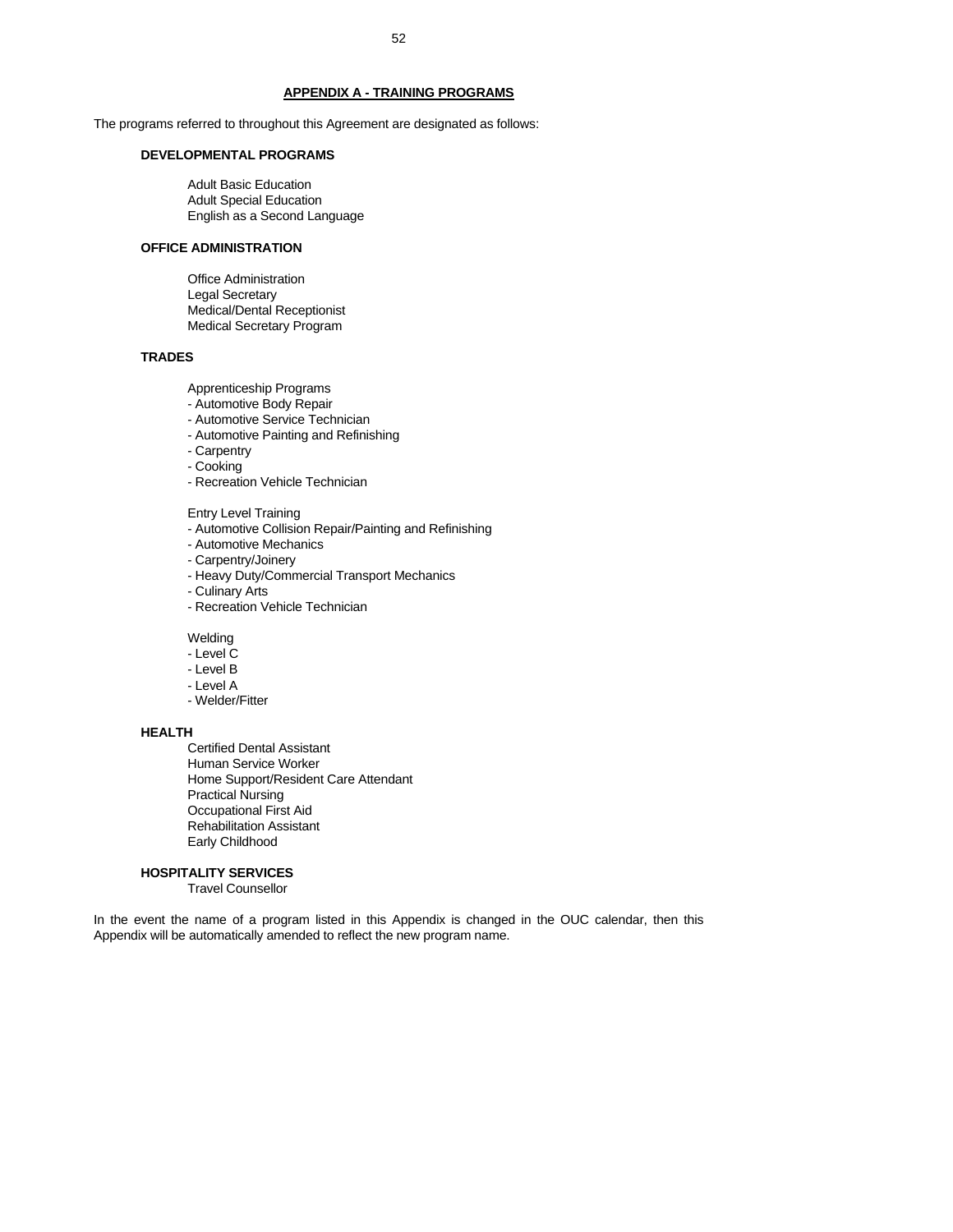## APPENDIX A - TRAINING PROGRAMS

The programs referred to throughout this Agreement are designated as follows:

### DEVELOPMENTAL PROGRAMS

Adult Basic Education
Adult Special Education
English as a Second Language

### OFFICE ADMINISTRATION

Office Administration
Legal Secretary
Medical/Dental Receptionist
Medical Secretary Program

### TRADES

Apprenticeship Programs
- Automotive Body Repair
- Automotive Service Technician
- Automotive Painting and Refinishing
- Carpentry
- Cooking
- Recreation Vehicle Technician

Entry Level Training
- Automotive Collision Repair/Painting and Refinishing
- Automotive Mechanics
- Carpentry/Joinery
- Heavy Duty/Commercial Transport Mechanics
- Culinary Arts
- Recreation Vehicle Technician

Welding
- Level C
- Level B
- Level A
- Welder/Fitter

### HEALTH

Certified Dental Assistant
Human Service Worker
Home Support/Resident Care Attendant
Practical Nursing
Occupational First Aid
Rehabilitation Assistant
Early Childhood

### HOSPITALITY SERVICES

Travel Counsellor

In the event the name of a program listed in this Appendix is changed in the OUC calendar, then this Appendix will be automatically amended to reflect the new program name.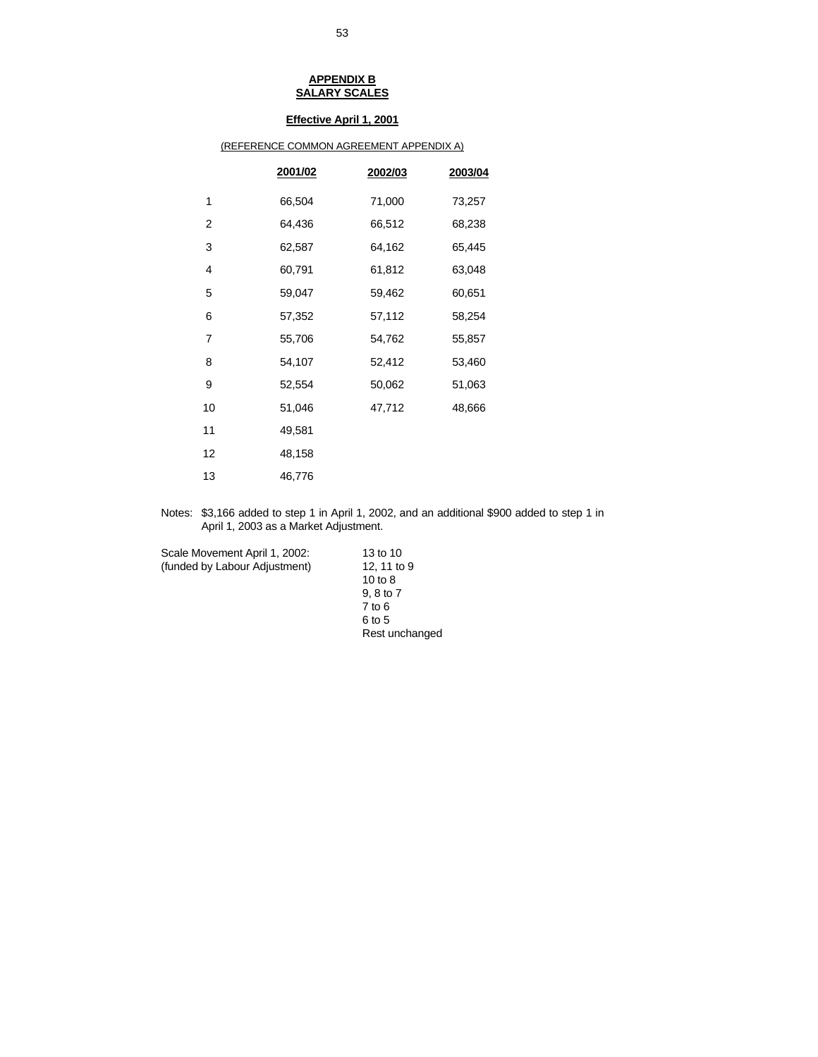## APPENDIX B
## SALARY SCALES

**Effective April 1, 2001**

(REFERENCE COMMON AGREEMENT APPENDIX A)

| | 2001/02 | 2002/03 | 2003/04 |
|---|---|---|---|
| 1 | 66,504 | 71,000 | 73,257 |
| 2 | 64,436 | 66,512 | 68,238 |
| 3 | 62,587 | 64,162 | 65,445 |
| 4 | 60,791 | 61,812 | 63,048 |
| 5 | 59,047 | 59,462 | 60,651 |
| 6 | 57,352 | 57,112 | 58,254 |
| 7 | 55,706 | 54,762 | 55,857 |
| 8 | 54,107 | 52,412 | 53,460 |
| 9 | 52,554 | 50,062 | 51,063 |
| 10 | 51,046 | 47,712 | 48,666 |
| 11 | 49,581 | | |
| 12 | 48,158 | | |
| 13 | 46,776 | | |

Notes: $3,166 added to step 1 in April 1, 2002, and an additional $900 added to step 1 in April 1, 2003 as a Market Adjustment.

Scale Movement April 1, 2002:
(funded by Labour Adjustment)

13 to 10
12, 11 to 9
10 to 8
9, 8 to 7
7 to 6
6 to 5
Rest unchanged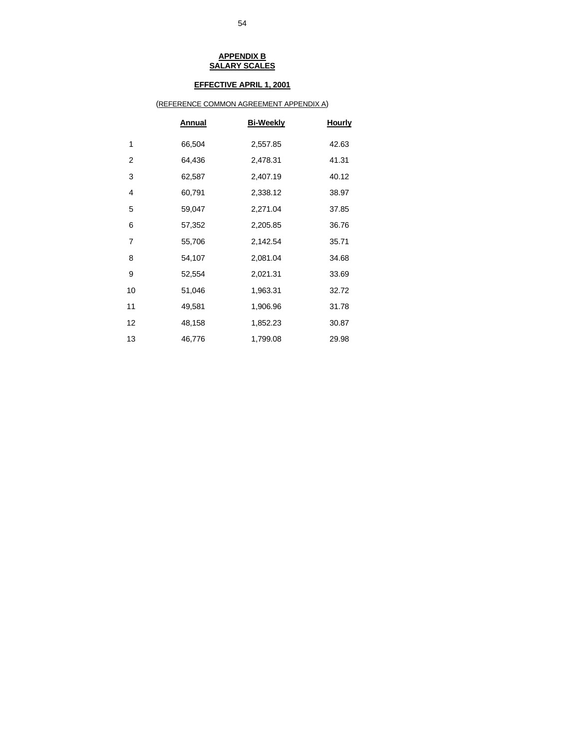# APPENDIX B
## SALARY SCALES

### EFFECTIVE APRIL 1, 2001

(REFERENCE COMMON AGREEMENT APPENDIX A)

| | Annual | Bi-Weekly | Hourly |
|---|---|---|---|
| 1 | 66,504 | 2,557.85 | 42.63 |
| 2 | 64,436 | 2,478.31 | 41.31 |
| 3 | 62,587 | 2,407.19 | 40.12 |
| 4 | 60,791 | 2,338.12 | 38.97 |
| 5 | 59,047 | 2,271.04 | 37.85 |
| 6 | 57,352 | 2,205.85 | 36.76 |
| 7 | 55,706 | 2,142.54 | 35.71 |
| 8 | 54,107 | 2,081.04 | 34.68 |
| 9 | 52,554 | 2,021.31 | 33.69 |
| 10 | 51,046 | 1,963.31 | 32.72 |
| 11 | 49,581 | 1,906.96 | 31.78 |
| 12 | 48,158 | 1,852.23 | 30.87 |
| 13 | 46,776 | 1,799.08 | 29.98 |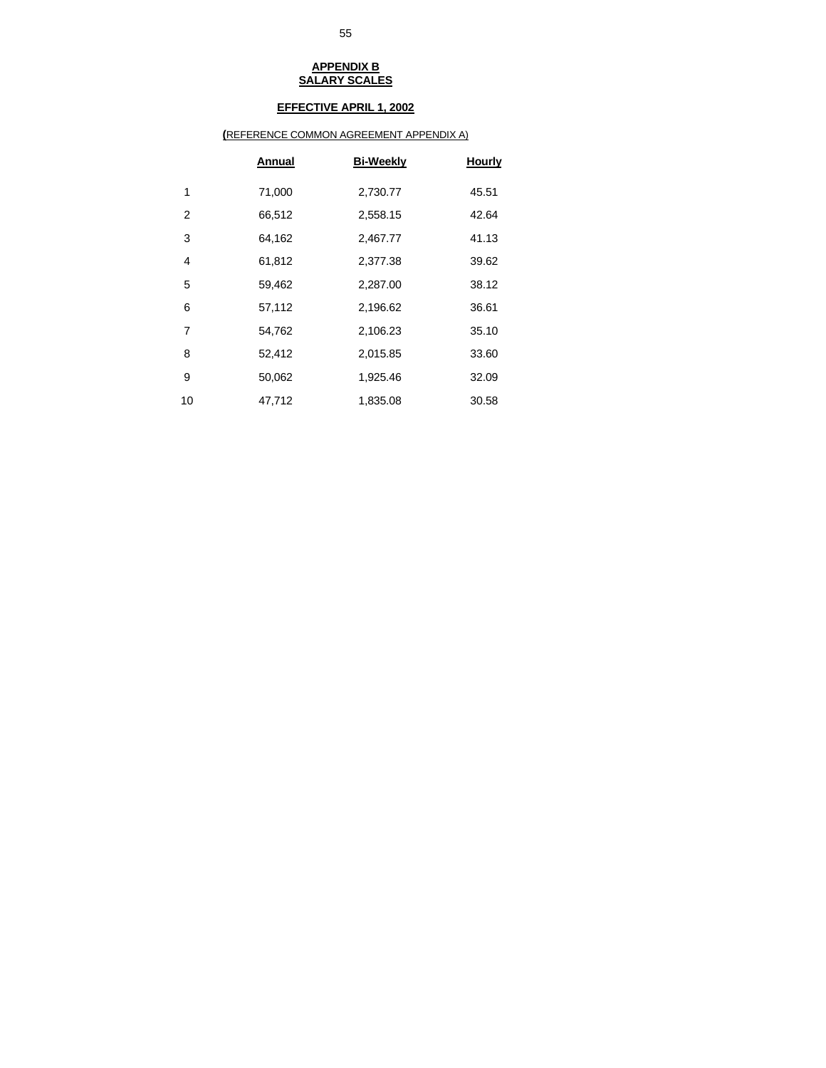# APPENDIX B
# SALARY SCALES

## EFFECTIVE APRIL 1, 2002

(REFERENCE COMMON AGREEMENT APPENDIX A)

| | Annual | Bi-Weekly | Hourly |
|---|---|---|---|
| 1 | 71,000 | 2,730.77 | 45.51 |
| 2 | 66,512 | 2,558.15 | 42.64 |
| 3 | 64,162 | 2,467.77 | 41.13 |
| 4 | 61,812 | 2,377.38 | 39.62 |
| 5 | 59,462 | 2,287.00 | 38.12 |
| 6 | 57,112 | 2,196.62 | 36.61 |
| 7 | 54,762 | 2,106.23 | 35.10 |
| 8 | 52,412 | 2,015.85 | 33.60 |
| 9 | 50,062 | 1,925.46 | 32.09 |
| 10 | 47,712 | 1,835.08 | 30.58 |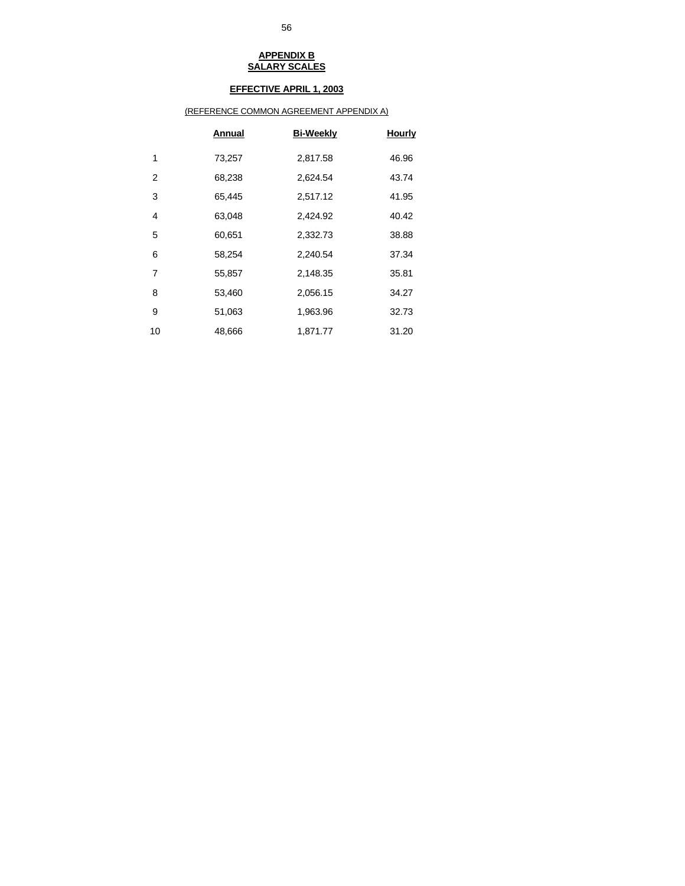# APPENDIX B
# SALARY SCALES

## EFFECTIVE APRIL 1, 2003

(REFERENCE COMMON AGREEMENT APPENDIX A)

| | Annual | Bi-Weekly | Hourly |
|---|---|---|---|
| 1 | 73,257 | 2,817.58 | 46.96 |
| 2 | 68,238 | 2,624.54 | 43.74 |
| 3 | 65,445 | 2,517.12 | 41.95 |
| 4 | 63,048 | 2,424.92 | 40.42 |
| 5 | 60,651 | 2,332.73 | 38.88 |
| 6 | 58,254 | 2,240.54 | 37.34 |
| 7 | 55,857 | 2,148.35 | 35.81 |
| 8 | 53,460 | 2,056.15 | 34.27 |
| 9 | 51,063 | 1,963.96 | 32.73 |
| 10 | 48,666 | 1,871.77 | 31.20 |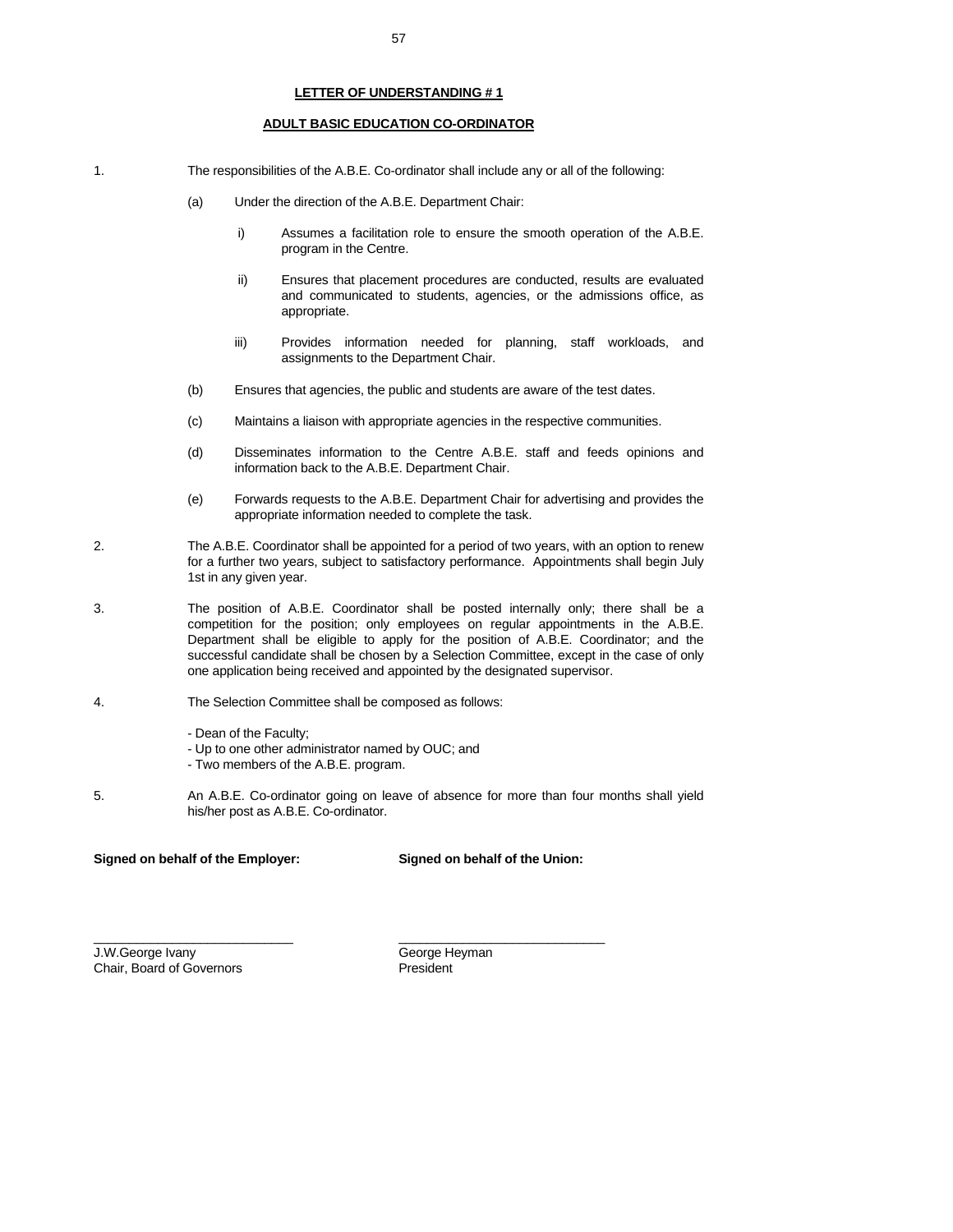## LETTER OF UNDERSTANDING # 1

### ADULT BASIC EDUCATION CO-ORDINATOR

1. The responsibilities of the A.B.E. Co-ordinator shall include any or all of the following:

   (a) Under the direction of the A.B.E. Department Chair:

   i) Assumes a facilitation role to ensure the smooth operation of the A.B.E. program in the Centre.

   ii) Ensures that placement procedures are conducted, results are evaluated and communicated to students, agencies, or the admissions office, as appropriate.

   iii) Provides information needed for planning, staff workloads, and assignments to the Department Chair.

   (b) Ensures that agencies, the public and students are aware of the test dates.

   (c) Maintains a liaison with appropriate agencies in the respective communities.

   (d) Disseminates information to the Centre A.B.E. staff and feeds opinions and information back to the A.B.E. Department Chair.

   (e) Forwards requests to the A.B.E. Department Chair for advertising and provides the appropriate information needed to complete the task.

2. The A.B.E. Coordinator shall be appointed for a period of two years, with an option to renew for a further two years, subject to satisfactory performance. Appointments shall begin July 1st in any given year.

3. The position of A.B.E. Coordinator shall be posted internally only; there shall be a competition for the position; only employees on regular appointments in the A.B.E. Department shall be eligible to apply for the position of A.B.E. Coordinator; and the successful candidate shall be chosen by a Selection Committee, except in the case of only one application being received and appointed by the designated supervisor.

4. The Selection Committee shall be composed as follows:

   - Dean of the Faculty;
   - Up to one other administrator named by OUC; and
   - Two members of the A.B.E. program.

5. An A.B.E. Co-ordinator going on leave of absence for more than four months shall yield his/her post as A.B.E. Co-ordinator.

**Signed on behalf of the Employer:**

\_\_\_\_\_\_\_\_\_\_\_\_\_\_\_\_\_\_\_\_\_\_\_\_\_\_\_
J.W.George Ivany
Chair, Board of Governors

**Signed on behalf of the Union:**

\_\_\_\_\_\_\_\_\_\_\_\_\_\_\_\_\_\_\_\_\_\_\_\_\_\_\_
George Heyman
President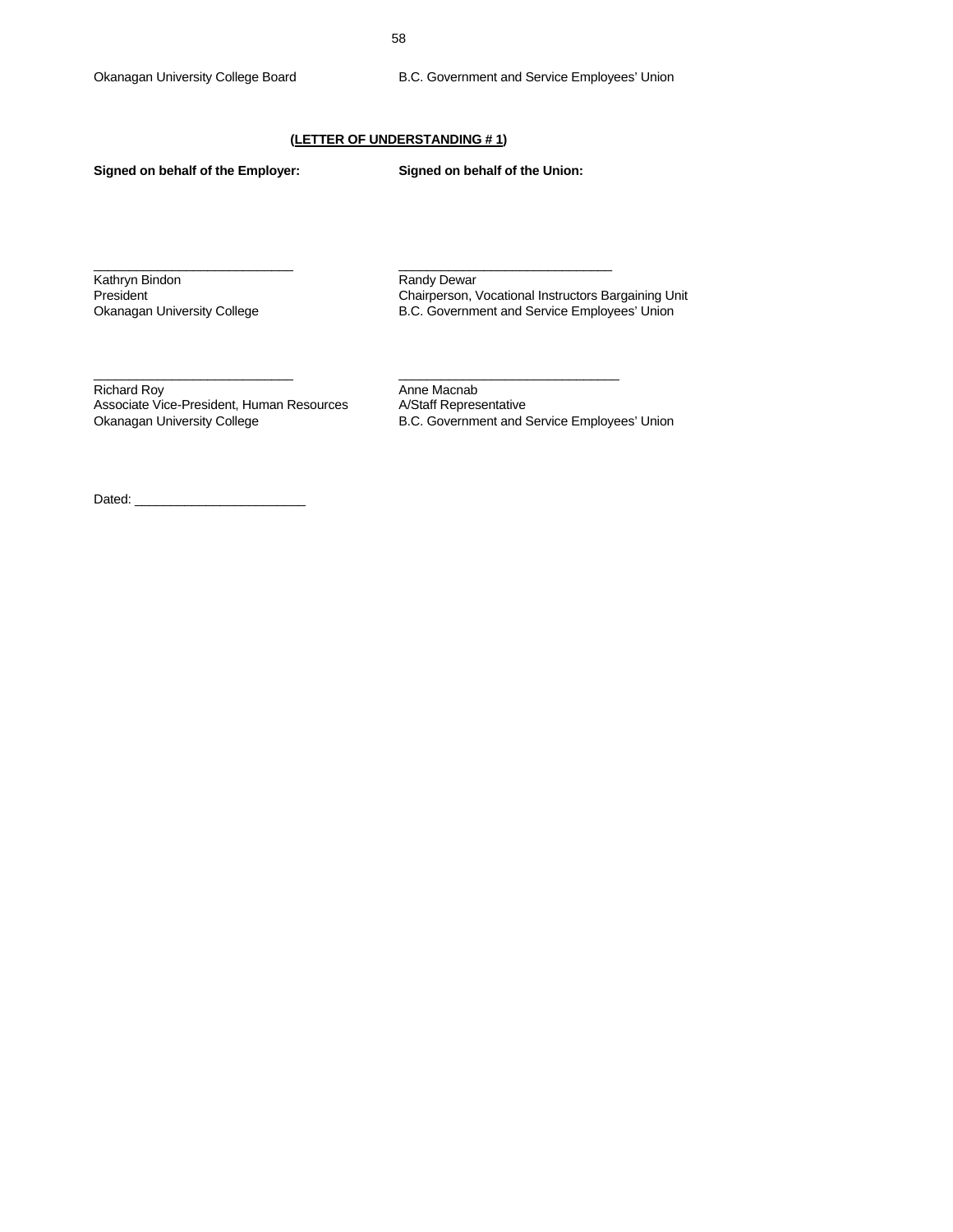Okanagan University College Board | B.C. Government and Service Employees' Union
---|---

**(LETTER OF UNDERSTANDING # 1)**

| **Signed on behalf of the Employer:** | **Signed on behalf of the Union:** |
|---|---|
| ____________________________ | ______________________________ |
| Kathryn Bindon<br>President<br>Okanagan University College | Randy Dewar<br>Chairperson, Vocational Instructors Bargaining Unit<br>B.C. Government and Service Employees' Union |
| ____________________________ | ______________________________ |
| Richard Roy<br>Associate Vice-President, Human Resources<br>Okanagan University College | Anne Macnab<br>A/Staff Representative<br>B.C. Government and Service Employees' Union |

Dated: ________________________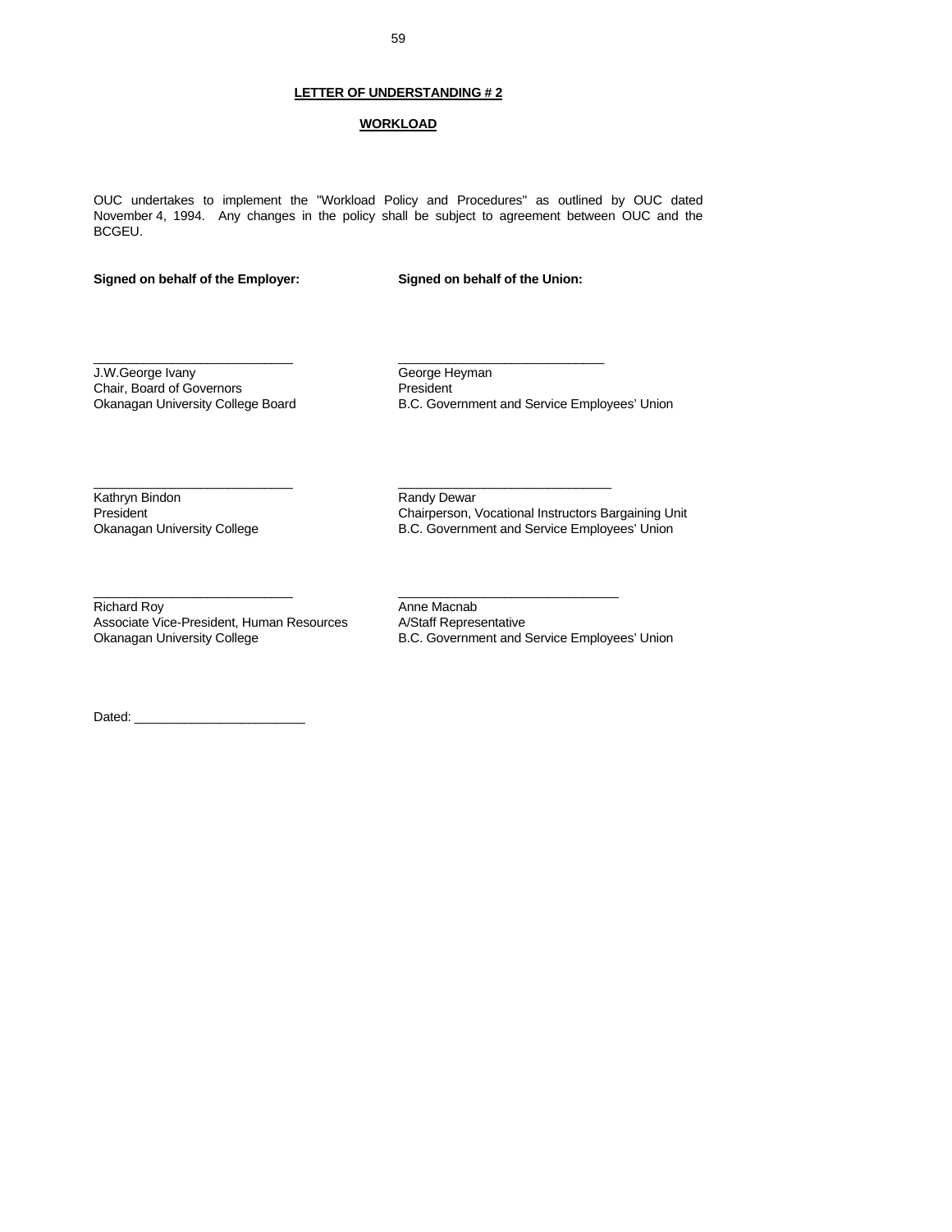**LETTER OF UNDERSTANDING # 2**

**WORKLOAD**

OUC undertakes to implement the "Workload Policy and Procedures" as outlined by OUC dated November 4, 1994. Any changes in the policy shall be subject to agreement between OUC and the BCGEU.

| **Signed on behalf of the Employer:** | **Signed on behalf of the Union:** |
|---|---|
| \_\_\_\_\_\_\_\_\_\_\_\_\_\_\_\_\_\_\_\_\_\_\_\_\_\_\_\_<br>J.W.George Ivany<br>Chair, Board of Governors<br>Okanagan University College Board | \_\_\_\_\_\_\_\_\_\_\_\_\_\_\_\_\_\_\_\_\_\_\_\_\_\_\_\_<br>George Heyman<br>President<br>B.C. Government and Service Employees' Union |
| \_\_\_\_\_\_\_\_\_\_\_\_\_\_\_\_\_\_\_\_\_\_\_\_\_\_\_\_<br>Kathryn Bindon<br>President<br>Okanagan University College | \_\_\_\_\_\_\_\_\_\_\_\_\_\_\_\_\_\_\_\_\_\_\_\_\_\_\_\_<br>Randy Dewar<br>Chairperson, Vocational Instructors Bargaining Unit<br>B.C. Government and Service Employees' Union |
| \_\_\_\_\_\_\_\_\_\_\_\_\_\_\_\_\_\_\_\_\_\_\_\_\_\_\_\_<br>Richard Roy<br>Associate Vice-President, Human Resources<br>Okanagan University College | \_\_\_\_\_\_\_\_\_\_\_\_\_\_\_\_\_\_\_\_\_\_\_\_\_\_\_\_<br>Anne Macnab<br>A/Staff Representative<br>B.C. Government and Service Employees' Union |

Dated: \_\_\_\_\_\_\_\_\_\_\_\_\_\_\_\_\_\_\_\_\_\_\_\_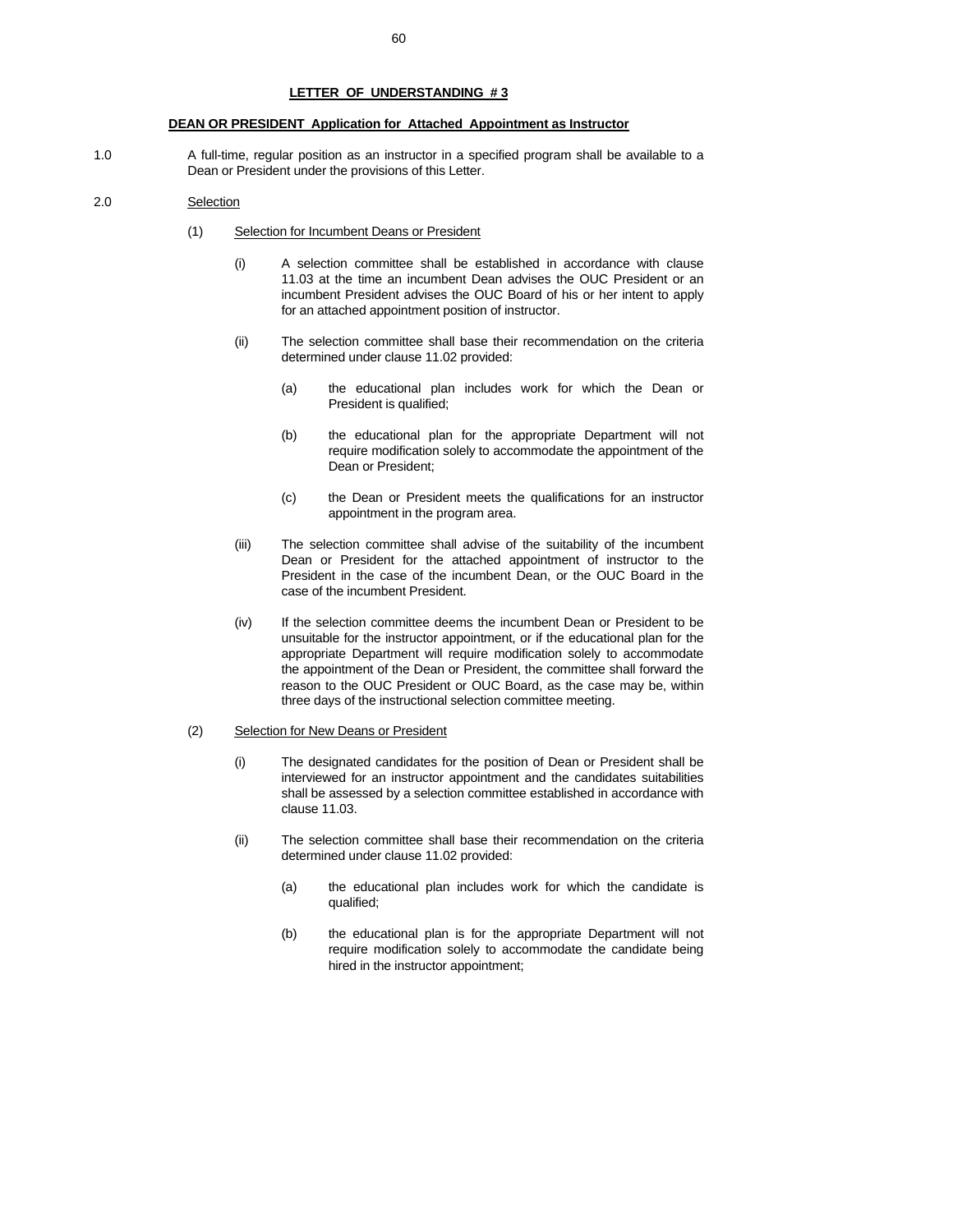**LETTER OF UNDERSTANDING # 3**

**DEAN OR PRESIDENT Application for Attached Appointment as Instructor**

1.0 A full-time, regular position as an instructor in a specified program shall be available to a Dean or President under the provisions of this Letter.

2.0 Selection

(1) Selection for Incumbent Deans or President

(i) A selection committee shall be established in accordance with clause 11.03 at the time an incumbent Dean advises the OUC President or an incumbent President advises the OUC Board of his or her intent to apply for an attached appointment position of instructor.

(ii) The selection committee shall base their recommendation on the criteria determined under clause 11.02 provided:

(a) the educational plan includes work for which the Dean or President is qualified;

(b) the educational plan for the appropriate Department will not require modification solely to accommodate the appointment of the Dean or President;

(c) the Dean or President meets the qualifications for an instructor appointment in the program area.

(iii) The selection committee shall advise of the suitability of the incumbent Dean or President for the attached appointment of instructor to the President in the case of the incumbent Dean, or the OUC Board in the case of the incumbent President.

(iv) If the selection committee deems the incumbent Dean or President to be unsuitable for the instructor appointment, or if the educational plan for the appropriate Department will require modification solely to accommodate the appointment of the Dean or President, the committee shall forward the reason to the OUC President or OUC Board, as the case may be, within three days of the instructional selection committee meeting.

(2) Selection for New Deans or President

(i) The designated candidates for the position of Dean or President shall be interviewed for an instructor appointment and the candidates suitabilities shall be assessed by a selection committee established in accordance with clause 11.03.

(ii) The selection committee shall base their recommendation on the criteria determined under clause 11.02 provided:

(a) the educational plan includes work for which the candidate is qualified;

(b) the educational plan is for the appropriate Department will not require modification solely to accommodate the candidate being hired in the instructor appointment;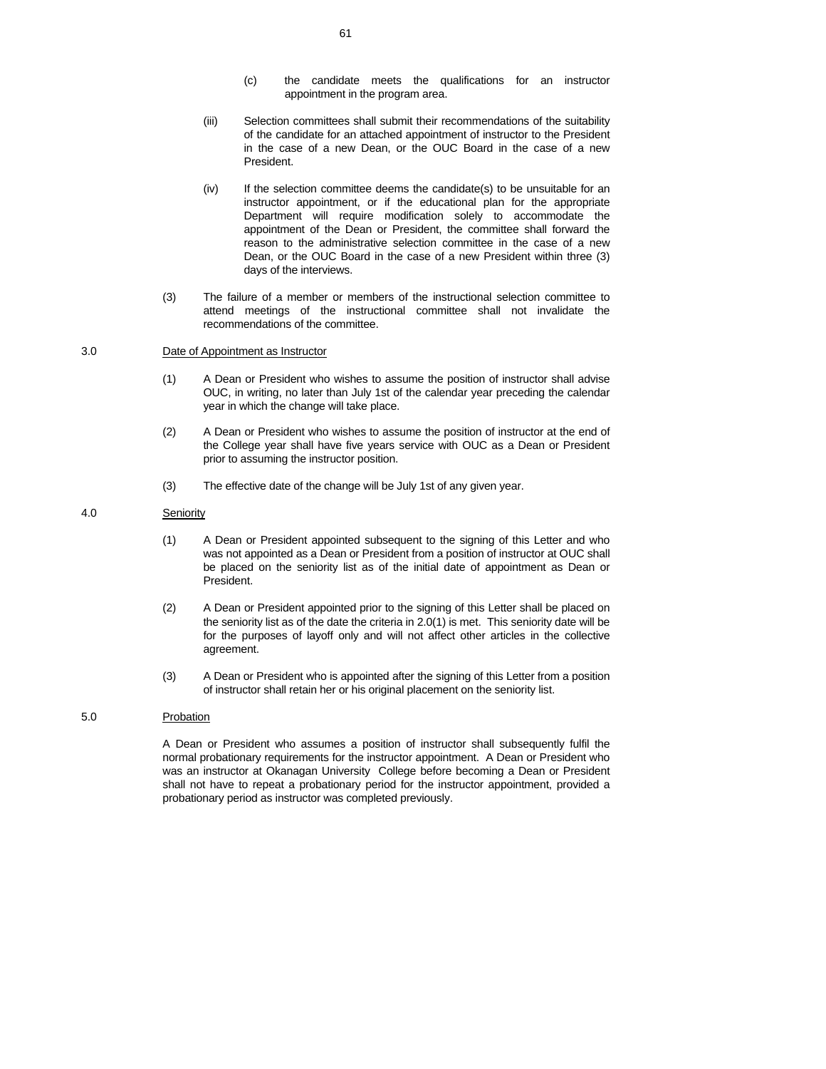(c) the candidate meets the qualifications for an instructor appointment in the program area.

(iii) Selection committees shall submit their recommendations of the suitability of the candidate for an attached appointment of instructor to the President in the case of a new Dean, or the OUC Board in the case of a new President.

(iv) If the selection committee deems the candidate(s) to be unsuitable for an instructor appointment, or if the educational plan for the appropriate Department will require modification solely to accommodate the appointment of the Dean or President, the committee shall forward the reason to the administrative selection committee in the case of a new Dean, or the OUC Board in the case of a new President within three (3) days of the interviews.

(3) The failure of a member or members of the instructional selection committee to attend meetings of the instructional committee shall not invalidate the recommendations of the committee.

3.0 Date of Appointment as Instructor

(1) A Dean or President who wishes to assume the position of instructor shall advise OUC, in writing, no later than July 1st of the calendar year preceding the calendar year in which the change will take place.

(2) A Dean or President who wishes to assume the position of instructor at the end of the College year shall have five years service with OUC as a Dean or President prior to assuming the instructor position.

(3) The effective date of the change will be July 1st of any given year.

4.0 Seniority

(1) A Dean or President appointed subsequent to the signing of this Letter and who was not appointed as a Dean or President from a position of instructor at OUC shall be placed on the seniority list as of the initial date of appointment as Dean or President.

(2) A Dean or President appointed prior to the signing of this Letter shall be placed on the seniority list as of the date the criteria in 2.0(1) is met. This seniority date will be for the purposes of layoff only and will not affect other articles in the collective agreement.

(3) A Dean or President who is appointed after the signing of this Letter from a position of instructor shall retain her or his original placement on the seniority list.

5.0 Probation

A Dean or President who assumes a position of instructor shall subsequently fulfil the normal probationary requirements for the instructor appointment. A Dean or President who was an instructor at Okanagan University College before becoming a Dean or President shall not have to repeat a probationary period for the instructor appointment, provided a probationary period as instructor was completed previously.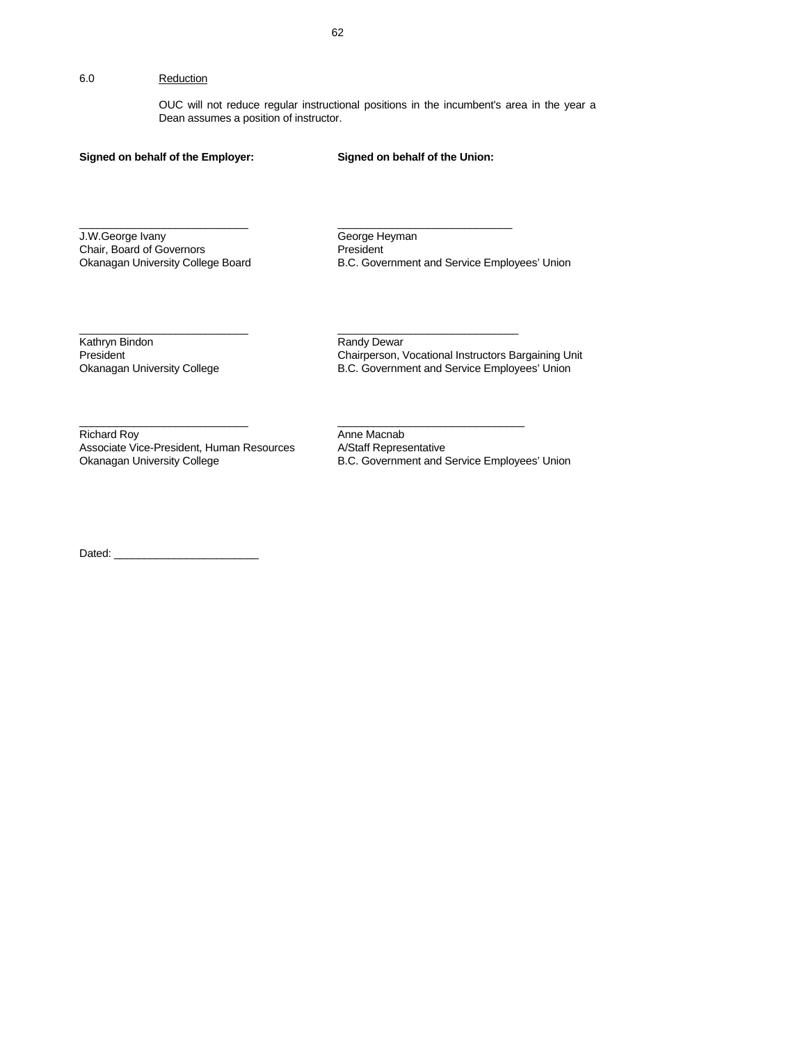6.0 Reduction

OUC will not reduce regular instructional positions in the incumbent's area in the year a Dean assumes a position of instructor.

**Signed on behalf of the Employer:**

\_\_\_\_\_\_\_\_\_\_\_\_\_\_\_\_\_\_\_\_\_\_\_\_\_\_\_\_
J.W.George Ivany
Chair, Board of Governors
Okanagan University College Board

\_\_\_\_\_\_\_\_\_\_\_\_\_\_\_\_\_\_\_\_\_\_\_\_\_\_\_\_
Kathryn Bindon
President
Okanagan University College

\_\_\_\_\_\_\_\_\_\_\_\_\_\_\_\_\_\_\_\_\_\_\_\_\_\_\_\_
Richard Roy
Associate Vice-President, Human Resources
Okanagan University College

**Signed on behalf of the Union:**

\_\_\_\_\_\_\_\_\_\_\_\_\_\_\_\_\_\_\_\_\_\_\_\_\_\_\_\_
George Heyman
President
B.C. Government and Service Employees' Union

\_\_\_\_\_\_\_\_\_\_\_\_\_\_\_\_\_\_\_\_\_\_\_\_\_\_\_\_
Randy Dewar
Chairperson, Vocational Instructors Bargaining Unit
B.C. Government and Service Employees' Union

\_\_\_\_\_\_\_\_\_\_\_\_\_\_\_\_\_\_\_\_\_\_\_\_\_\_\_\_
Anne Macnab
A/Staff Representative
B.C. Government and Service Employees' Union

Dated: \_\_\_\_\_\_\_\_\_\_\_\_\_\_\_\_\_\_\_\_\_\_\_\_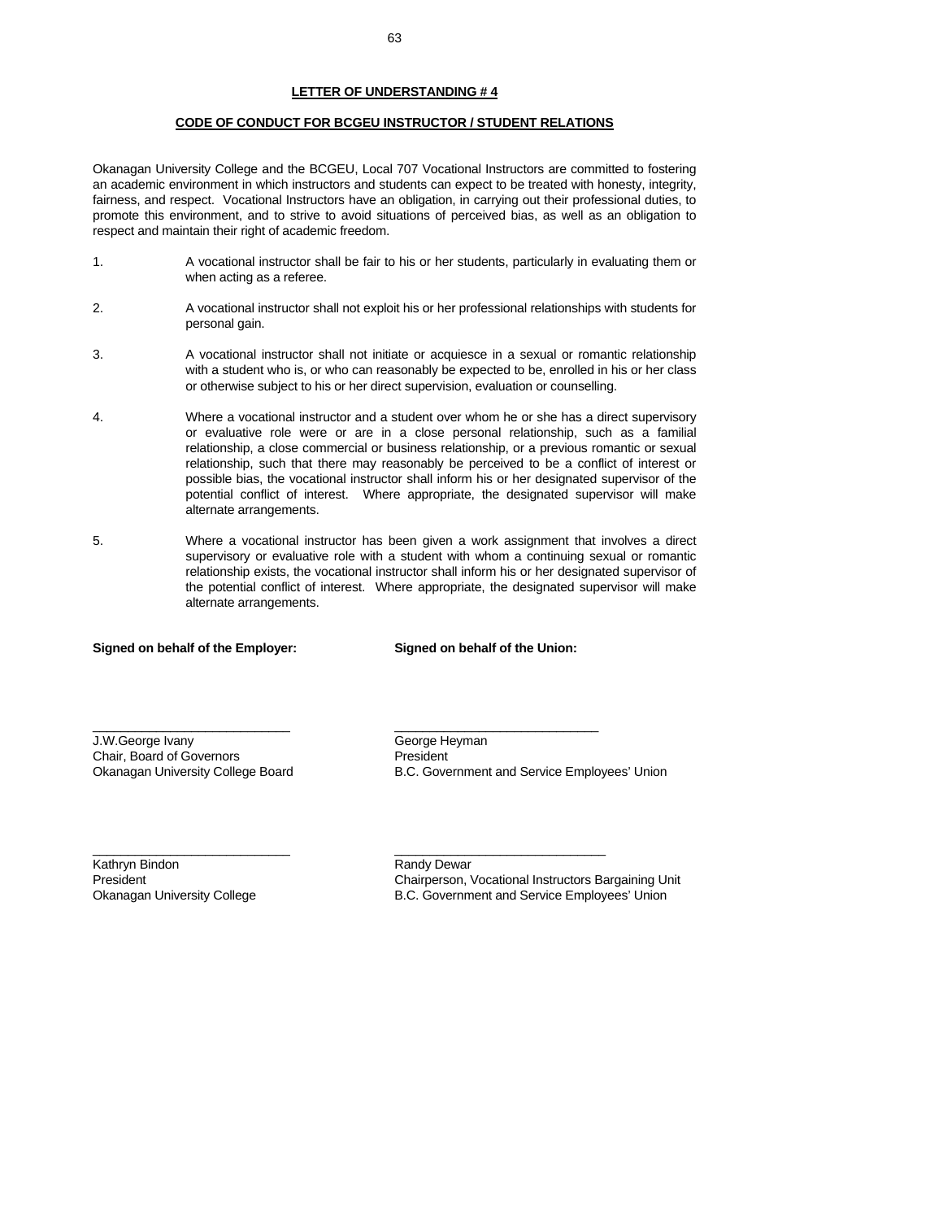## LETTER OF UNDERSTANDING # 4

## CODE OF CONDUCT FOR BCGEU INSTRUCTOR / STUDENT RELATIONS

Okanagan University College and the BCGEU, Local 707 Vocational Instructors are committed to fostering an academic environment in which instructors and students can expect to be treated with honesty, integrity, fairness, and respect. Vocational Instructors have an obligation, in carrying out their professional duties, to promote this environment, and to strive to avoid situations of perceived bias, as well as an obligation to respect and maintain their right of academic freedom.

1. A vocational instructor shall be fair to his or her students, particularly in evaluating them or when acting as a referee.

2. A vocational instructor shall not exploit his or her professional relationships with students for personal gain.

3. A vocational instructor shall not initiate or acquiesce in a sexual or romantic relationship with a student who is, or who can reasonably be expected to be, enrolled in his or her class or otherwise subject to his or her direct supervision, evaluation or counselling.

4. Where a vocational instructor and a student over whom he or she has a direct supervisory or evaluative role were or are in a close personal relationship, such as a familial relationship, a close commercial or business relationship, or a previous romantic or sexual relationship, such that there may reasonably be perceived to be a conflict of interest or possible bias, the vocational instructor shall inform his or her designated supervisor of the potential conflict of interest. Where appropriate, the designated supervisor will make alternate arrangements.

5. Where a vocational instructor has been given a work assignment that involves a direct supervisory or evaluative role with a student with whom a continuing sexual or romantic relationship exists, the vocational instructor shall inform his or her designated supervisor of the potential conflict of interest. Where appropriate, the designated supervisor will make alternate arrangements.

| **Signed on behalf of the Employer:** | **Signed on behalf of the Union:** |
|---|---|
| \_\_\_\_\_\_\_\_\_\_\_\_\_\_\_\_\_\_\_\_\_\_\_\_\_\_\_\_ | \_\_\_\_\_\_\_\_\_\_\_\_\_\_\_\_\_\_\_\_\_\_\_\_\_\_\_\_ |
| J.W.George Ivany<br>Chair, Board of Governors<br>Okanagan University College Board | George Heyman<br>President<br>B.C. Government and Service Employees' Union |
| \_\_\_\_\_\_\_\_\_\_\_\_\_\_\_\_\_\_\_\_\_\_\_\_\_\_\_\_ | \_\_\_\_\_\_\_\_\_\_\_\_\_\_\_\_\_\_\_\_\_\_\_\_\_\_\_\_ |
| Kathryn Bindon<br>President<br>Okanagan University College | Randy Dewar<br>Chairperson, Vocational Instructors Bargaining Unit<br>B.C. Government and Service Employees' Union |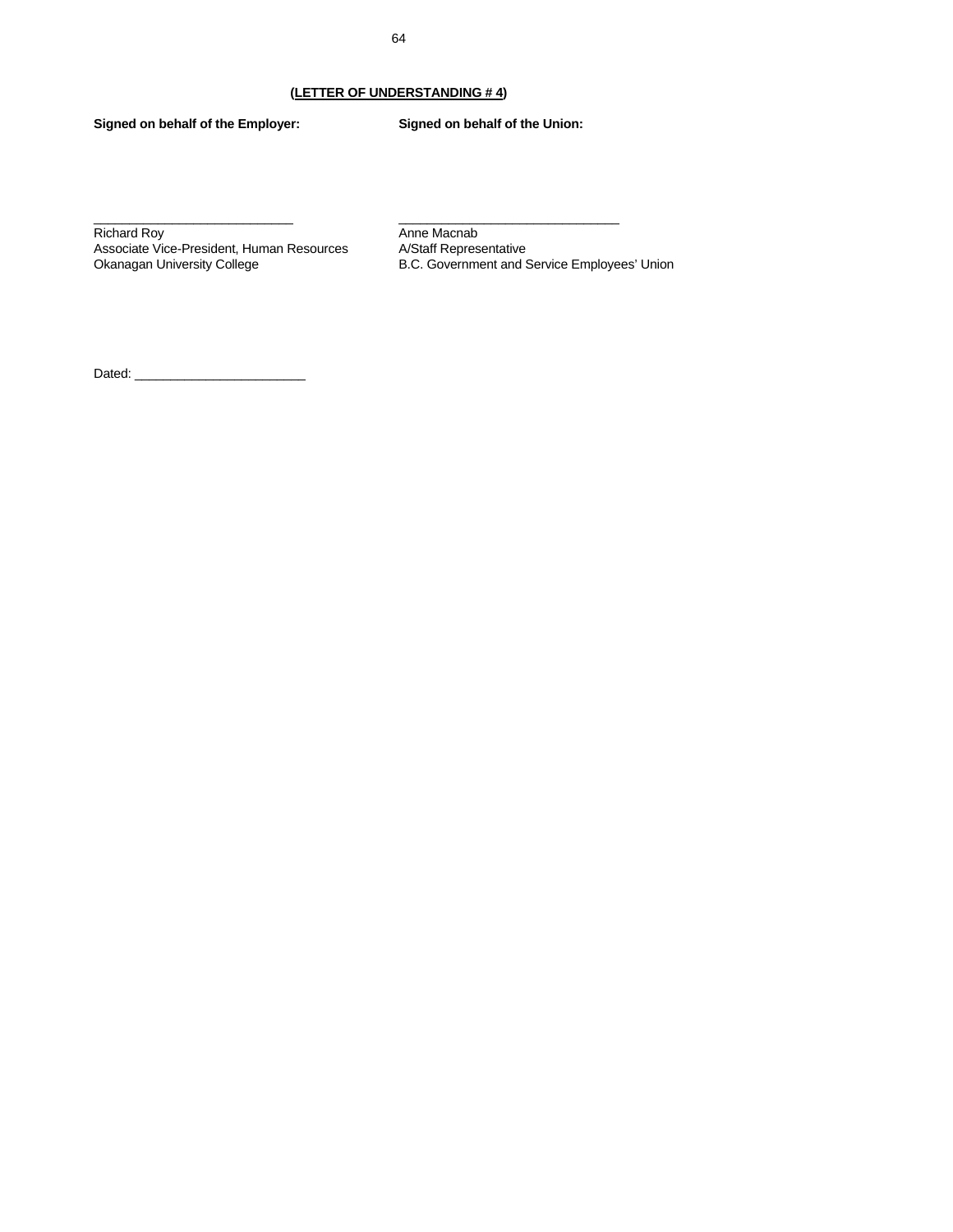**(LETTER OF UNDERSTANDING # 4)**

| **Signed on behalf of the Employer:** | **Signed on behalf of the Union:** |
| --- | --- |
| ____________________________ | _______________________________ |
| Richard Roy | Anne Macnab |
| Associate Vice-President, Human Resources | A/Staff Representative |
| Okanagan University College | B.C. Government and Service Employees' Union |

Dated: ________________________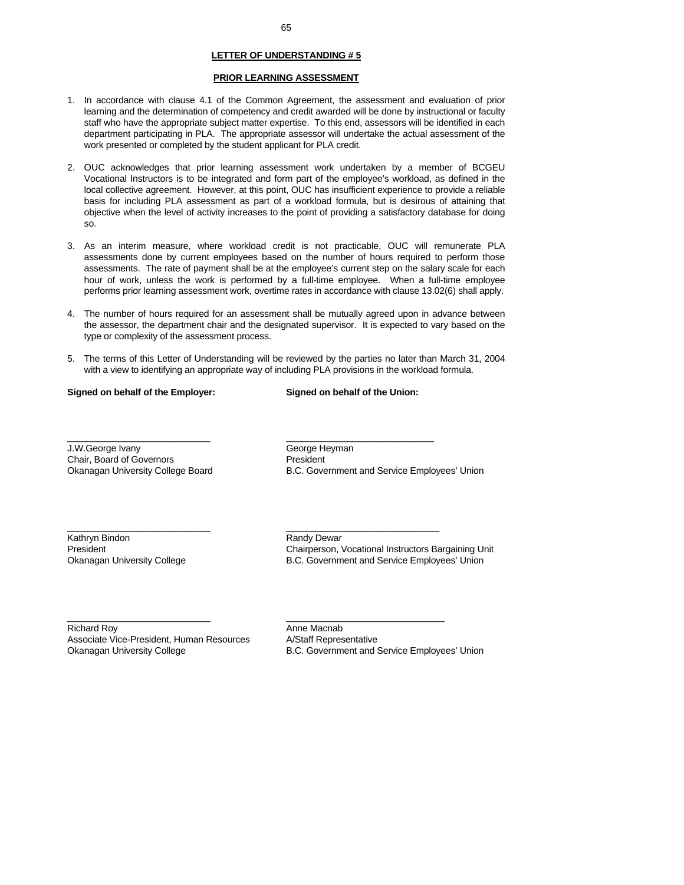**LETTER OF UNDERSTANDING # 5**

**PRIOR LEARNING ASSESSMENT**

1. In accordance with clause 4.1 of the Common Agreement, the assessment and evaluation of prior learning and the determination of competency and credit awarded will be done by instructional or faculty staff who have the appropriate subject matter expertise. To this end, assessors will be identified in each department participating in PLA. The appropriate assessor will undertake the actual assessment of the work presented or completed by the student applicant for PLA credit.

2. OUC acknowledges that prior learning assessment work undertaken by a member of BCGEU Vocational Instructors is to be integrated and form part of the employee's workload, as defined in the local collective agreement. However, at this point, OUC has insufficient experience to provide a reliable basis for including PLA assessment as part of a workload formula, but is desirous of attaining that objective when the level of activity increases to the point of providing a satisfactory database for doing so.

3. As an interim measure, where workload credit is not practicable, OUC will remunerate PLA assessments done by current employees based on the number of hours required to perform those assessments. The rate of payment shall be at the employee's current step on the salary scale for each hour of work, unless the work is performed by a full-time employee. When a full-time employee performs prior learning assessment work, overtime rates in accordance with clause 13.02(6) shall apply.

4. The number of hours required for an assessment shall be mutually agreed upon in advance between the assessor, the department chair and the designated supervisor. It is expected to vary based on the type or complexity of the assessment process.

5. The terms of this Letter of Understanding will be reviewed by the parties no later than March 31, 2004 with a view to identifying an appropriate way of including PLA provisions in the workload formula.

| **Signed on behalf of the Employer:** | **Signed on behalf of the Union:** |
|---|---|
| ____________________________ | ____________________________ |
| J.W.George Ivany<br>Chair, Board of Governors<br>Okanagan University College Board | George Heyman<br>President<br>B.C. Government and Service Employees' Union |
| ____________________________ | ____________________________ |
| Kathryn Bindon<br>President<br>Okanagan University College | Randy Dewar<br>Chairperson, Vocational Instructors Bargaining Unit<br>B.C. Government and Service Employees' Union |
| ____________________________ | ____________________________ |
| Richard Roy<br>Associate Vice-President, Human Resources<br>Okanagan University College | Anne Macnab<br>A/Staff Representative<br>B.C. Government and Service Employees' Union |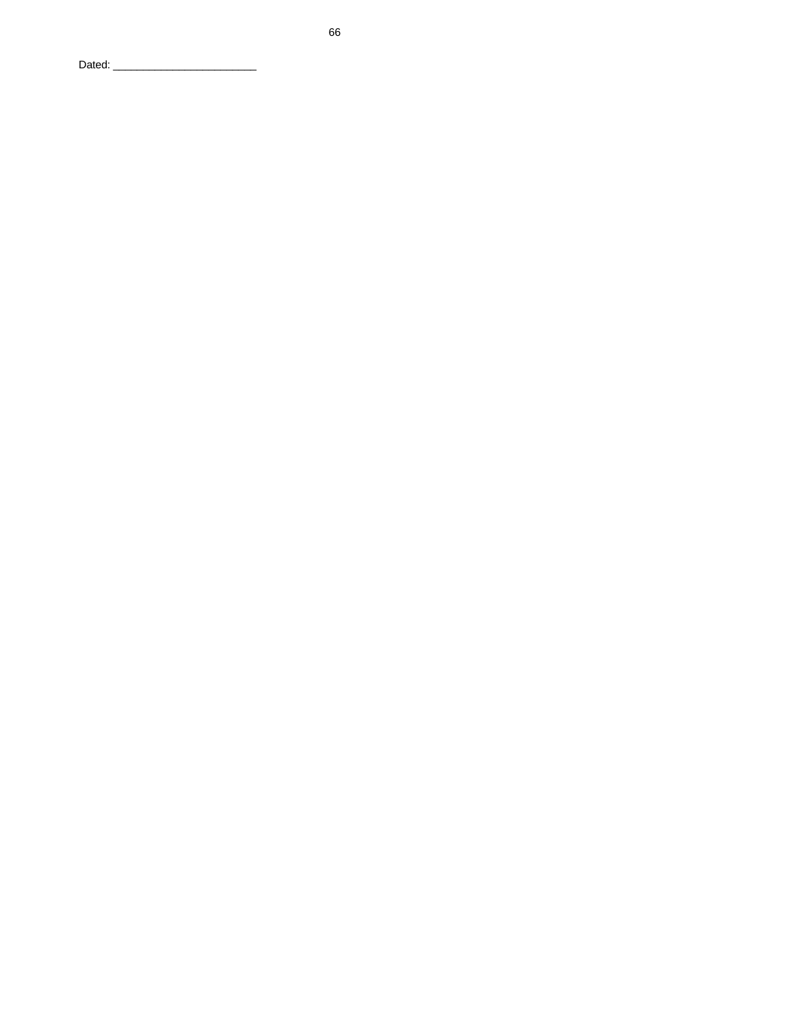Dated: ________________________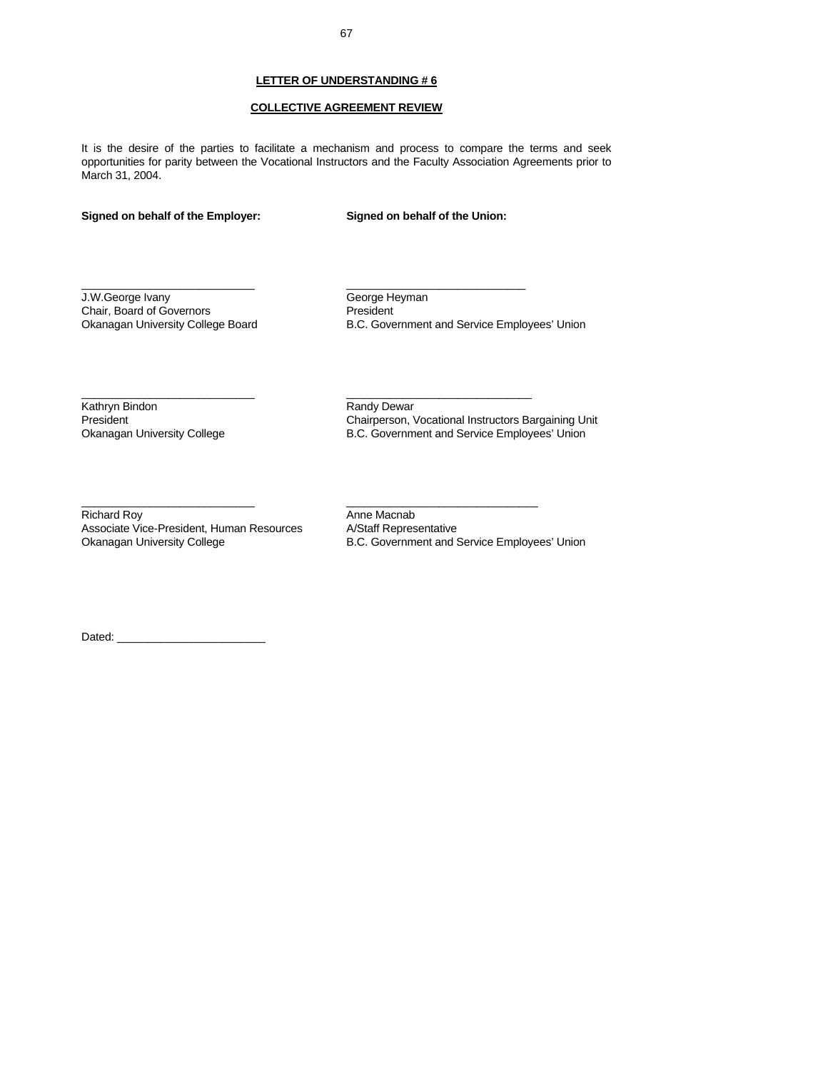## LETTER OF UNDERSTANDING # 6

## COLLECTIVE AGREEMENT REVIEW

It is the desire of the parties to facilitate a mechanism and process to compare the terms and seek opportunities for parity between the Vocational Instructors and the Faculty Association Agreements prior to March 31, 2004.

| **Signed on behalf of the Employer:** | **Signed on behalf of the Union:** |
|---|---|
| ____________________________<br>J.W.George Ivany<br>Chair, Board of Governors<br>Okanagan University College Board | ____________________________<br>George Heyman<br>President<br>B.C. Government and Service Employees' Union |
| ____________________________<br>Kathryn Bindon<br>President<br>Okanagan University College | ____________________________<br>Randy Dewar<br>Chairperson, Vocational Instructors Bargaining Unit<br>B.C. Government and Service Employees' Union |
| ____________________________<br>Richard Roy<br>Associate Vice-President, Human Resources<br>Okanagan University College | ____________________________<br>Anne Macnab<br>A/Staff Representative<br>B.C. Government and Service Employees' Union |

Dated: ________________________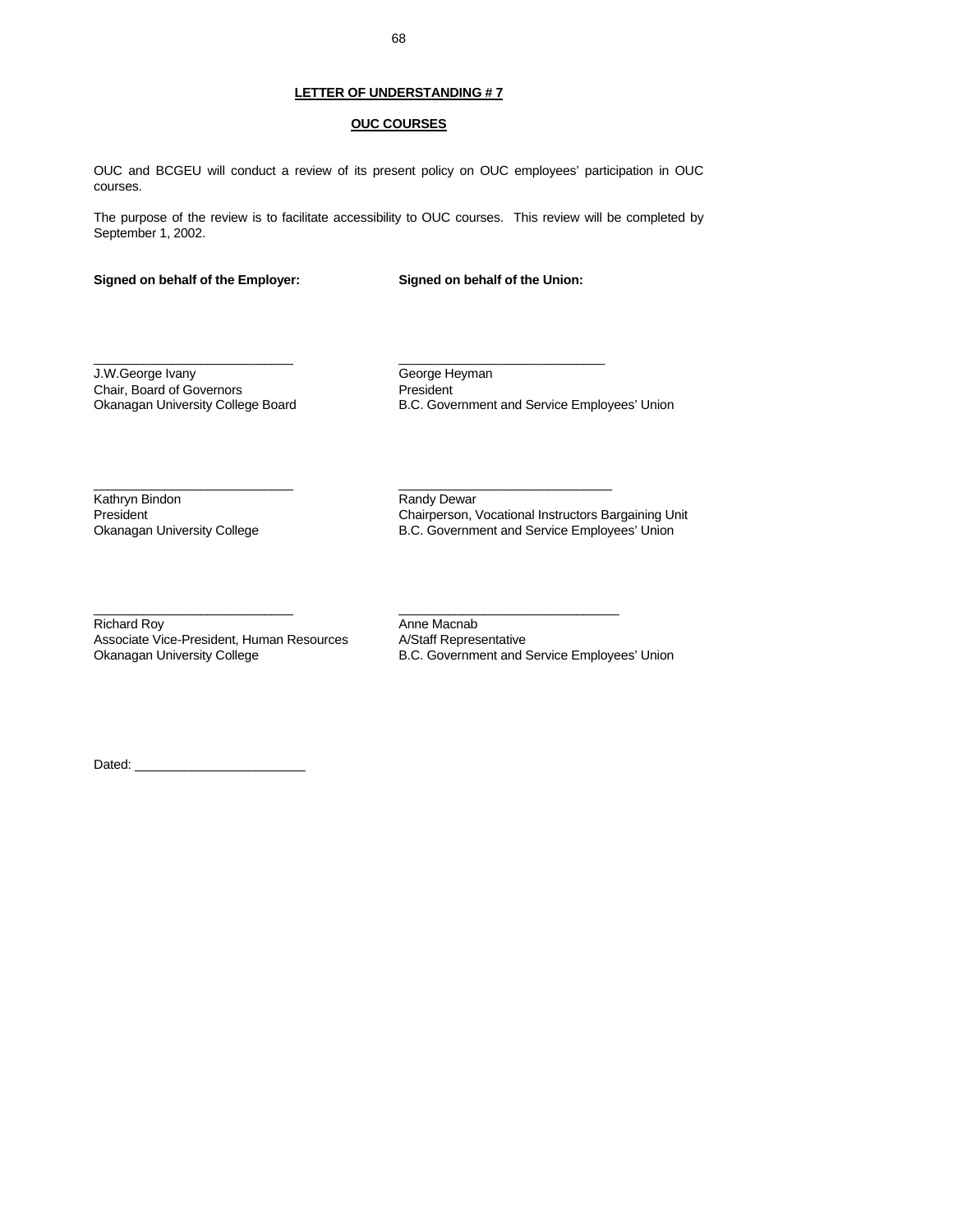**LETTER OF UNDERSTANDING # 7**

**OUC COURSES**

OUC and BCGEU will conduct a review of its present policy on OUC employees' participation in OUC courses.

The purpose of the review is to facilitate accessibility to OUC courses. This review will be completed by September 1, 2002.

| **Signed on behalf of the Employer:** | **Signed on behalf of the Union:** |
|---|---|
| ___________________________ | ___________________________ |
| J.W.George Ivany<br>Chair, Board of Governors<br>Okanagan University College Board | George Heyman<br>President<br>B.C. Government and Service Employees' Union |
| ___________________________ | ___________________________ |
| Kathryn Bindon<br>President<br>Okanagan University College | Randy Dewar<br>Chairperson, Vocational Instructors Bargaining Unit<br>B.C. Government and Service Employees' Union |
| ___________________________ | ___________________________ |
| Richard Roy<br>Associate Vice-President, Human Resources<br>Okanagan University College | Anne Macnab<br>A/Staff Representative<br>B.C. Government and Service Employees' Union |

Dated: ________________________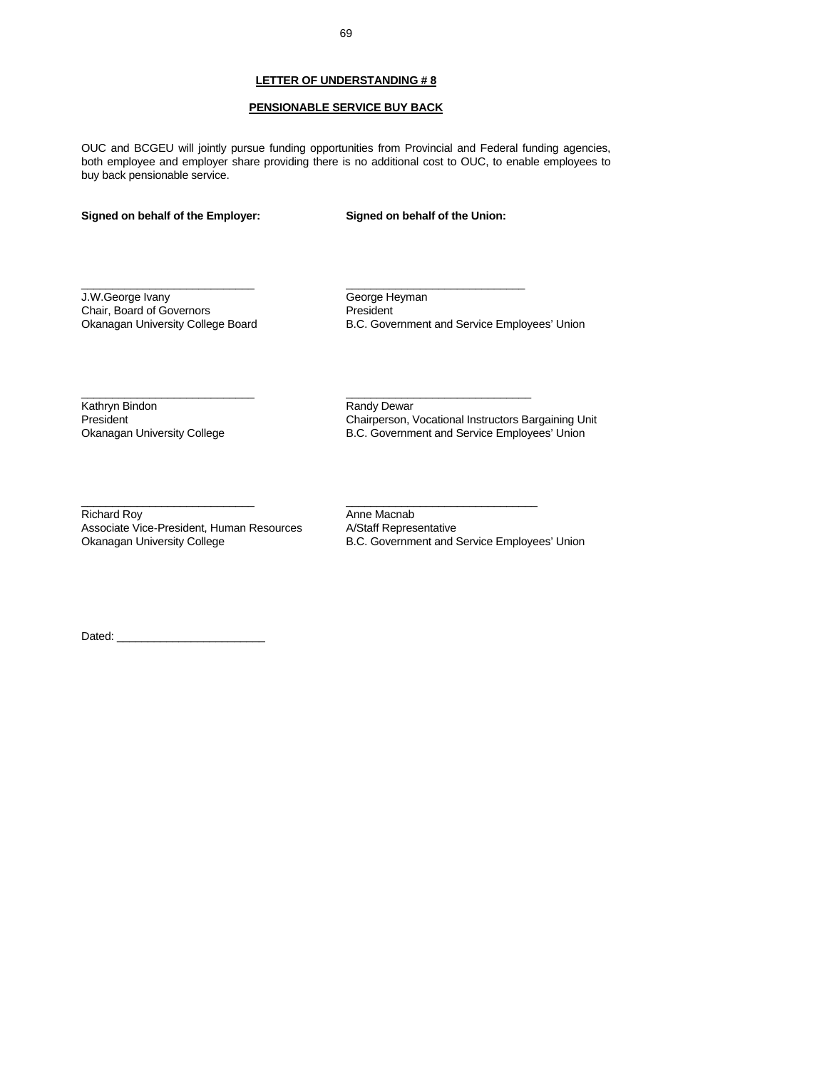**LETTER OF UNDERSTANDING # 8**

**PENSIONABLE SERVICE BUY BACK**

OUC and BCGEU will jointly pursue funding opportunities from Provincial and Federal funding agencies, both employee and employer share providing there is no additional cost to OUC, to enable employees to buy back pensionable service.

| **Signed on behalf of the Employer:** | **Signed on behalf of the Union:** |
|---|---|
| ___________________________<br>J.W.George Ivany<br>Chair, Board of Governors<br>Okanagan University College Board | ___________________________<br>George Heyman<br>President<br>B.C. Government and Service Employees' Union |
| ___________________________<br>Kathryn Bindon<br>President<br>Okanagan University College | ___________________________<br>Randy Dewar<br>Chairperson, Vocational Instructors Bargaining Unit<br>B.C. Government and Service Employees' Union |
| ___________________________<br>Richard Roy<br>Associate Vice-President, Human Resources<br>Okanagan University College | ___________________________<br>Anne Macnab<br>A/Staff Representative<br>B.C. Government and Service Employees' Union |

Dated: ________________________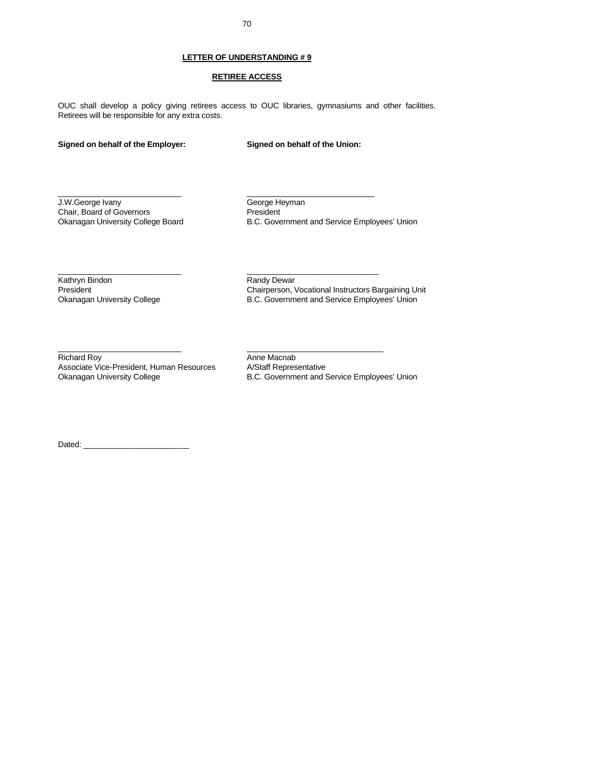**LETTER OF UNDERSTANDING # 9**

**RETIREE ACCESS**

OUC shall develop a policy giving retirees access to OUC libraries, gymnasiums and other facilities. Retirees will be responsible for any extra costs.

| **Signed on behalf of the Employer:** | **Signed on behalf of the Union:** |
|---|---|
| ____________________________ | ____________________________ |
| J.W.George Ivany<br>Chair, Board of Governors<br>Okanagan University College Board | George Heyman<br>President<br>B.C. Government and Service Employees' Union |
| ____________________________ | ____________________________ |
| Kathryn Bindon<br>President<br>Okanagan University College | Randy Dewar<br>Chairperson, Vocational Instructors Bargaining Unit<br>B.C. Government and Service Employees' Union |
| ____________________________ | ____________________________ |
| Richard Roy<br>Associate Vice-President, Human Resources<br>Okanagan University College | Anne Macnab<br>A/Staff Representative<br>B.C. Government and Service Employees' Union |

Dated: ________________________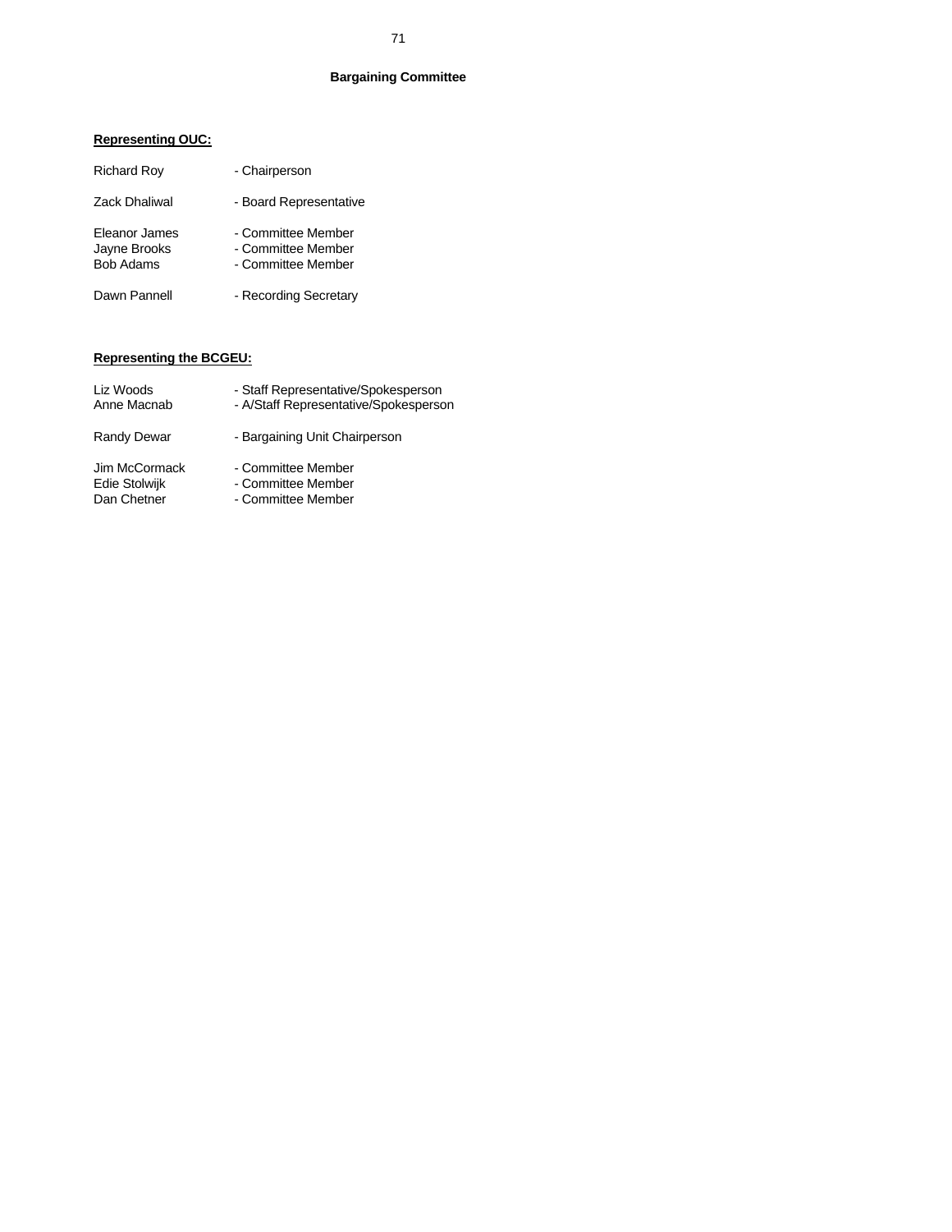## Bargaining Committee

**Representing OUC:**

| | |
|---|---|
| Richard Roy | - Chairperson |
| Zack Dhaliwal | - Board Representative |
| Eleanor James | - Committee Member |
| Jayne Brooks | - Committee Member |
| Bob Adams | - Committee Member |
| Dawn Pannell | - Recording Secretary |

**Representing the BCGEU:**

| | |
|---|---|
| Liz Woods | - Staff Representative/Spokesperson |
| Anne Macnab | - A/Staff Representative/Spokesperson |
| Randy Dewar | - Bargaining Unit Chairperson |
| Jim McCormack | - Committee Member |
| Edie Stolwijk | - Committee Member |
| Dan Chetner | - Committee Member |